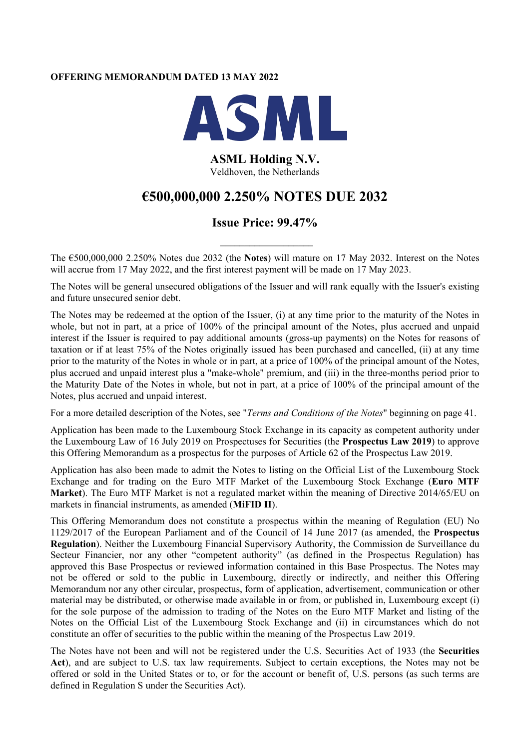**OFFERING MEMORANDUM DATED 13 MAY 2022**

ASML

**ASML Holding N.V.**
Veldhoven, the Netherlands

# €500,000,000 2.250% NOTES DUE 2032

## Issue Price: 99.47%

---

The €500,000,000 2.250% Notes due 2032 (the **Notes**) will mature on 17 May 2032. Interest on the Notes will accrue from 17 May 2022, and the first interest payment will be made on 17 May 2023.

The Notes will be general unsecured obligations of the Issuer and will rank equally with the Issuer's existing and future unsecured senior debt.

The Notes may be redeemed at the option of the Issuer, (i) at any time prior to the maturity of the Notes in whole, but not in part, at a price of 100% of the principal amount of the Notes, plus accrued and unpaid interest if the Issuer is required to pay additional amounts (gross-up payments) on the Notes for reasons of taxation or if at least 75% of the Notes originally issued has been purchased and cancelled, (ii) at any time prior to the maturity of the Notes in whole or in part, at a price of 100% of the principal amount of the Notes, plus accrued and unpaid interest plus a "make-whole" premium, and (iii) in the three-months period prior to the Maturity Date of the Notes in whole, but not in part, at a price of 100% of the principal amount of the Notes, plus accrued and unpaid interest.

For a more detailed description of the Notes, see "*Terms and Conditions of the Notes*" beginning on page 41.

Application has been made to the Luxembourg Stock Exchange in its capacity as competent authority under the Luxembourg Law of 16 July 2019 on Prospectuses for Securities (the **Prospectus Law 2019**) to approve this Offering Memorandum as a prospectus for the purposes of Article 62 of the Prospectus Law 2019.

Application has also been made to admit the Notes to listing on the Official List of the Luxembourg Stock Exchange and for trading on the Euro MTF Market of the Luxembourg Stock Exchange (**Euro MTF Market**). The Euro MTF Market is not a regulated market within the meaning of Directive 2014/65/EU on markets in financial instruments, as amended (**MiFID II**).

This Offering Memorandum does not constitute a prospectus within the meaning of Regulation (EU) No 1129/2017 of the European Parliament and of the Council of 14 June 2017 (as amended, the **Prospectus Regulation**). Neither the Luxembourg Financial Supervisory Authority, the Commission de Surveillance du Secteur Financier, nor any other "competent authority" (as defined in the Prospectus Regulation) has approved this Base Prospectus or reviewed information contained in this Base Prospectus. The Notes may not be offered or sold to the public in Luxembourg, directly or indirectly, and neither this Offering Memorandum nor any other circular, prospectus, form of application, advertisement, communication or other material may be distributed, or otherwise made available in or from, or published in, Luxembourg except (i) for the sole purpose of the admission to trading of the Notes on the Euro MTF Market and listing of the Notes on the Official List of the Luxembourg Stock Exchange and (ii) in circumstances which do not constitute an offer of securities to the public within the meaning of the Prospectus Law 2019.

The Notes have not been and will not be registered under the U.S. Securities Act of 1933 (the **Securities Act**), and are subject to U.S. tax law requirements. Subject to certain exceptions, the Notes may not be offered or sold in the United States or to, or for the account or benefit of, U.S. persons (as such terms are defined in Regulation S under the Securities Act).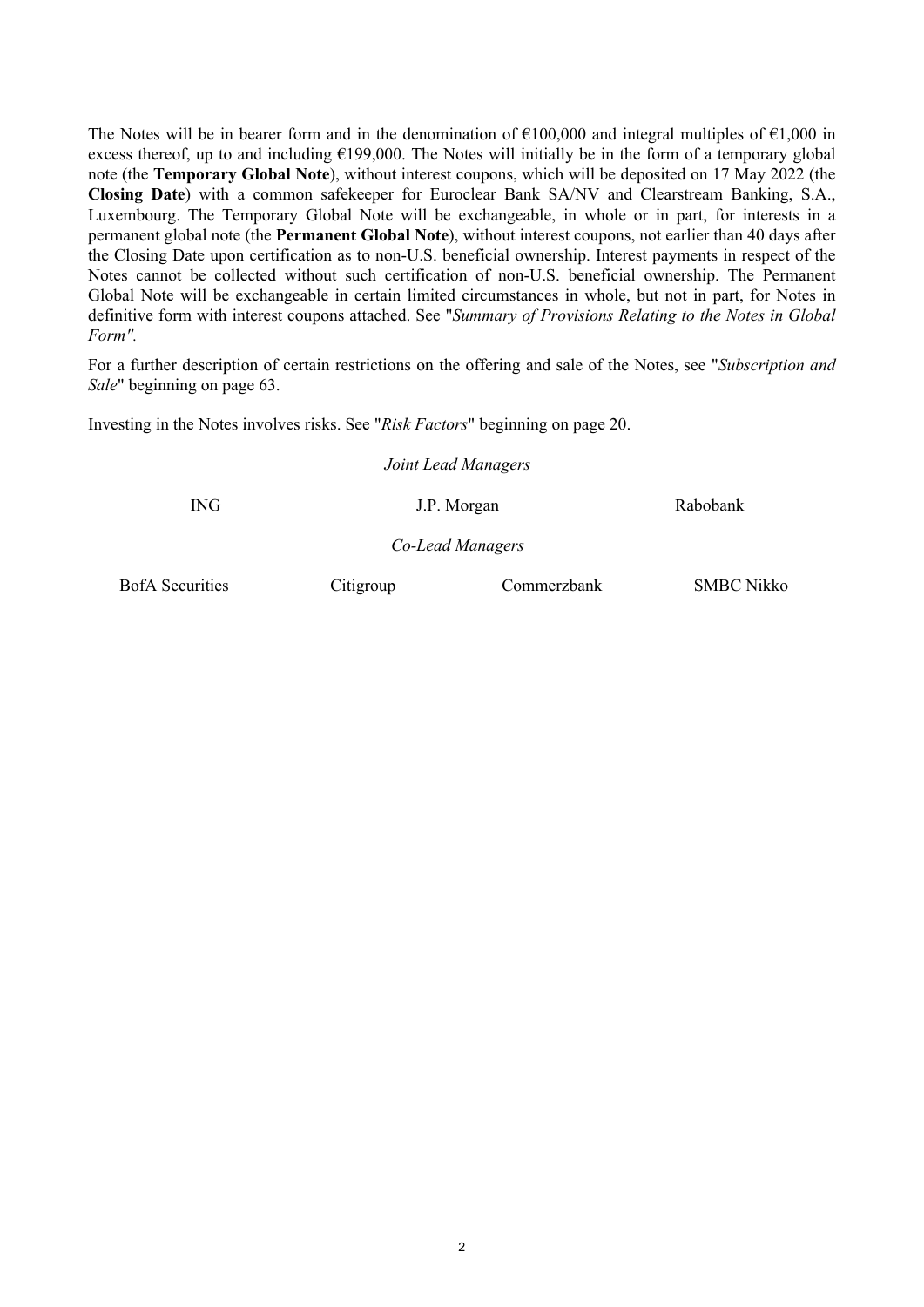The Notes will be in bearer form and in the denomination of €100,000 and integral multiples of €1,000 in excess thereof, up to and including €199,000. The Notes will initially be in the form of a temporary global note (the **Temporary Global Note**), without interest coupons, which will be deposited on 17 May 2022 (the **Closing Date**) with a common safekeeper for Euroclear Bank SA/NV and Clearstream Banking, S.A., Luxembourg. The Temporary Global Note will be exchangeable, in whole or in part, for interests in a permanent global note (the **Permanent Global Note**), without interest coupons, not earlier than 40 days after the Closing Date upon certification as to non-U.S. beneficial ownership. Interest payments in respect of the Notes cannot be collected without such certification of non-U.S. beneficial ownership. The Permanent Global Note will be exchangeable in certain limited circumstances in whole, but not in part, for Notes in definitive form with interest coupons attached. See "*Summary of Provisions Relating to the Notes in Global Form".*

For a further description of certain restrictions on the offering and sale of the Notes, see "*Subscription and Sale*" beginning on page 63.

Investing in the Notes involves risks. See "*Risk Factors*" beginning on page 20.

*Joint Lead Managers*

ING J.P. Morgan Rabobank

*Co-Lead Managers*

BofA Securities Citigroup Commerzbank SMBC Nikko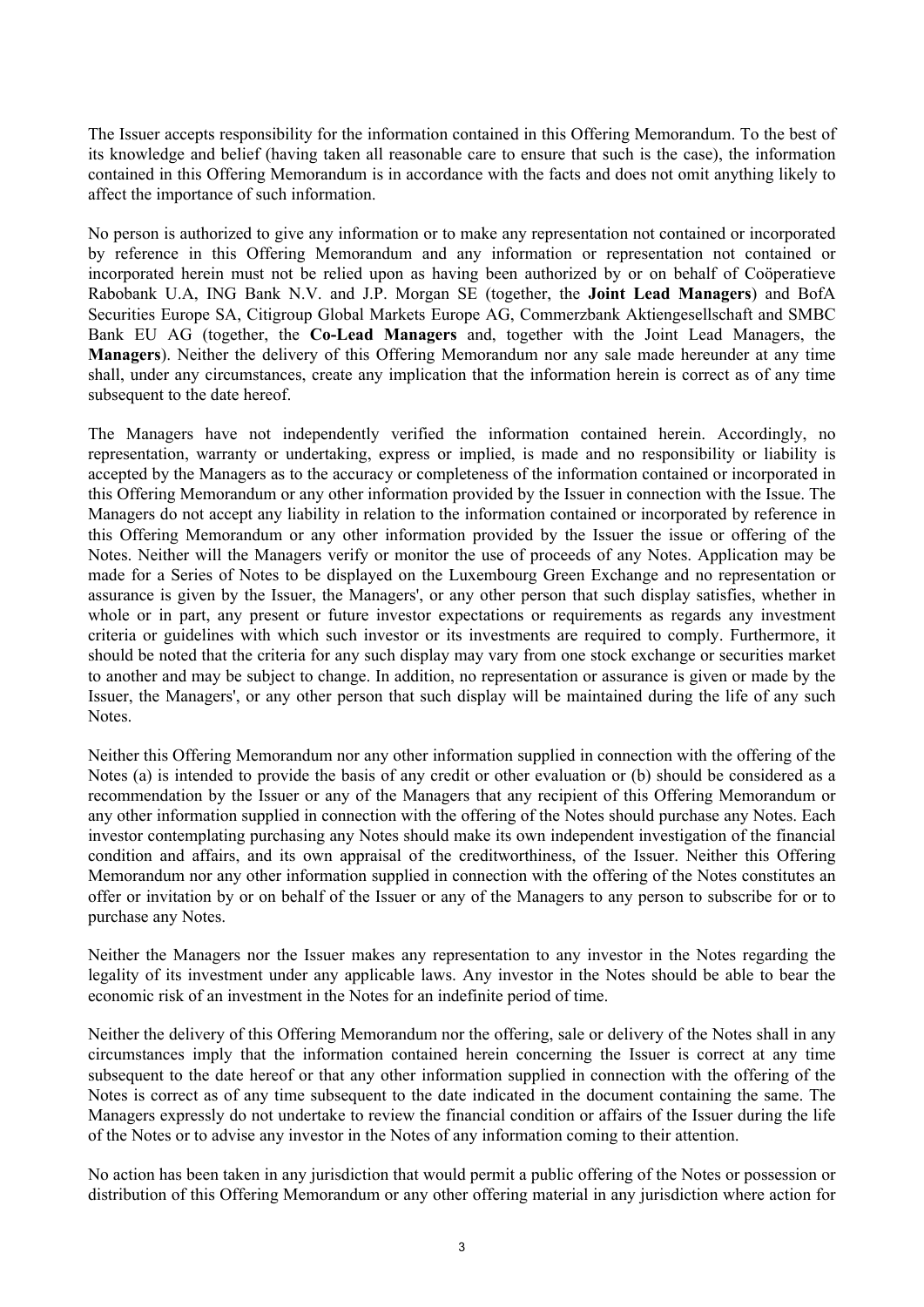The Issuer accepts responsibility for the information contained in this Offering Memorandum. To the best of its knowledge and belief (having taken all reasonable care to ensure that such is the case), the information contained in this Offering Memorandum is in accordance with the facts and does not omit anything likely to affect the importance of such information.

No person is authorized to give any information or to make any representation not contained or incorporated by reference in this Offering Memorandum and any information or representation not contained or incorporated herein must not be relied upon as having been authorized by or on behalf of Coöperatieve Rabobank U.A, ING Bank N.V. and J.P. Morgan SE (together, the **Joint Lead Managers**) and BofA Securities Europe SA, Citigroup Global Markets Europe AG, Commerzbank Aktiengesellschaft and SMBC Bank EU AG (together, the **Co-Lead Managers** and, together with the Joint Lead Managers, the **Managers**). Neither the delivery of this Offering Memorandum nor any sale made hereunder at any time shall, under any circumstances, create any implication that the information herein is correct as of any time subsequent to the date hereof.

The Managers have not independently verified the information contained herein. Accordingly, no representation, warranty or undertaking, express or implied, is made and no responsibility or liability is accepted by the Managers as to the accuracy or completeness of the information contained or incorporated in this Offering Memorandum or any other information provided by the Issuer in connection with the Issue. The Managers do not accept any liability in relation to the information contained or incorporated by reference in this Offering Memorandum or any other information provided by the Issuer the issue or offering of the Notes. Neither will the Managers verify or monitor the use of proceeds of any Notes. Application may be made for a Series of Notes to be displayed on the Luxembourg Green Exchange and no representation or assurance is given by the Issuer, the Managers', or any other person that such display satisfies, whether in whole or in part, any present or future investor expectations or requirements as regards any investment criteria or guidelines with which such investor or its investments are required to comply. Furthermore, it should be noted that the criteria for any such display may vary from one stock exchange or securities market to another and may be subject to change. In addition, no representation or assurance is given or made by the Issuer, the Managers', or any other person that such display will be maintained during the life of any such Notes.

Neither this Offering Memorandum nor any other information supplied in connection with the offering of the Notes (a) is intended to provide the basis of any credit or other evaluation or (b) should be considered as a recommendation by the Issuer or any of the Managers that any recipient of this Offering Memorandum or any other information supplied in connection with the offering of the Notes should purchase any Notes. Each investor contemplating purchasing any Notes should make its own independent investigation of the financial condition and affairs, and its own appraisal of the creditworthiness, of the Issuer. Neither this Offering Memorandum nor any other information supplied in connection with the offering of the Notes constitutes an offer or invitation by or on behalf of the Issuer or any of the Managers to any person to subscribe for or to purchase any Notes.

Neither the Managers nor the Issuer makes any representation to any investor in the Notes regarding the legality of its investment under any applicable laws. Any investor in the Notes should be able to bear the economic risk of an investment in the Notes for an indefinite period of time.

Neither the delivery of this Offering Memorandum nor the offering, sale or delivery of the Notes shall in any circumstances imply that the information contained herein concerning the Issuer is correct at any time subsequent to the date hereof or that any other information supplied in connection with the offering of the Notes is correct as of any time subsequent to the date indicated in the document containing the same. The Managers expressly do not undertake to review the financial condition or affairs of the Issuer during the life of the Notes or to advise any investor in the Notes of any information coming to their attention.

No action has been taken in any jurisdiction that would permit a public offering of the Notes or possession or distribution of this Offering Memorandum or any other offering material in any jurisdiction where action for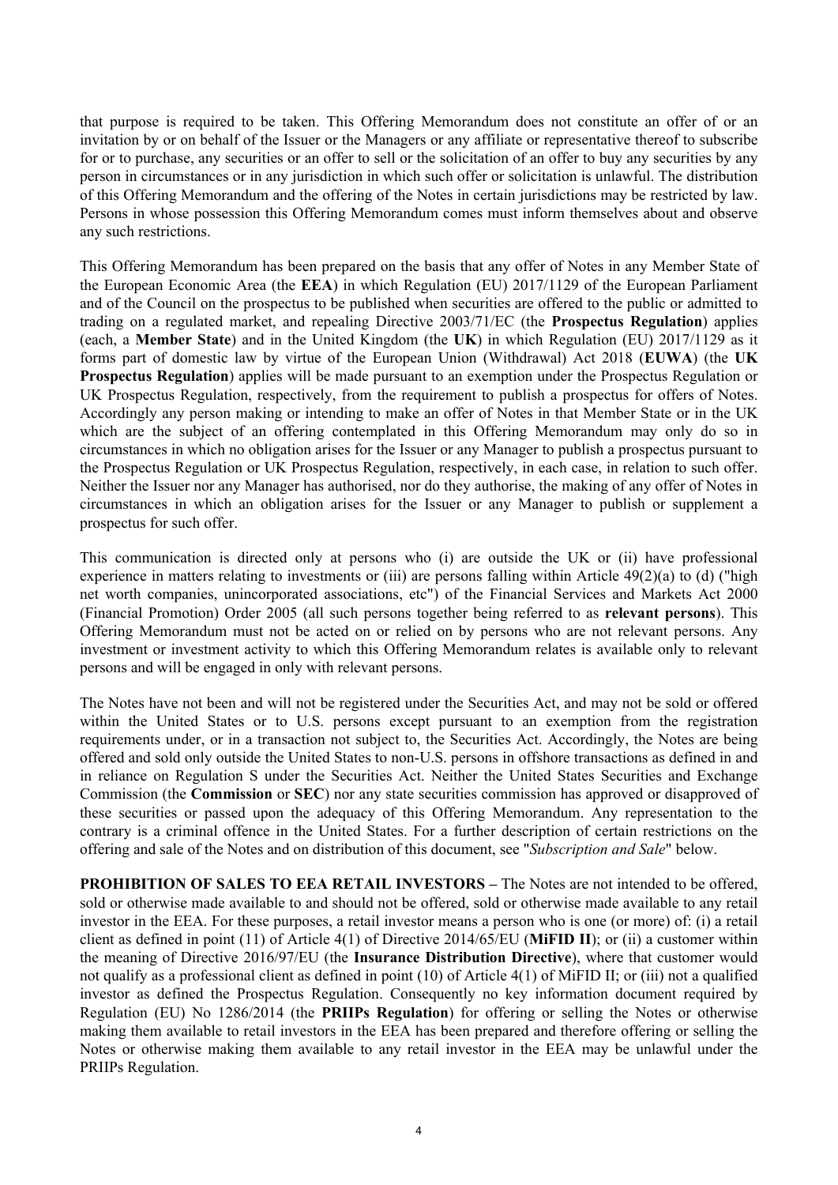that purpose is required to be taken. This Offering Memorandum does not constitute an offer of or an invitation by or on behalf of the Issuer or the Managers or any affiliate or representative thereof to subscribe for or to purchase, any securities or an offer to sell or the solicitation of an offer to buy any securities by any person in circumstances or in any jurisdiction in which such offer or solicitation is unlawful. The distribution of this Offering Memorandum and the offering of the Notes in certain jurisdictions may be restricted by law. Persons in whose possession this Offering Memorandum comes must inform themselves about and observe any such restrictions.

This Offering Memorandum has been prepared on the basis that any offer of Notes in any Member State of the European Economic Area (the **EEA**) in which Regulation (EU) 2017/1129 of the European Parliament and of the Council on the prospectus to be published when securities are offered to the public or admitted to trading on a regulated market, and repealing Directive 2003/71/EC (the **Prospectus Regulation**) applies (each, a **Member State**) and in the United Kingdom (the **UK**) in which Regulation (EU) 2017/1129 as it forms part of domestic law by virtue of the European Union (Withdrawal) Act 2018 (**EUWA**) (the **UK Prospectus Regulation**) applies will be made pursuant to an exemption under the Prospectus Regulation or UK Prospectus Regulation, respectively, from the requirement to publish a prospectus for offers of Notes. Accordingly any person making or intending to make an offer of Notes in that Member State or in the UK which are the subject of an offering contemplated in this Offering Memorandum may only do so in circumstances in which no obligation arises for the Issuer or any Manager to publish a prospectus pursuant to the Prospectus Regulation or UK Prospectus Regulation, respectively, in each case, in relation to such offer. Neither the Issuer nor any Manager has authorised, nor do they authorise, the making of any offer of Notes in circumstances in which an obligation arises for the Issuer or any Manager to publish or supplement a prospectus for such offer.

This communication is directed only at persons who (i) are outside the UK or (ii) have professional experience in matters relating to investments or (iii) are persons falling within Article 49(2)(a) to (d) ("high net worth companies, unincorporated associations, etc") of the Financial Services and Markets Act 2000 (Financial Promotion) Order 2005 (all such persons together being referred to as **relevant persons**). This Offering Memorandum must not be acted on or relied on by persons who are not relevant persons. Any investment or investment activity to which this Offering Memorandum relates is available only to relevant persons and will be engaged in only with relevant persons.

The Notes have not been and will not be registered under the Securities Act, and may not be sold or offered within the United States or to U.S. persons except pursuant to an exemption from the registration requirements under, or in a transaction not subject to, the Securities Act. Accordingly, the Notes are being offered and sold only outside the United States to non-U.S. persons in offshore transactions as defined in and in reliance on Regulation S under the Securities Act. Neither the United States Securities and Exchange Commission (the **Commission** or **SEC**) nor any state securities commission has approved or disapproved of these securities or passed upon the adequacy of this Offering Memorandum. Any representation to the contrary is a criminal offence in the United States. For a further description of certain restrictions on the offering and sale of the Notes and on distribution of this document, see "*Subscription and Sale*" below.

**PROHIBITION OF SALES TO EEA RETAIL INVESTORS –** The Notes are not intended to be offered, sold or otherwise made available to and should not be offered, sold or otherwise made available to any retail investor in the EEA. For these purposes, a retail investor means a person who is one (or more) of: (i) a retail client as defined in point (11) of Article 4(1) of Directive 2014/65/EU (**MiFID II**); or (ii) a customer within the meaning of Directive 2016/97/EU (the **Insurance Distribution Directive**), where that customer would not qualify as a professional client as defined in point (10) of Article 4(1) of MiFID II; or (iii) not a qualified investor as defined the Prospectus Regulation. Consequently no key information document required by Regulation (EU) No 1286/2014 (the **PRIIPs Regulation**) for offering or selling the Notes or otherwise making them available to retail investors in the EEA has been prepared and therefore offering or selling the Notes or otherwise making them available to any retail investor in the EEA may be unlawful under the PRIIPs Regulation.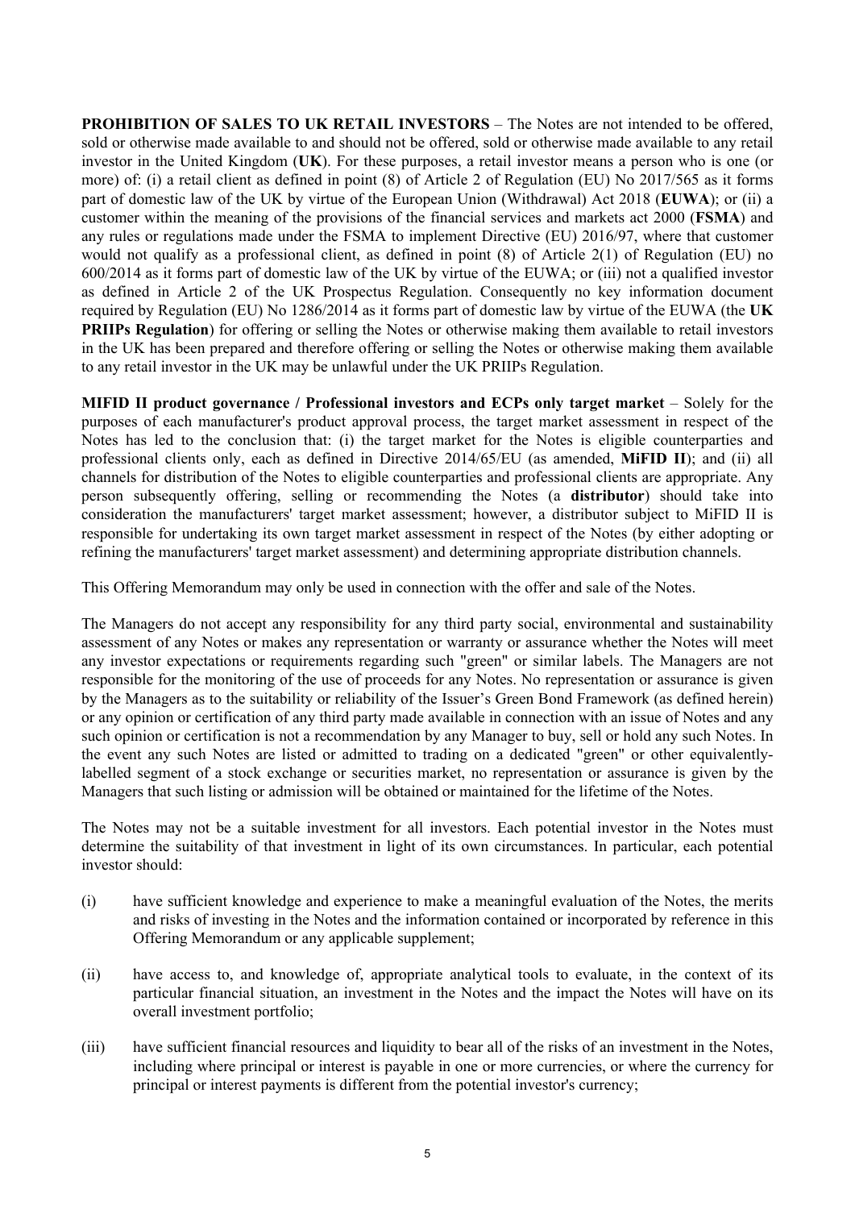**PROHIBITION OF SALES TO UK RETAIL INVESTORS** – The Notes are not intended to be offered, sold or otherwise made available to and should not be offered, sold or otherwise made available to any retail investor in the United Kingdom (**UK**). For these purposes, a retail investor means a person who is one (or more) of: (i) a retail client as defined in point (8) of Article 2 of Regulation (EU) No 2017/565 as it forms part of domestic law of the UK by virtue of the European Union (Withdrawal) Act 2018 (**EUWA**); or (ii) a customer within the meaning of the provisions of the financial services and markets act 2000 (**FSMA**) and any rules or regulations made under the FSMA to implement Directive (EU) 2016/97, where that customer would not qualify as a professional client, as defined in point (8) of Article 2(1) of Regulation (EU) no 600/2014 as it forms part of domestic law of the UK by virtue of the EUWA; or (iii) not a qualified investor as defined in Article 2 of the UK Prospectus Regulation. Consequently no key information document required by Regulation (EU) No 1286/2014 as it forms part of domestic law by virtue of the EUWA (the **UK PRIIPs Regulation**) for offering or selling the Notes or otherwise making them available to retail investors in the UK has been prepared and therefore offering or selling the Notes or otherwise making them available to any retail investor in the UK may be unlawful under the UK PRIIPs Regulation.

**MIFID II product governance / Professional investors and ECPs only target market** – Solely for the purposes of each manufacturer's product approval process, the target market assessment in respect of the Notes has led to the conclusion that: (i) the target market for the Notes is eligible counterparties and professional clients only, each as defined in Directive 2014/65/EU (as amended, **MiFID II**); and (ii) all channels for distribution of the Notes to eligible counterparties and professional clients are appropriate. Any person subsequently offering, selling or recommending the Notes (a **distributor**) should take into consideration the manufacturers' target market assessment; however, a distributor subject to MiFID II is responsible for undertaking its own target market assessment in respect of the Notes (by either adopting or refining the manufacturers' target market assessment) and determining appropriate distribution channels.

This Offering Memorandum may only be used in connection with the offer and sale of the Notes.

The Managers do not accept any responsibility for any third party social, environmental and sustainability assessment of any Notes or makes any representation or warranty or assurance whether the Notes will meet any investor expectations or requirements regarding such "green" or similar labels. The Managers are not responsible for the monitoring of the use of proceeds for any Notes. No representation or assurance is given by the Managers as to the suitability or reliability of the Issuer's Green Bond Framework (as defined herein) or any opinion or certification of any third party made available in connection with an issue of Notes and any such opinion or certification is not a recommendation by any Manager to buy, sell or hold any such Notes. In the event any such Notes are listed or admitted to trading on a dedicated "green" or other equivalently-labelled segment of a stock exchange or securities market, no representation or assurance is given by the Managers that such listing or admission will be obtained or maintained for the lifetime of the Notes.

The Notes may not be a suitable investment for all investors. Each potential investor in the Notes must determine the suitability of that investment in light of its own circumstances. In particular, each potential investor should:

(i) have sufficient knowledge and experience to make a meaningful evaluation of the Notes, the merits and risks of investing in the Notes and the information contained or incorporated by reference in this Offering Memorandum or any applicable supplement;

(ii) have access to, and knowledge of, appropriate analytical tools to evaluate, in the context of its particular financial situation, an investment in the Notes and the impact the Notes will have on its overall investment portfolio;

(iii) have sufficient financial resources and liquidity to bear all of the risks of an investment in the Notes, including where principal or interest is payable in one or more currencies, or where the currency for principal or interest payments is different from the potential investor's currency;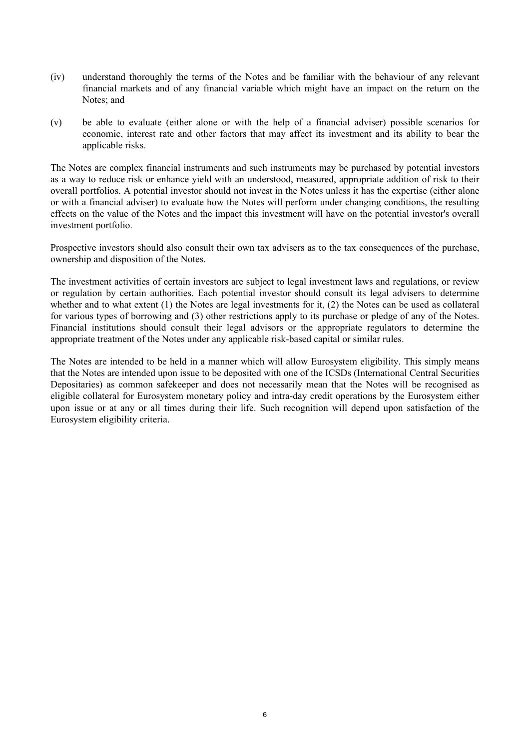(iv) understand thoroughly the terms of the Notes and be familiar with the behaviour of any relevant financial markets and of any financial variable which might have an impact on the return on the Notes; and

(v) be able to evaluate (either alone or with the help of a financial adviser) possible scenarios for economic, interest rate and other factors that may affect its investment and its ability to bear the applicable risks.

The Notes are complex financial instruments and such instruments may be purchased by potential investors as a way to reduce risk or enhance yield with an understood, measured, appropriate addition of risk to their overall portfolios. A potential investor should not invest in the Notes unless it has the expertise (either alone or with a financial adviser) to evaluate how the Notes will perform under changing conditions, the resulting effects on the value of the Notes and the impact this investment will have on the potential investor's overall investment portfolio.

Prospective investors should also consult their own tax advisers as to the tax consequences of the purchase, ownership and disposition of the Notes.

The investment activities of certain investors are subject to legal investment laws and regulations, or review or regulation by certain authorities. Each potential investor should consult its legal advisers to determine whether and to what extent (1) the Notes are legal investments for it, (2) the Notes can be used as collateral for various types of borrowing and (3) other restrictions apply to its purchase or pledge of any of the Notes. Financial institutions should consult their legal advisors or the appropriate regulators to determine the appropriate treatment of the Notes under any applicable risk-based capital or similar rules.

The Notes are intended to be held in a manner which will allow Eurosystem eligibility. This simply means that the Notes are intended upon issue to be deposited with one of the ICSDs (International Central Securities Depositaries) as common safekeeper and does not necessarily mean that the Notes will be recognised as eligible collateral for Eurosystem monetary policy and intra-day credit operations by the Eurosystem either upon issue or at any or all times during their life. Such recognition will depend upon satisfaction of the Eurosystem eligibility criteria.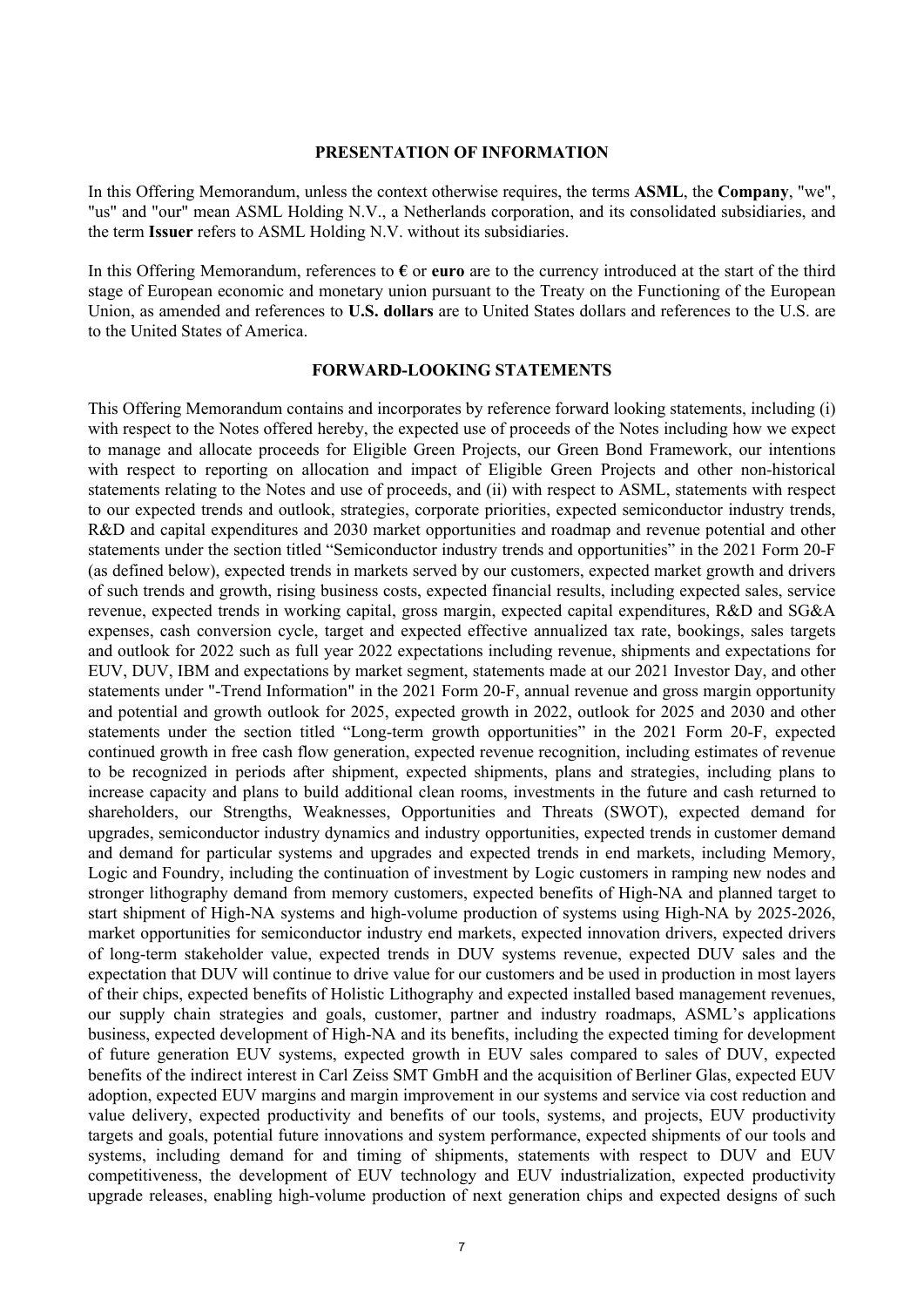## PRESENTATION OF INFORMATION

In this Offering Memorandum, unless the context otherwise requires, the terms **ASML**, the **Company**, "we", "us" and "our" mean ASML Holding N.V., a Netherlands corporation, and its consolidated subsidiaries, and the term **Issuer** refers to ASML Holding N.V. without its subsidiaries.

In this Offering Memorandum, references to **€** or **euro** are to the currency introduced at the start of the third stage of European economic and monetary union pursuant to the Treaty on the Functioning of the European Union, as amended and references to **U.S. dollars** are to United States dollars and references to the U.S. are to the United States of America.

## FORWARD-LOOKING STATEMENTS

This Offering Memorandum contains and incorporates by reference forward looking statements, including (i) with respect to the Notes offered hereby, the expected use of proceeds of the Notes including how we expect to manage and allocate proceeds for Eligible Green Projects, our Green Bond Framework, our intentions with respect to reporting on allocation and impact of Eligible Green Projects and other non-historical statements relating to the Notes and use of proceeds, and (ii) with respect to ASML, statements with respect to our expected trends and outlook, strategies, corporate priorities, expected semiconductor industry trends, R&D and capital expenditures and 2030 market opportunities and roadmap and revenue potential and other statements under the section titled "Semiconductor industry trends and opportunities" in the 2021 Form 20-F (as defined below), expected trends in markets served by our customers, expected market growth and drivers of such trends and growth, rising business costs, expected financial results, including expected sales, service revenue, expected trends in working capital, gross margin, expected capital expenditures, R&D and SG&A expenses, cash conversion cycle, target and expected effective annualized tax rate, bookings, sales targets and outlook for 2022 such as full year 2022 expectations including revenue, shipments and expectations for EUV, DUV, IBM and expectations by market segment, statements made at our 2021 Investor Day, and other statements under "-Trend Information" in the 2021 Form 20-F, annual revenue and gross margin opportunity and potential and growth outlook for 2025, expected growth in 2022, outlook for 2025 and 2030 and other statements under the section titled "Long-term growth opportunities" in the 2021 Form 20-F, expected continued growth in free cash flow generation, expected revenue recognition, including estimates of revenue to be recognized in periods after shipment, expected shipments, plans and strategies, including plans to increase capacity and plans to build additional clean rooms, investments in the future and cash returned to shareholders, our Strengths, Weaknesses, Opportunities and Threats (SWOT), expected demand for upgrades, semiconductor industry dynamics and industry opportunities, expected trends in customer demand and demand for particular systems and upgrades and expected trends in end markets, including Memory, Logic and Foundry, including the continuation of investment by Logic customers in ramping new nodes and stronger lithography demand from memory customers, expected benefits of High-NA and planned target to start shipment of High-NA systems and high-volume production of systems using High-NA by 2025-2026, market opportunities for semiconductor industry end markets, expected innovation drivers, expected drivers of long-term stakeholder value, expected trends in DUV systems revenue, expected DUV sales and the expectation that DUV will continue to drive value for our customers and be used in production in most layers of their chips, expected benefits of Holistic Lithography and expected installed based management revenues, our supply chain strategies and goals, customer, partner and industry roadmaps, ASML's applications business, expected development of High-NA and its benefits, including the expected timing for development of future generation EUV systems, expected growth in EUV sales compared to sales of DUV, expected benefits of the indirect interest in Carl Zeiss SMT GmbH and the acquisition of Berliner Glas, expected EUV adoption, expected EUV margins and margin improvement in our systems and service via cost reduction and value delivery, expected productivity and benefits of our tools, systems, and projects, EUV productivity targets and goals, potential future innovations and system performance, expected shipments of our tools and systems, including demand for and timing of shipments, statements with respect to DUV and EUV competitiveness, the development of EUV technology and EUV industrialization, expected productivity upgrade releases, enabling high-volume production of next generation chips and expected designs of such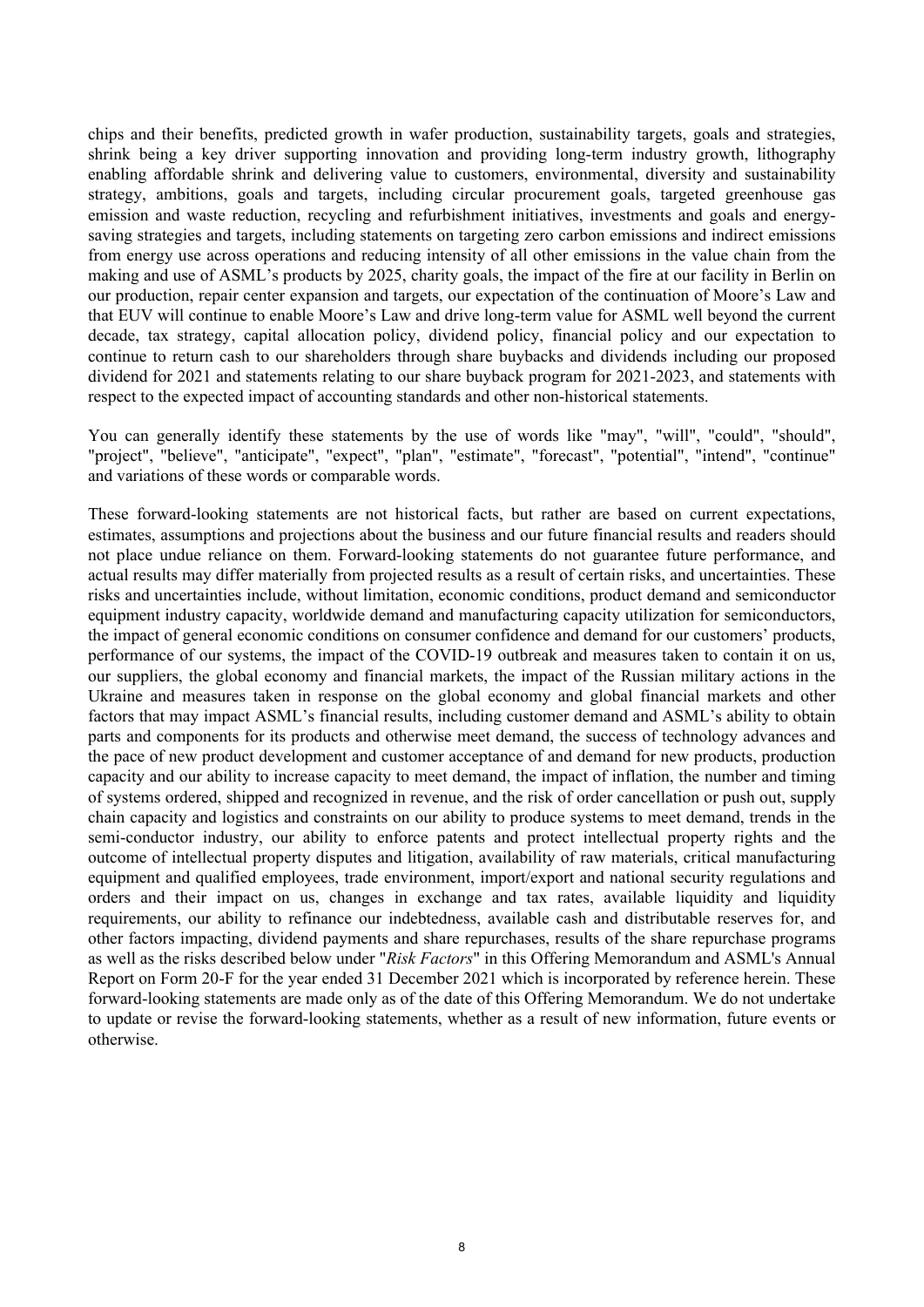chips and their benefits, predicted growth in wafer production, sustainability targets, goals and strategies, shrink being a key driver supporting innovation and providing long-term industry growth, lithography enabling affordable shrink and delivering value to customers, environmental, diversity and sustainability strategy, ambitions, goals and targets, including circular procurement goals, targeted greenhouse gas emission and waste reduction, recycling and refurbishment initiatives, investments and goals and energy-saving strategies and targets, including statements on targeting zero carbon emissions and indirect emissions from energy use across operations and reducing intensity of all other emissions in the value chain from the making and use of ASML's products by 2025, charity goals, the impact of the fire at our facility in Berlin on our production, repair center expansion and targets, our expectation of the continuation of Moore's Law and that EUV will continue to enable Moore's Law and drive long-term value for ASML well beyond the current decade, tax strategy, capital allocation policy, dividend policy, financial policy and our expectation to continue to return cash to our shareholders through share buybacks and dividends including our proposed dividend for 2021 and statements relating to our share buyback program for 2021-2023, and statements with respect to the expected impact of accounting standards and other non-historical statements.

You can generally identify these statements by the use of words like "may", "will", "could", "should", "project", "believe", "anticipate", "expect", "plan", "estimate", "forecast", "potential", "intend", "continue" and variations of these words or comparable words.

These forward-looking statements are not historical facts, but rather are based on current expectations, estimates, assumptions and projections about the business and our future financial results and readers should not place undue reliance on them. Forward-looking statements do not guarantee future performance, and actual results may differ materially from projected results as a result of certain risks, and uncertainties. These risks and uncertainties include, without limitation, economic conditions, product demand and semiconductor equipment industry capacity, worldwide demand and manufacturing capacity utilization for semiconductors, the impact of general economic conditions on consumer confidence and demand for our customers' products, performance of our systems, the impact of the COVID-19 outbreak and measures taken to contain it on us, our suppliers, the global economy and financial markets, the impact of the Russian military actions in the Ukraine and measures taken in response on the global economy and global financial markets and other factors that may impact ASML's financial results, including customer demand and ASML's ability to obtain parts and components for its products and otherwise meet demand, the success of technology advances and the pace of new product development and customer acceptance of and demand for new products, production capacity and our ability to increase capacity to meet demand, the impact of inflation, the number and timing of systems ordered, shipped and recognized in revenue, and the risk of order cancellation or push out, supply chain capacity and logistics and constraints on our ability to produce systems to meet demand, trends in the semi-conductor industry, our ability to enforce patents and protect intellectual property rights and the outcome of intellectual property disputes and litigation, availability of raw materials, critical manufacturing equipment and qualified employees, trade environment, import/export and national security regulations and orders and their impact on us, changes in exchange and tax rates, available liquidity and liquidity requirements, our ability to refinance our indebtedness, available cash and distributable reserves for, and other factors impacting, dividend payments and share repurchases, results of the share repurchase programs as well as the risks described below under "*Risk Factors*" in this Offering Memorandum and ASML's Annual Report on Form 20-F for the year ended 31 December 2021 which is incorporated by reference herein. These forward-looking statements are made only as of the date of this Offering Memorandum. We do not undertake to update or revise the forward-looking statements, whether as a result of new information, future events or otherwise.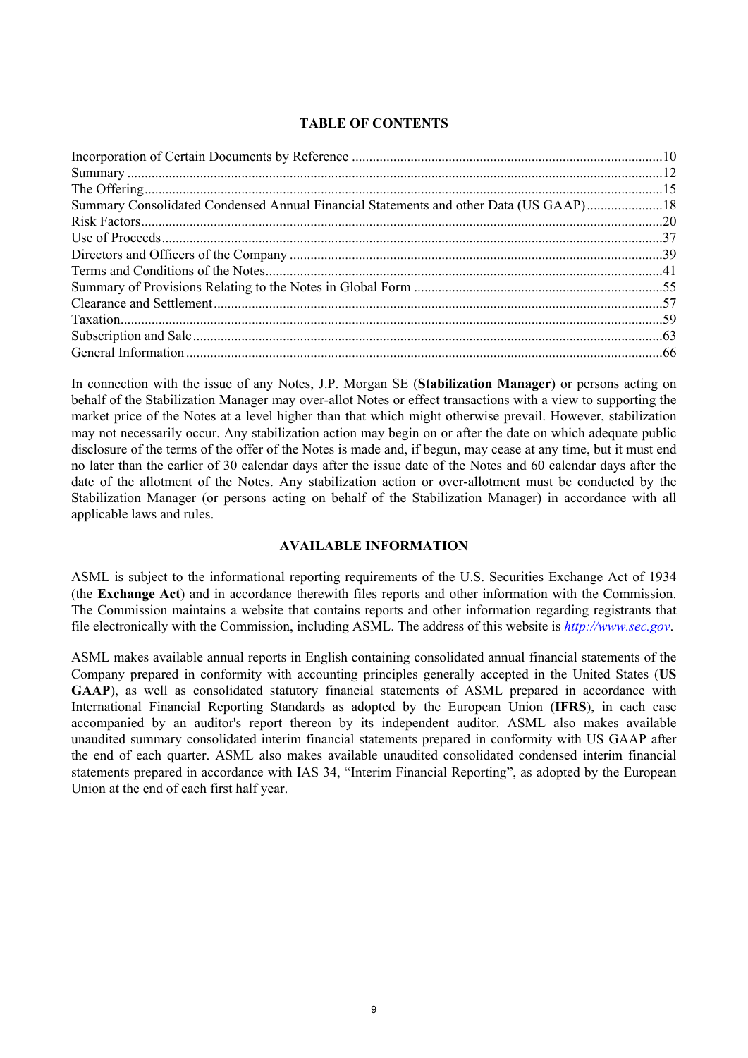## TABLE OF CONTENTS

| | |
|---|---|
| Incorporation of Certain Documents by Reference | 10 |
| Summary | 12 |
| The Offering | 15 |
| Summary Consolidated Condensed Annual Financial Statements and other Data (US GAAP) | 18 |
| Risk Factors | 20 |
| Use of Proceeds | 37 |
| Directors and Officers of the Company | 39 |
| Terms and Conditions of the Notes | 41 |
| Summary of Provisions Relating to the Notes in Global Form | 55 |
| Clearance and Settlement | 57 |
| Taxation | 59 |
| Subscription and Sale | 63 |
| General Information | 66 |

In connection with the issue of any Notes, J.P. Morgan SE (**Stabilization Manager**) or persons acting on behalf of the Stabilization Manager may over-allot Notes or effect transactions with a view to supporting the market price of the Notes at a level higher than that which might otherwise prevail. However, stabilization may not necessarily occur. Any stabilization action may begin on or after the date on which adequate public disclosure of the terms of the offer of the Notes is made and, if begun, may cease at any time, but it must end no later than the earlier of 30 calendar days after the issue date of the Notes and 60 calendar days after the date of the allotment of the Notes. Any stabilization action or over-allotment must be conducted by the Stabilization Manager (or persons acting on behalf of the Stabilization Manager) in accordance with all applicable laws and rules.

## AVAILABLE INFORMATION

ASML is subject to the informational reporting requirements of the U.S. Securities Exchange Act of 1934 (the **Exchange Act**) and in accordance therewith files reports and other information with the Commission. The Commission maintains a website that contains reports and other information regarding registrants that file electronically with the Commission, including ASML. The address of this website is *http://www.sec.gov*.

ASML makes available annual reports in English containing consolidated annual financial statements of the Company prepared in conformity with accounting principles generally accepted in the United States (**US GAAP**), as well as consolidated statutory financial statements of ASML prepared in accordance with International Financial Reporting Standards as adopted by the European Union (**IFRS**), in each case accompanied by an auditor's report thereon by its independent auditor. ASML also makes available unaudited summary consolidated interim financial statements prepared in conformity with US GAAP after the end of each quarter. ASML also makes available unaudited consolidated condensed interim financial statements prepared in accordance with IAS 34, "Interim Financial Reporting", as adopted by the European Union at the end of each first half year.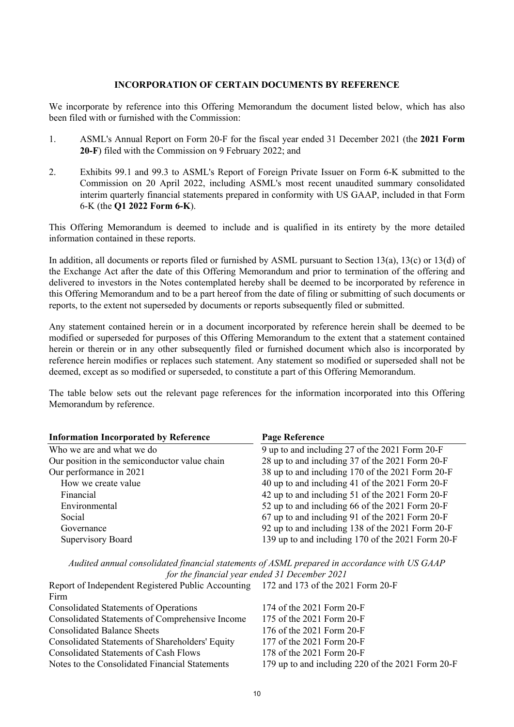## INCORPORATION OF CERTAIN DOCUMENTS BY REFERENCE

We incorporate by reference into this Offering Memorandum the document listed below, which has also been filed with or furnished with the Commission:

1. ASML's Annual Report on Form 20-F for the fiscal year ended 31 December 2021 (the **2021 Form 20-F**) filed with the Commission on 9 February 2022; and

2. Exhibits 99.1 and 99.3 to ASML's Report of Foreign Private Issuer on Form 6-K submitted to the Commission on 20 April 2022, including ASML's most recent unaudited summary consolidated interim quarterly financial statements prepared in conformity with US GAAP, included in that Form 6-K (the **Q1 2022 Form 6-K**).

This Offering Memorandum is deemed to include and is qualified in its entirety by the more detailed information contained in these reports.

In addition, all documents or reports filed or furnished by ASML pursuant to Section 13(a), 13(c) or 13(d) of the Exchange Act after the date of this Offering Memorandum and prior to termination of the offering and delivered to investors in the Notes contemplated hereby shall be deemed to be incorporated by reference in this Offering Memorandum and to be a part hereof from the date of filing or submitting of such documents or reports, to the extent not superseded by documents or reports subsequently filed or submitted.

Any statement contained herein or in a document incorporated by reference herein shall be deemed to be modified or superseded for purposes of this Offering Memorandum to the extent that a statement contained herein or therein or in any other subsequently filed or furnished document which also is incorporated by reference herein modifies or replaces such statement. Any statement so modified or superseded shall not be deemed, except as so modified or superseded, to constitute a part of this Offering Memorandum.

The table below sets out the relevant page references for the information incorporated into this Offering Memorandum by reference.

| Information Incorporated by Reference | Page Reference |
|---|---|
| Who we are and what we do | 9 up to and including 27 of the 2021 Form 20-F |
| Our position in the semiconductor value chain | 28 up to and including 37 of the 2021 Form 20-F |
| Our performance in 2021 | 38 up to and including 170 of the 2021 Form 20-F |
| How we create value | 40 up to and including 41 of the 2021 Form 20-F |
| Financial | 42 up to and including 51 of the 2021 Form 20-F |
| Environmental | 52 up to and including 66 of the 2021 Form 20-F |
| Social | 67 up to and including 91 of the 2021 Form 20-F |
| Governance | 92 up to and including 138 of the 2021 Form 20-F |
| Supervisory Board | 139 up to and including 170 of the 2021 Form 20-F |
| *Audited annual consolidated financial statements of ASML prepared in accordance with US GAAP for the financial year ended 31 December 2021* | |
| Report of Independent Registered Public Accounting Firm | 172 and 173 of the 2021 Form 20-F |
| Consolidated Statements of Operations | 174 of the 2021 Form 20-F |
| Consolidated Statements of Comprehensive Income | 175 of the 2021 Form 20-F |
| Consolidated Balance Sheets | 176 of the 2021 Form 20-F |
| Consolidated Statements of Shareholders' Equity | 177 of the 2021 Form 20-F |
| Consolidated Statements of Cash Flows | 178 of the 2021 Form 20-F |
| Notes to the Consolidated Financial Statements | 179 up to and including 220 of the 2021 Form 20-F |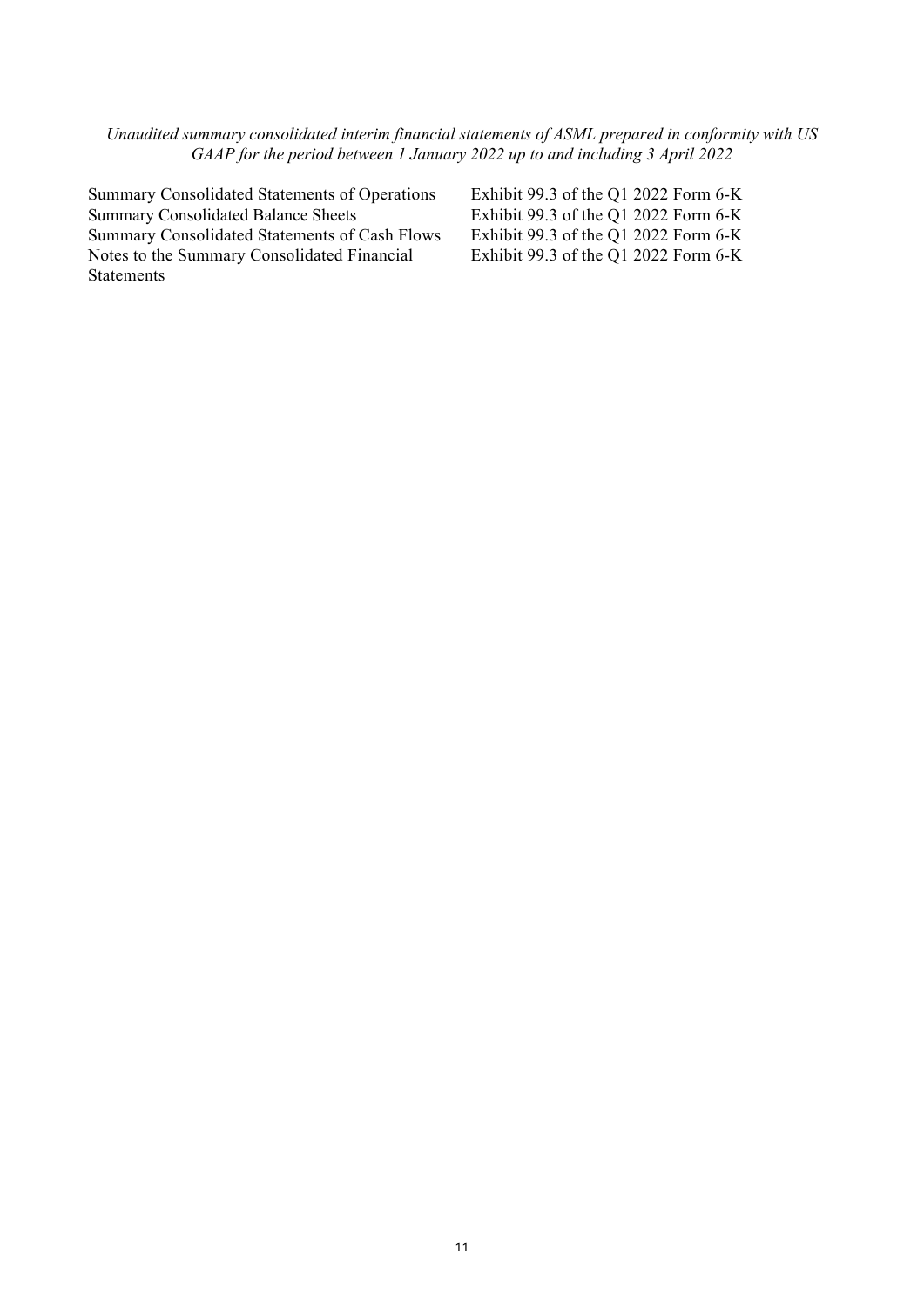*Unaudited summary consolidated interim financial statements of ASML prepared in conformity with US GAAP for the period between 1 January 2022 up to and including 3 April 2022*

| | |
|---|---|
| Summary Consolidated Statements of Operations | Exhibit 99.3 of the Q1 2022 Form 6-K |
| Summary Consolidated Balance Sheets | Exhibit 99.3 of the Q1 2022 Form 6-K |
| Summary Consolidated Statements of Cash Flows | Exhibit 99.3 of the Q1 2022 Form 6-K |
| Notes to the Summary Consolidated Financial Statements | Exhibit 99.3 of the Q1 2022 Form 6-K |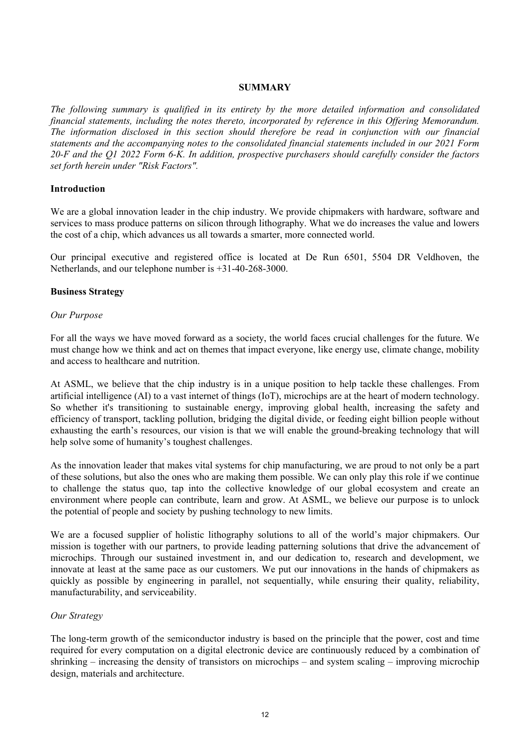# SUMMARY

*The following summary is qualified in its entirety by the more detailed information and consolidated financial statements, including the notes thereto, incorporated by reference in this Offering Memorandum. The information disclosed in this section should therefore be read in conjunction with our financial statements and the accompanying notes to the consolidated financial statements included in our 2021 Form 20-F and the Q1 2022 Form 6-K. In addition, prospective purchasers should carefully consider the factors set forth herein under "Risk Factors".*

## Introduction

We are a global innovation leader in the chip industry. We provide chipmakers with hardware, software and services to mass produce patterns on silicon through lithography. What we do increases the value and lowers the cost of a chip, which advances us all towards a smarter, more connected world.

Our principal executive and registered office is located at De Run 6501, 5504 DR Veldhoven, the Netherlands, and our telephone number is +31-40-268-3000.

## Business Strategy

### *Our Purpose*

For all the ways we have moved forward as a society, the world faces crucial challenges for the future. We must change how we think and act on themes that impact everyone, like energy use, climate change, mobility and access to healthcare and nutrition.

At ASML, we believe that the chip industry is in a unique position to help tackle these challenges. From artificial intelligence (AI) to a vast internet of things (IoT), microchips are at the heart of modern technology. So whether it's transitioning to sustainable energy, improving global health, increasing the safety and efficiency of transport, tackling pollution, bridging the digital divide, or feeding eight billion people without exhausting the earth's resources, our vision is that we will enable the ground-breaking technology that will help solve some of humanity's toughest challenges.

As the innovation leader that makes vital systems for chip manufacturing, we are proud to not only be a part of these solutions, but also the ones who are making them possible. We can only play this role if we continue to challenge the status quo, tap into the collective knowledge of our global ecosystem and create an environment where people can contribute, learn and grow. At ASML, we believe our purpose is to unlock the potential of people and society by pushing technology to new limits.

We are a focused supplier of holistic lithography solutions to all of the world's major chipmakers. Our mission is together with our partners, to provide leading patterning solutions that drive the advancement of microchips. Through our sustained investment in, and our dedication to, research and development, we innovate at least at the same pace as our customers. We put our innovations in the hands of chipmakers as quickly as possible by engineering in parallel, not sequentially, while ensuring their quality, reliability, manufacturability, and serviceability.

### *Our Strategy*

The long-term growth of the semiconductor industry is based on the principle that the power, cost and time required for every computation on a digital electronic device are continuously reduced by a combination of shrinking – increasing the density of transistors on microchips – and system scaling – improving microchip design, materials and architecture.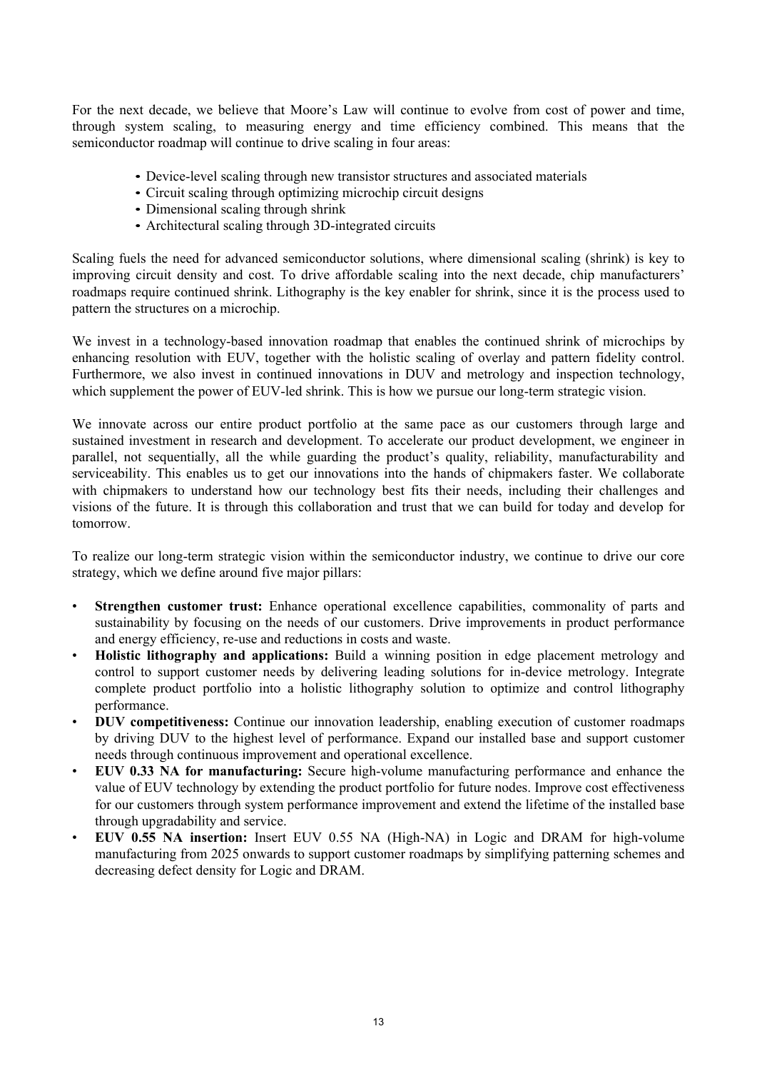For the next decade, we believe that Moore's Law will continue to evolve from cost of power and time, through system scaling, to measuring energy and time efficiency combined. This means that the semiconductor roadmap will continue to drive scaling in four areas:

- Device-level scaling through new transistor structures and associated materials
- Circuit scaling through optimizing microchip circuit designs
- Dimensional scaling through shrink
- Architectural scaling through 3D-integrated circuits

Scaling fuels the need for advanced semiconductor solutions, where dimensional scaling (shrink) is key to improving circuit density and cost. To drive affordable scaling into the next decade, chip manufacturers' roadmaps require continued shrink. Lithography is the key enabler for shrink, since it is the process used to pattern the structures on a microchip.

We invest in a technology-based innovation roadmap that enables the continued shrink of microchips by enhancing resolution with EUV, together with the holistic scaling of overlay and pattern fidelity control. Furthermore, we also invest in continued innovations in DUV and metrology and inspection technology, which supplement the power of EUV-led shrink. This is how we pursue our long-term strategic vision.

We innovate across our entire product portfolio at the same pace as our customers through large and sustained investment in research and development. To accelerate our product development, we engineer in parallel, not sequentially, all the while guarding the product's quality, reliability, manufacturability and serviceability. This enables us to get our innovations into the hands of chipmakers faster. We collaborate with chipmakers to understand how our technology best fits their needs, including their challenges and visions of the future. It is through this collaboration and trust that we can build for today and develop for tomorrow.

To realize our long-term strategic vision within the semiconductor industry, we continue to drive our core strategy, which we define around five major pillars:

- **Strengthen customer trust:** Enhance operational excellence capabilities, commonality of parts and sustainability by focusing on the needs of our customers. Drive improvements in product performance and energy efficiency, re-use and reductions in costs and waste.
- **Holistic lithography and applications:** Build a winning position in edge placement metrology and control to support customer needs by delivering leading solutions for in-device metrology. Integrate complete product portfolio into a holistic lithography solution to optimize and control lithography performance.
- **DUV competitiveness:** Continue our innovation leadership, enabling execution of customer roadmaps by driving DUV to the highest level of performance. Expand our installed base and support customer needs through continuous improvement and operational excellence.
- **EUV 0.33 NA for manufacturing:** Secure high-volume manufacturing performance and enhance the value of EUV technology by extending the product portfolio for future nodes. Improve cost effectiveness for our customers through system performance improvement and extend the lifetime of the installed base through upgradability and service.
- **EUV 0.55 NA insertion:** Insert EUV 0.55 NA (High-NA) in Logic and DRAM for high-volume manufacturing from 2025 onwards to support customer roadmaps by simplifying patterning schemes and decreasing defect density for Logic and DRAM.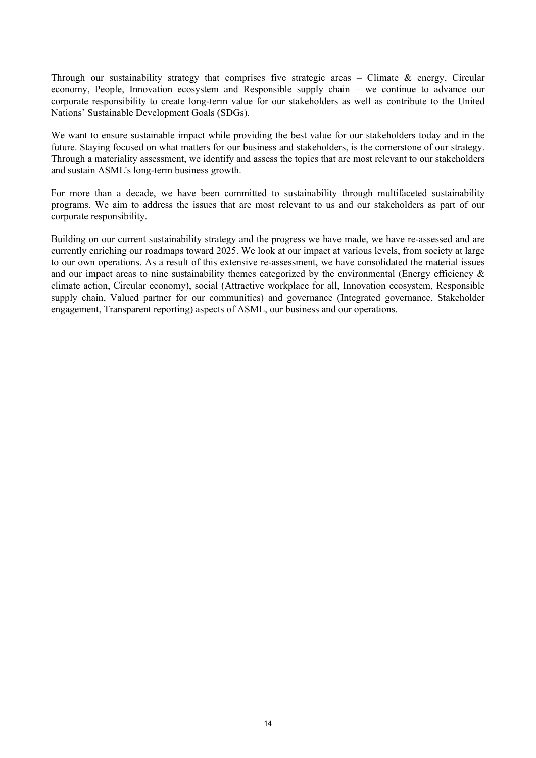Through our sustainability strategy that comprises five strategic areas – Climate & energy, Circular economy, People, Innovation ecosystem and Responsible supply chain – we continue to advance our corporate responsibility to create long-term value for our stakeholders as well as contribute to the United Nations' Sustainable Development Goals (SDGs).

We want to ensure sustainable impact while providing the best value for our stakeholders today and in the future. Staying focused on what matters for our business and stakeholders, is the cornerstone of our strategy. Through a materiality assessment, we identify and assess the topics that are most relevant to our stakeholders and sustain ASML's long-term business growth.

For more than a decade, we have been committed to sustainability through multifaceted sustainability programs. We aim to address the issues that are most relevant to us and our stakeholders as part of our corporate responsibility.

Building on our current sustainability strategy and the progress we have made, we have re-assessed and are currently enriching our roadmaps toward 2025. We look at our impact at various levels, from society at large to our own operations. As a result of this extensive re-assessment, we have consolidated the material issues and our impact areas to nine sustainability themes categorized by the environmental (Energy efficiency & climate action, Circular economy), social (Attractive workplace for all, Innovation ecosystem, Responsible supply chain, Valued partner for our communities) and governance (Integrated governance, Stakeholder engagement, Transparent reporting) aspects of ASML, our business and our operations.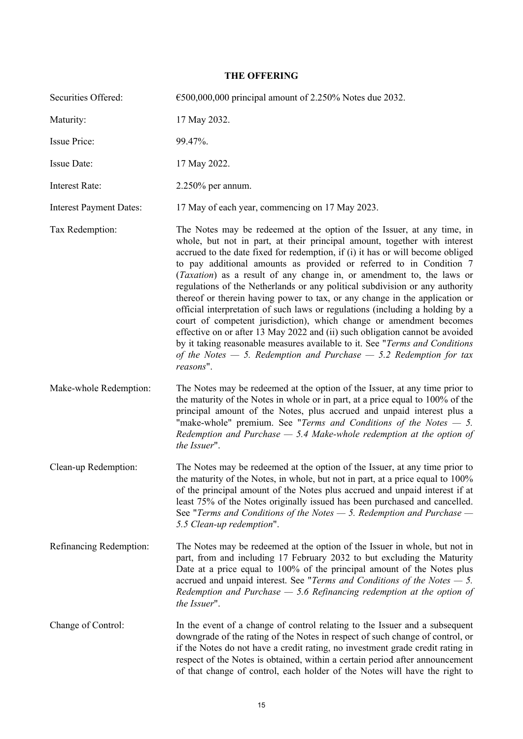## THE OFFERING

| | |
|---|---|
| Securities Offered: | €500,000,000 principal amount of 2.250% Notes due 2032. |
| Maturity: | 17 May 2032. |
| Issue Price: | 99.47%. |
| Issue Date: | 17 May 2022. |
| Interest Rate: | 2.250% per annum. |
| Interest Payment Dates: | 17 May of each year, commencing on 17 May 2023. |
| Tax Redemption: | The Notes may be redeemed at the option of the Issuer, at any time, in whole, but not in part, at their principal amount, together with interest accrued to the date fixed for redemption, if (i) it has or will become obliged to pay additional amounts as provided or referred to in Condition 7 (*Taxation*) as a result of any change in, or amendment to, the laws or regulations of the Netherlands or any political subdivision or any authority thereof or therein having power to tax, or any change in the application or official interpretation of such laws or regulations (including a holding by a court of competent jurisdiction), which change or amendment becomes effective on or after 13 May 2022 and (ii) such obligation cannot be avoided by it taking reasonable measures available to it. See "*Terms and Conditions of the Notes — 5. Redemption and Purchase — 5.2 Redemption for tax reasons*". |
| Make-whole Redemption: | The Notes may be redeemed at the option of the Issuer, at any time prior to the maturity of the Notes in whole or in part, at a price equal to 100% of the principal amount of the Notes, plus accrued and unpaid interest plus a "make-whole" premium. See "*Terms and Conditions of the Notes — 5. Redemption and Purchase — 5.4 Make-whole redemption at the option of the Issuer*". |
| Clean-up Redemption: | The Notes may be redeemed at the option of the Issuer, at any time prior to the maturity of the Notes, in whole, but not in part, at a price equal to 100% of the principal amount of the Notes plus accrued and unpaid interest if at least 75% of the Notes originally issued has been purchased and cancelled. See "*Terms and Conditions of the Notes — 5. Redemption and Purchase — 5.5 Clean-up redemption*". |
| Refinancing Redemption: | The Notes may be redeemed at the option of the Issuer in whole, but not in part, from and including 17 February 2032 to but excluding the Maturity Date at a price equal to 100% of the principal amount of the Notes plus accrued and unpaid interest. See "*Terms and Conditions of the Notes — 5. Redemption and Purchase — 5.6 Refinancing redemption at the option of the Issuer*". |
| Change of Control: | In the event of a change of control relating to the Issuer and a subsequent downgrade of the rating of the Notes in respect of such change of control, or if the Notes do not have a credit rating, no investment grade credit rating in respect of the Notes is obtained, within a certain period after announcement of that change of control, each holder of the Notes will have the right to |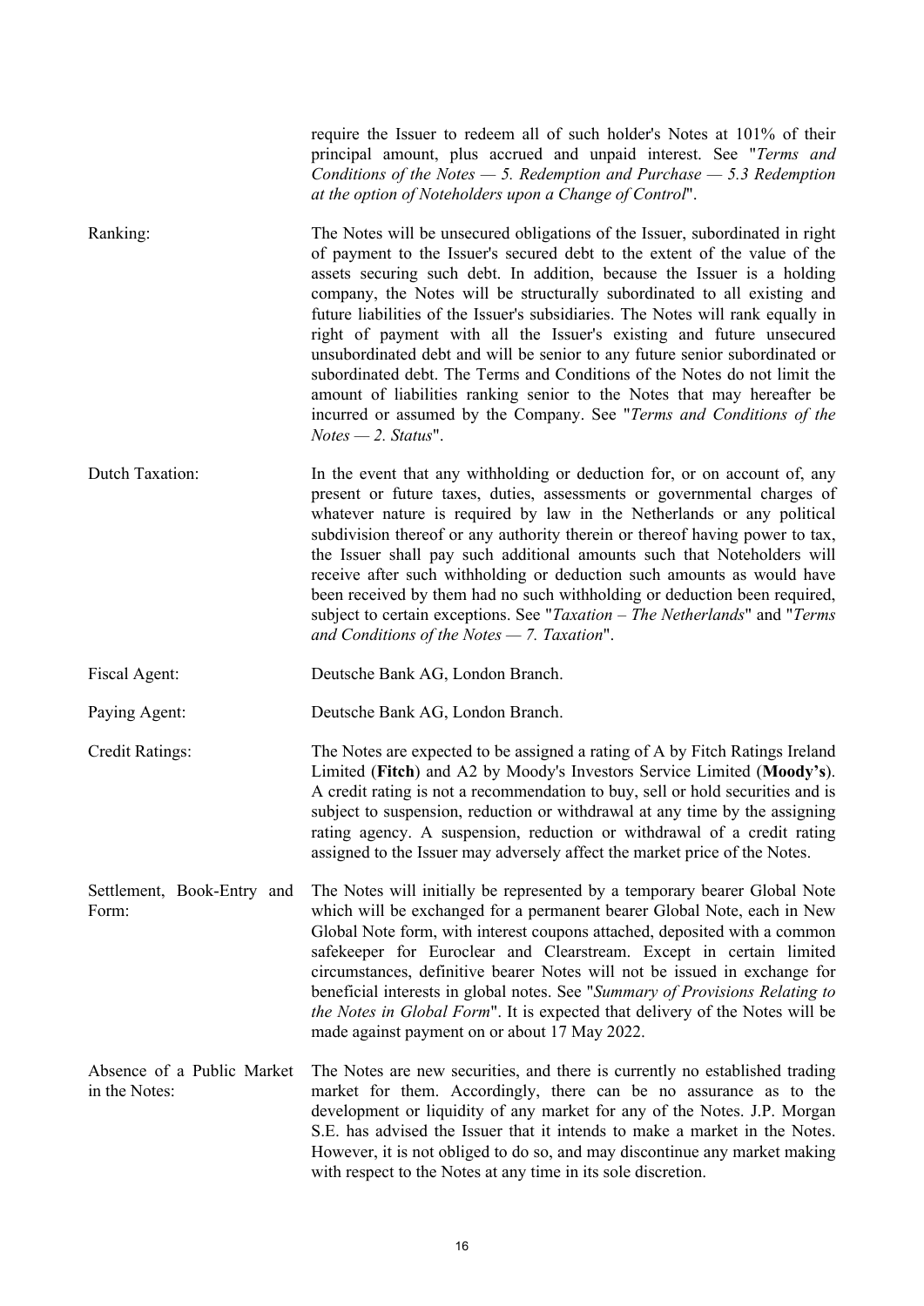require the Issuer to redeem all of such holder's Notes at 101% of their principal amount, plus accrued and unpaid interest. See "*Terms and Conditions of the Notes — 5. Redemption and Purchase — 5.3 Redemption at the option of Noteholders upon a Change of Control*".

| | |
|---|---|
| Ranking: | The Notes will be unsecured obligations of the Issuer, subordinated in right of payment to the Issuer's secured debt to the extent of the value of the assets securing such debt. In addition, because the Issuer is a holding company, the Notes will be structurally subordinated to all existing and future liabilities of the Issuer's subsidiaries. The Notes will rank equally in right of payment with all the Issuer's existing and future unsecured unsubordinated debt and will be senior to any future senior subordinated or subordinated debt. The Terms and Conditions of the Notes do not limit the amount of liabilities ranking senior to the Notes that may hereafter be incurred or assumed by the Company. See "*Terms and Conditions of the Notes — 2. Status*". |
| Dutch Taxation: | In the event that any withholding or deduction for, or on account of, any present or future taxes, duties, assessments or governmental charges of whatever nature is required by law in the Netherlands or any political subdivision thereof or any authority therein or thereof having power to tax, the Issuer shall pay such additional amounts such that Noteholders will receive after such withholding or deduction such amounts as would have been received by them had no such withholding or deduction been required, subject to certain exceptions. See "*Taxation – The Netherlands*" and "*Terms and Conditions of the Notes — 7. Taxation*". |
| Fiscal Agent: | Deutsche Bank AG, London Branch. |
| Paying Agent: | Deutsche Bank AG, London Branch. |
| Credit Ratings: | The Notes are expected to be assigned a rating of A by Fitch Ratings Ireland Limited (**Fitch**) and A2 by Moody's Investors Service Limited (**Moody's**). A credit rating is not a recommendation to buy, sell or hold securities and is subject to suspension, reduction or withdrawal at any time by the assigning rating agency. A suspension, reduction or withdrawal of a credit rating assigned to the Issuer may adversely affect the market price of the Notes. |
| Settlement, Book-Entry and Form: | The Notes will initially be represented by a temporary bearer Global Note which will be exchanged for a permanent bearer Global Note, each in New Global Note form, with interest coupons attached, deposited with a common safekeeper for Euroclear and Clearstream. Except in certain limited circumstances, definitive bearer Notes will not be issued in exchange for beneficial interests in global notes. See "*Summary of Provisions Relating to the Notes in Global Form*". It is expected that delivery of the Notes will be made against payment on or about 17 May 2022. |
| Absence of a Public Market in the Notes: | The Notes are new securities, and there is currently no established trading market for them. Accordingly, there can be no assurance as to the development or liquidity of any market for any of the Notes. J.P. Morgan S.E. has advised the Issuer that it intends to make a market in the Notes. However, it is not obliged to do so, and may discontinue any market making with respect to the Notes at any time in its sole discretion. |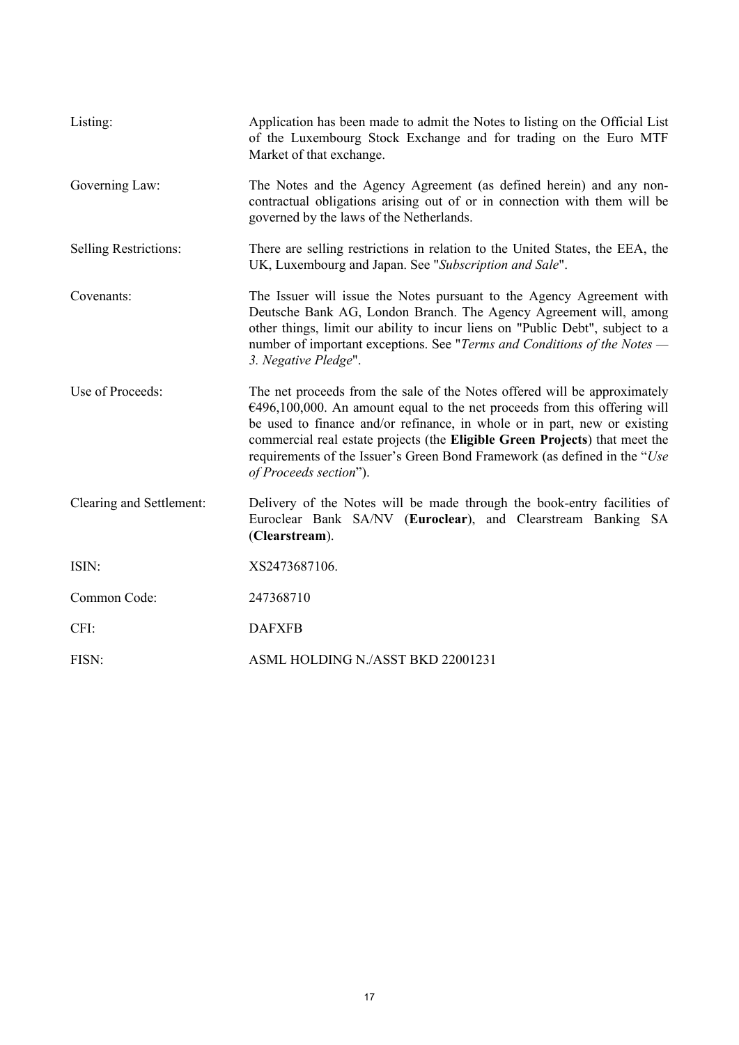| | |
|---|---|
| Listing: | Application has been made to admit the Notes to listing on the Official List of the Luxembourg Stock Exchange and for trading on the Euro MTF Market of that exchange. |
| Governing Law: | The Notes and the Agency Agreement (as defined herein) and any non-contractual obligations arising out of or in connection with them will be governed by the laws of the Netherlands. |
| Selling Restrictions: | There are selling restrictions in relation to the United States, the EEA, the UK, Luxembourg and Japan. See "*Subscription and Sale*". |
| Covenants: | The Issuer will issue the Notes pursuant to the Agency Agreement with Deutsche Bank AG, London Branch. The Agency Agreement will, among other things, limit our ability to incur liens on "Public Debt", subject to a number of important exceptions. See "*Terms and Conditions of the Notes — 3. Negative Pledge*". |
| Use of Proceeds: | The net proceeds from the sale of the Notes offered will be approximately €496,100,000. An amount equal to the net proceeds from this offering will be used to finance and/or refinance, in whole or in part, new or existing commercial real estate projects (the **Eligible Green Projects**) that meet the requirements of the Issuer's Green Bond Framework (as defined in the "*Use of Proceeds section*"). |
| Clearing and Settlement: | Delivery of the Notes will be made through the book-entry facilities of Euroclear Bank SA/NV (**Euroclear**), and Clearstream Banking SA (**Clearstream**). |
| ISIN: | XS2473687106. |
| Common Code: | 247368710 |
| CFI: | DAFXFB |
| FISN: | ASML HOLDING N./ASST BKD 22001231 |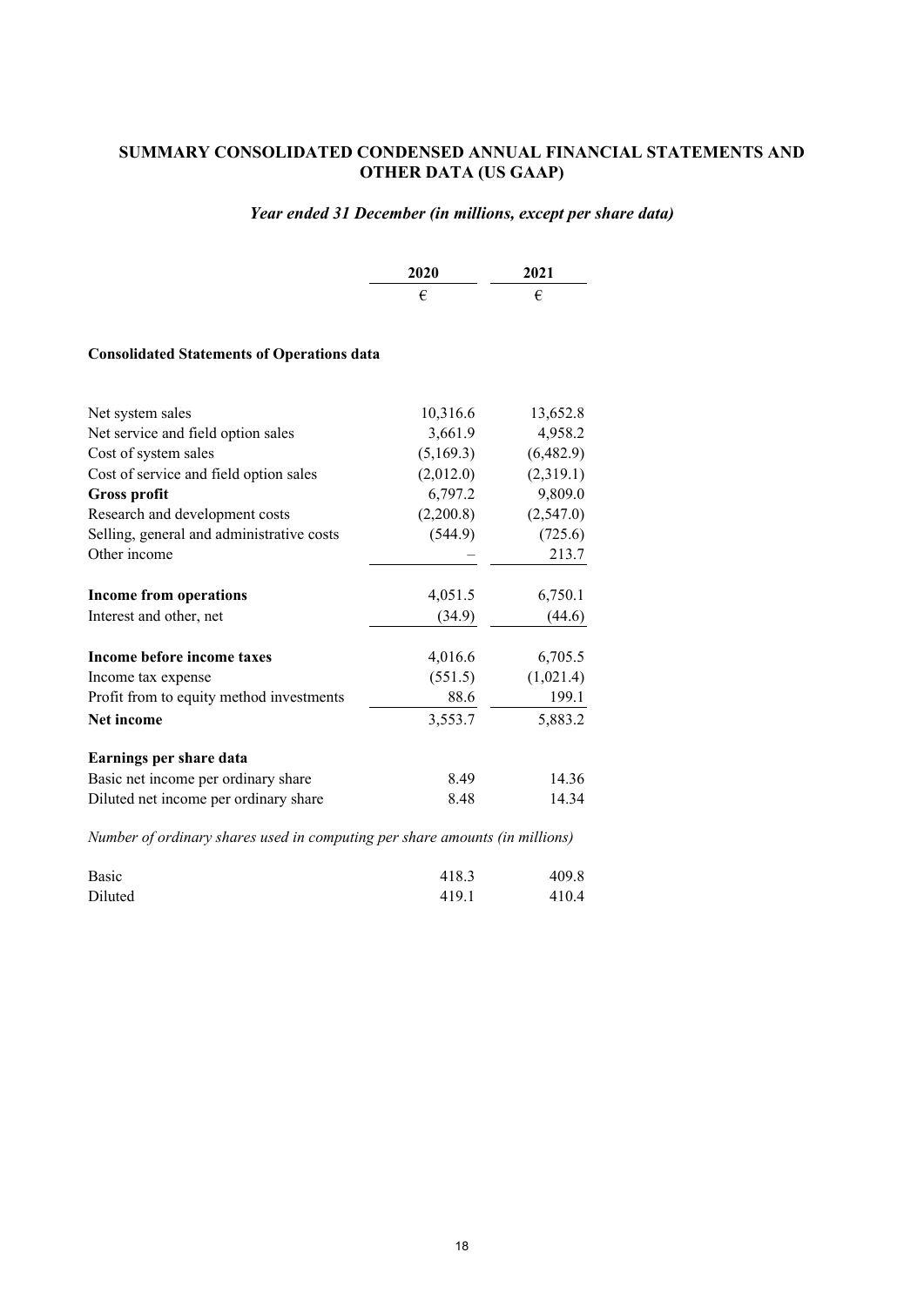## SUMMARY CONSOLIDATED CONDENSED ANNUAL FINANCIAL STATEMENTS AND OTHER DATA (US GAAP)

*Year ended 31 December (in millions, except per share data)*

| | 2020 | 2021 |
|---|---|---|
| | € | € |
| **Consolidated Statements of Operations data** | | |
| Net system sales | 10,316.6 | 13,652.8 |
| Net service and field option sales | 3,661.9 | 4,958.2 |
| Cost of system sales | (5,169.3) | (6,482.9) |
| Cost of service and field option sales | (2,012.0) | (2,319.1) |
| **Gross profit** | 6,797.2 | 9,809.0 |
| Research and development costs | (2,200.8) | (2,547.0) |
| Selling, general and administrative costs | (544.9) | (725.6) |
| Other income | – | 213.7 |
| **Income from operations** | 4,051.5 | 6,750.1 |
| Interest and other, net | (34.9) | (44.6) |
| **Income before income taxes** | 4,016.6 | 6,705.5 |
| Income tax expense | (551.5) | (1,021.4) |
| Profit from to equity method investments | 88.6 | 199.1 |
| **Net income** | 3,553.7 | 5,883.2 |
| **Earnings per share data** | | |
| Basic net income per ordinary share | 8.49 | 14.36 |
| Diluted net income per ordinary share | 8.48 | 14.34 |
| *Number of ordinary shares used in computing per share amounts (in millions)* | | |
| Basic | 418.3 | 409.8 |
| Diluted | 419.1 | 410.4 |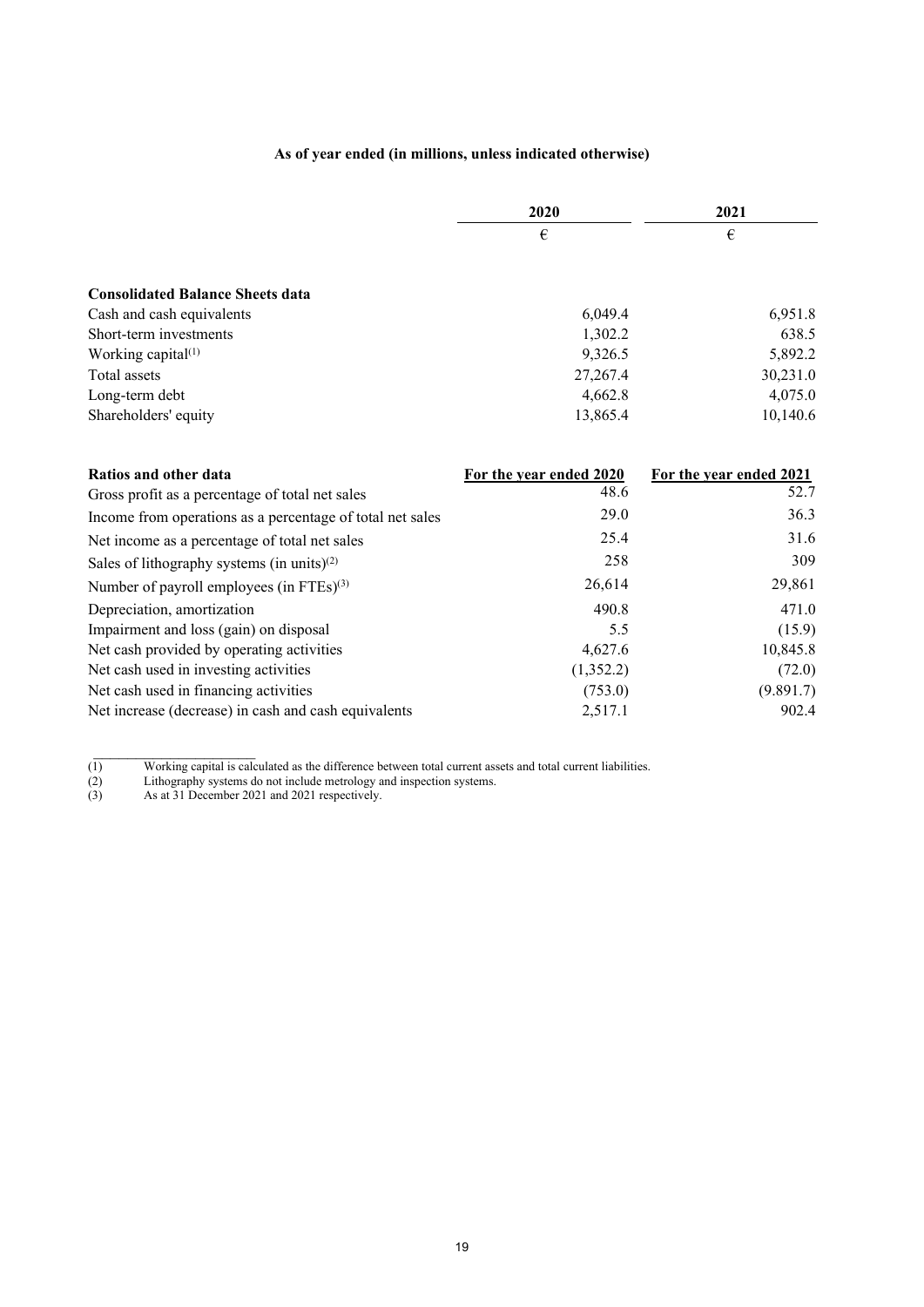**As of year ended (in millions, unless indicated otherwise)**

| | 2020 | 2021 |
|---|---|---|
| | € | € |
| **Consolidated Balance Sheets data** | | |
| Cash and cash equivalents | 6,049.4 | 6,951.8 |
| Short-term investments | 1,302.2 | 638.5 |
| Working capital[(1)] | 9,326.5 | 5,892.2 |
| Total assets | 27,267.4 | 30,231.0 |
| Long-term debt | 4,662.8 | 4,075.0 |
| Shareholders' equity | 13,865.4 | 10,140.6 |

| **Ratios and other data** | For the year ended 2020 | For the year ended 2021 |
|---|---|---|
| Gross profit as a percentage of total net sales | 48.6 | 52.7 |
| Income from operations as a percentage of total net sales | 29.0 | 36.3 |
| Net income as a percentage of total net sales | 25.4 | 31.6 |
| Sales of lithography systems (in units)[(2)] | 258 | 309 |
| Number of payroll employees (in FTEs)[(3)] | 26,614 | 29,861 |
| Depreciation, amortization | 490.8 | 471.0 |
| Impairment and loss (gain) on disposal | 5.5 | (15.9) |
| Net cash provided by operating activities | 4,627.6 | 10,845.8 |
| Net cash used in investing activities | (1,352.2) | (72.0) |
| Net cash used in financing activities | (753.0) | (9.891.7) |
| Net increase (decrease) in cash and cash equivalents | 2,517.1 | 902.4 |

(1) Working capital is calculated as the difference between total current assets and total current liabilities.

(2) Lithography systems do not include metrology and inspection systems.

(3) As at 31 December 2021 and 2021 respectively.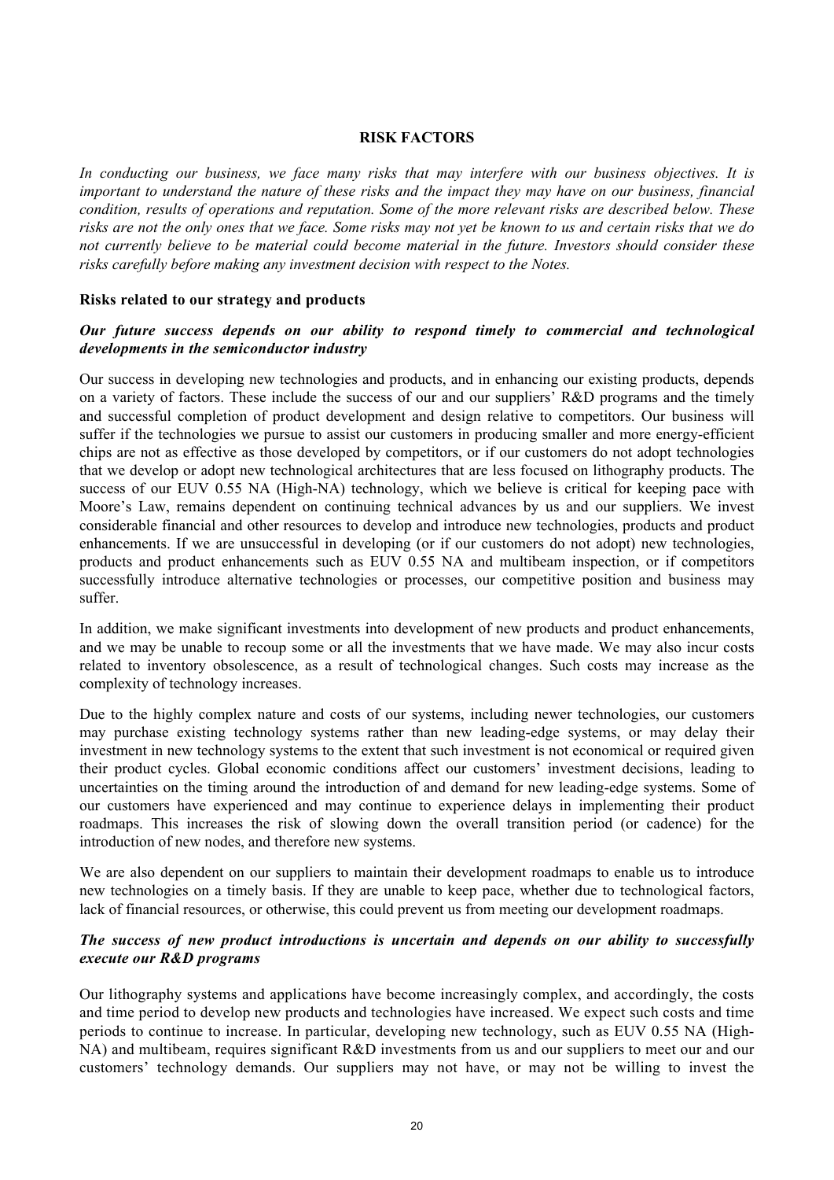## RISK FACTORS

*In conducting our business, we face many risks that may interfere with our business objectives. It is important to understand the nature of these risks and the impact they may have on our business, financial condition, results of operations and reputation. Some of the more relevant risks are described below. These risks are not the only ones that we face. Some risks may not yet be known to us and certain risks that we do not currently believe to be material could become material in the future. Investors should consider these risks carefully before making any investment decision with respect to the Notes.*

### Risks related to our strategy and products

***Our future success depends on our ability to respond timely to commercial and technological developments in the semiconductor industry***

Our success in developing new technologies and products, and in enhancing our existing products, depends on a variety of factors. These include the success of our and our suppliers' R&D programs and the timely and successful completion of product development and design relative to competitors. Our business will suffer if the technologies we pursue to assist our customers in producing smaller and more energy-efficient chips are not as effective as those developed by competitors, or if our customers do not adopt technologies that we develop or adopt new technological architectures that are less focused on lithography products. The success of our EUV 0.55 NA (High-NA) technology, which we believe is critical for keeping pace with Moore's Law, remains dependent on continuing technical advances by us and our suppliers. We invest considerable financial and other resources to develop and introduce new technologies, products and product enhancements. If we are unsuccessful in developing (or if our customers do not adopt) new technologies, products and product enhancements such as EUV 0.55 NA and multibeam inspection, or if competitors successfully introduce alternative technologies or processes, our competitive position and business may suffer.

In addition, we make significant investments into development of new products and product enhancements, and we may be unable to recoup some or all the investments that we have made. We may also incur costs related to inventory obsolescence, as a result of technological changes. Such costs may increase as the complexity of technology increases.

Due to the highly complex nature and costs of our systems, including newer technologies, our customers may purchase existing technology systems rather than new leading-edge systems, or may delay their investment in new technology systems to the extent that such investment is not economical or required given their product cycles. Global economic conditions affect our customers' investment decisions, leading to uncertainties on the timing around the introduction of and demand for new leading-edge systems. Some of our customers have experienced and may continue to experience delays in implementing their product roadmaps. This increases the risk of slowing down the overall transition period (or cadence) for the introduction of new nodes, and therefore new systems.

We are also dependent on our suppliers to maintain their development roadmaps to enable us to introduce new technologies on a timely basis. If they are unable to keep pace, whether due to technological factors, lack of financial resources, or otherwise, this could prevent us from meeting our development roadmaps.

***The success of new product introductions is uncertain and depends on our ability to successfully execute our R&D programs***

Our lithography systems and applications have become increasingly complex, and accordingly, the costs and time period to develop new products and technologies have increased. We expect such costs and time periods to continue to increase. In particular, developing new technology, such as EUV 0.55 NA (High-NA) and multibeam, requires significant R&D investments from us and our suppliers to meet our and our customers' technology demands. Our suppliers may not have, or may not be willing to invest the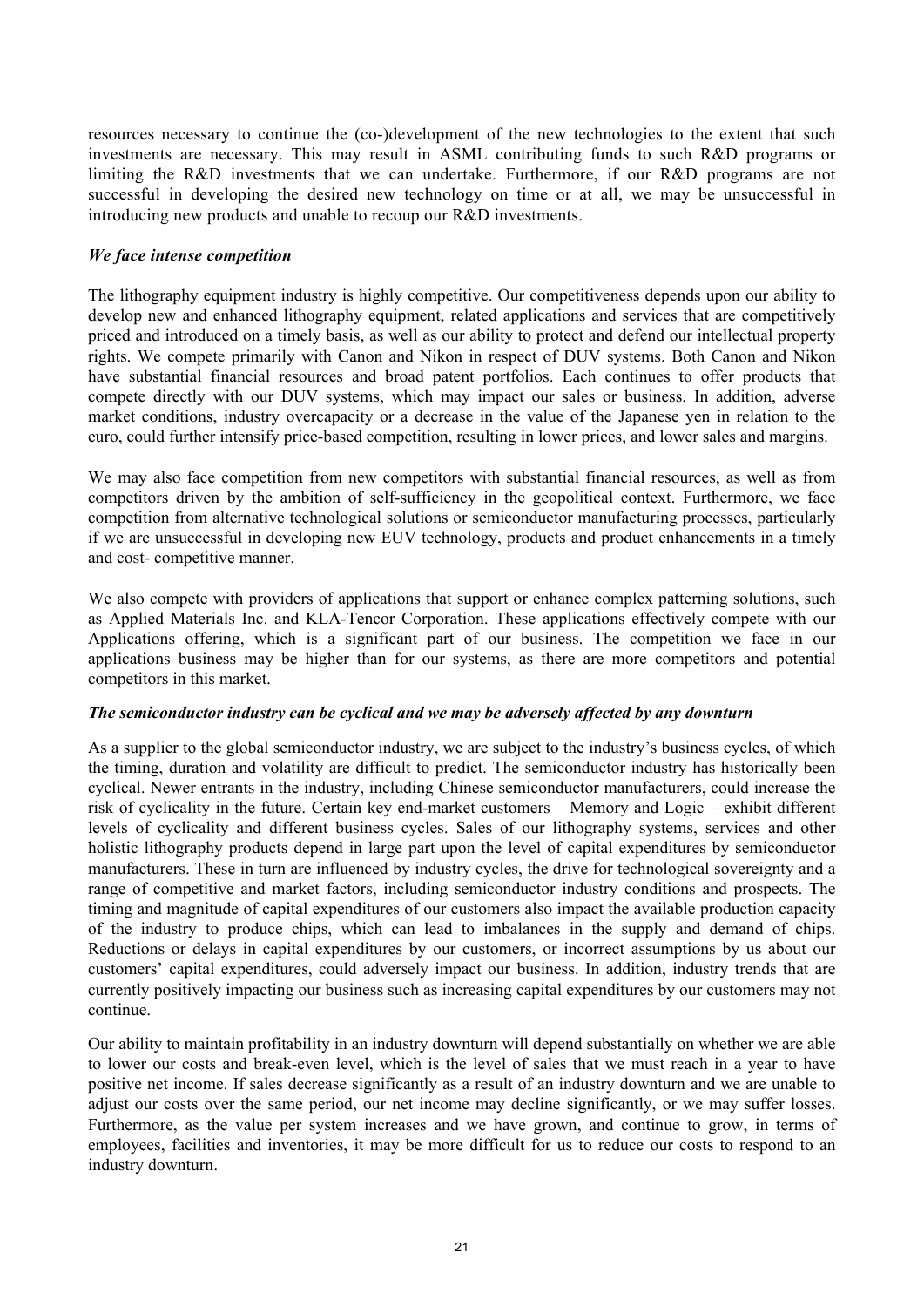resources necessary to continue the (co-)development of the new technologies to the extent that such investments are necessary. This may result in ASML contributing funds to such R&D programs or limiting the R&D investments that we can undertake. Furthermore, if our R&D programs are not successful in developing the desired new technology on time or at all, we may be unsuccessful in introducing new products and unable to recoup our R&D investments.

***We face intense competition***

The lithography equipment industry is highly competitive. Our competitiveness depends upon our ability to develop new and enhanced lithography equipment, related applications and services that are competitively priced and introduced on a timely basis, as well as our ability to protect and defend our intellectual property rights. We compete primarily with Canon and Nikon in respect of DUV systems. Both Canon and Nikon have substantial financial resources and broad patent portfolios. Each continues to offer products that compete directly with our DUV systems, which may impact our sales or business. In addition, adverse market conditions, industry overcapacity or a decrease in the value of the Japanese yen in relation to the euro, could further intensify price-based competition, resulting in lower prices, and lower sales and margins.

We may also face competition from new competitors with substantial financial resources, as well as from competitors driven by the ambition of self-sufficiency in the geopolitical context. Furthermore, we face competition from alternative technological solutions or semiconductor manufacturing processes, particularly if we are unsuccessful in developing new EUV technology, products and product enhancements in a timely and cost- competitive manner.

We also compete with providers of applications that support or enhance complex patterning solutions, such as Applied Materials Inc. and KLA-Tencor Corporation. These applications effectively compete with our Applications offering, which is a significant part of our business. The competition we face in our applications business may be higher than for our systems, as there are more competitors and potential competitors in this market.

***The semiconductor industry can be cyclical and we may be adversely affected by any downturn***

As a supplier to the global semiconductor industry, we are subject to the industry's business cycles, of which the timing, duration and volatility are difficult to predict. The semiconductor industry has historically been cyclical. Newer entrants in the industry, including Chinese semiconductor manufacturers, could increase the risk of cyclicality in the future. Certain key end-market customers – Memory and Logic – exhibit different levels of cyclicality and different business cycles. Sales of our lithography systems, services and other holistic lithography products depend in large part upon the level of capital expenditures by semiconductor manufacturers. These in turn are influenced by industry cycles, the drive for technological sovereignty and a range of competitive and market factors, including semiconductor industry conditions and prospects. The timing and magnitude of capital expenditures of our customers also impact the available production capacity of the industry to produce chips, which can lead to imbalances in the supply and demand of chips. Reductions or delays in capital expenditures by our customers, or incorrect assumptions by us about our customers' capital expenditures, could adversely impact our business. In addition, industry trends that are currently positively impacting our business such as increasing capital expenditures by our customers may not continue.

Our ability to maintain profitability in an industry downturn will depend substantially on whether we are able to lower our costs and break-even level, which is the level of sales that we must reach in a year to have positive net income. If sales decrease significantly as a result of an industry downturn and we are unable to adjust our costs over the same period, our net income may decline significantly, or we may suffer losses. Furthermore, as the value per system increases and we have grown, and continue to grow, in terms of employees, facilities and inventories, it may be more difficult for us to reduce our costs to respond to an industry downturn.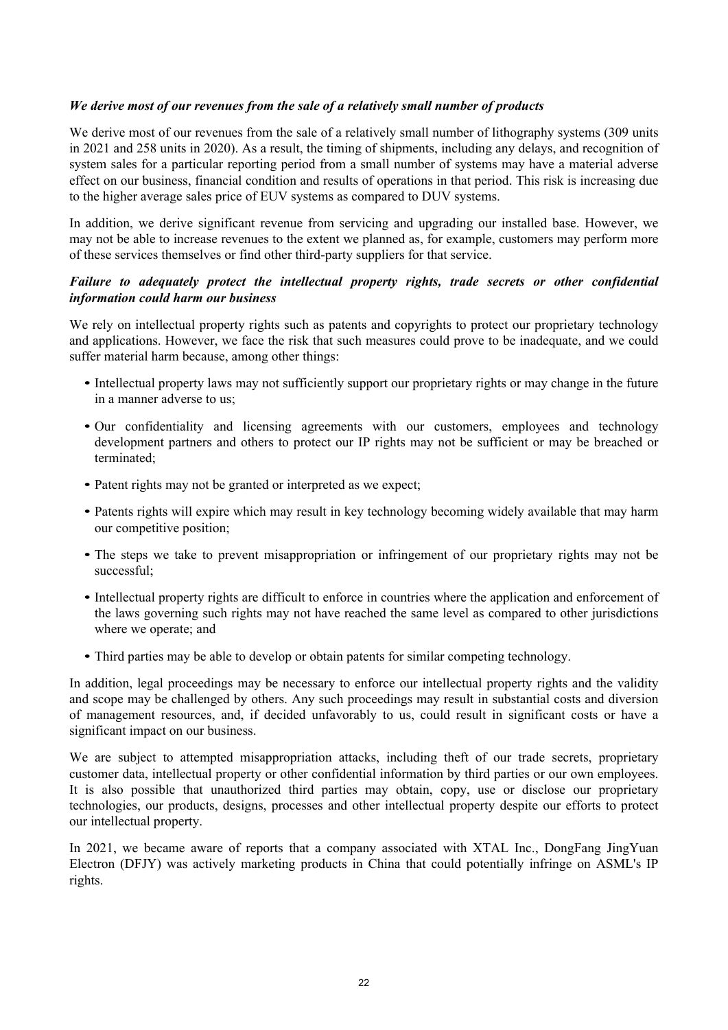*We derive most of our revenues from the sale of a relatively small number of products*

We derive most of our revenues from the sale of a relatively small number of lithography systems (309 units in 2021 and 258 units in 2020). As a result, the timing of shipments, including any delays, and recognition of system sales for a particular reporting period from a small number of systems may have a material adverse effect on our business, financial condition and results of operations in that period. This risk is increasing due to the higher average sales price of EUV systems as compared to DUV systems.

In addition, we derive significant revenue from servicing and upgrading our installed base. However, we may not be able to increase revenues to the extent we planned as, for example, customers may perform more of these services themselves or find other third-party suppliers for that service.

*Failure to adequately protect the intellectual property rights, trade secrets or other confidential information could harm our business*

We rely on intellectual property rights such as patents and copyrights to protect our proprietary technology and applications. However, we face the risk that such measures could prove to be inadequate, and we could suffer material harm because, among other things:

- Intellectual property laws may not sufficiently support our proprietary rights or may change in the future in a manner adverse to us;
- Our confidentiality and licensing agreements with our customers, employees and technology development partners and others to protect our IP rights may not be sufficient or may be breached or terminated;
- Patent rights may not be granted or interpreted as we expect;
- Patents rights will expire which may result in key technology becoming widely available that may harm our competitive position;
- The steps we take to prevent misappropriation or infringement of our proprietary rights may not be successful;
- Intellectual property rights are difficult to enforce in countries where the application and enforcement of the laws governing such rights may not have reached the same level as compared to other jurisdictions where we operate; and
- Third parties may be able to develop or obtain patents for similar competing technology.

In addition, legal proceedings may be necessary to enforce our intellectual property rights and the validity and scope may be challenged by others. Any such proceedings may result in substantial costs and diversion of management resources, and, if decided unfavorably to us, could result in significant costs or have a significant impact on our business.

We are subject to attempted misappropriation attacks, including theft of our trade secrets, proprietary customer data, intellectual property or other confidential information by third parties or our own employees. It is also possible that unauthorized third parties may obtain, copy, use or disclose our proprietary technologies, our products, designs, processes and other intellectual property despite our efforts to protect our intellectual property.

In 2021, we became aware of reports that a company associated with XTAL Inc., DongFang JingYuan Electron (DFJY) was actively marketing products in China that could potentially infringe on ASML's IP rights.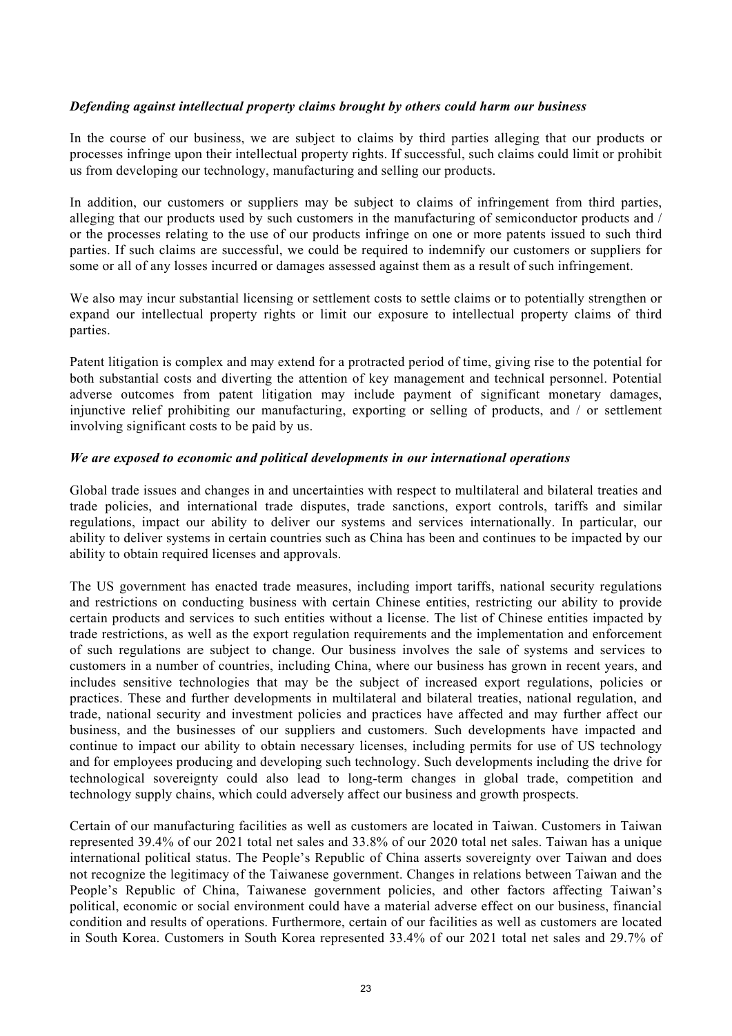*Defending against intellectual property claims brought by others could harm our business*

In the course of our business, we are subject to claims by third parties alleging that our products or processes infringe upon their intellectual property rights. If successful, such claims could limit or prohibit us from developing our technology, manufacturing and selling our products.

In addition, our customers or suppliers may be subject to claims of infringement from third parties, alleging that our products used by such customers in the manufacturing of semiconductor products and / or the processes relating to the use of our products infringe on one or more patents issued to such third parties. If such claims are successful, we could be required to indemnify our customers or suppliers for some or all of any losses incurred or damages assessed against them as a result of such infringement.

We also may incur substantial licensing or settlement costs to settle claims or to potentially strengthen or expand our intellectual property rights or limit our exposure to intellectual property claims of third parties.

Patent litigation is complex and may extend for a protracted period of time, giving rise to the potential for both substantial costs and diverting the attention of key management and technical personnel. Potential adverse outcomes from patent litigation may include payment of significant monetary damages, injunctive relief prohibiting our manufacturing, exporting or selling of products, and / or settlement involving significant costs to be paid by us.

*We are exposed to economic and political developments in our international operations*

Global trade issues and changes in and uncertainties with respect to multilateral and bilateral treaties and trade policies, and international trade disputes, trade sanctions, export controls, tariffs and similar regulations, impact our ability to deliver our systems and services internationally. In particular, our ability to deliver systems in certain countries such as China has been and continues to be impacted by our ability to obtain required licenses and approvals.

The US government has enacted trade measures, including import tariffs, national security regulations and restrictions on conducting business with certain Chinese entities, restricting our ability to provide certain products and services to such entities without a license. The list of Chinese entities impacted by trade restrictions, as well as the export regulation requirements and the implementation and enforcement of such regulations are subject to change. Our business involves the sale of systems and services to customers in a number of countries, including China, where our business has grown in recent years, and includes sensitive technologies that may be the subject of increased export regulations, policies or practices. These and further developments in multilateral and bilateral treaties, national regulation, and trade, national security and investment policies and practices have affected and may further affect our business, and the businesses of our suppliers and customers. Such developments have impacted and continue to impact our ability to obtain necessary licenses, including permits for use of US technology and for employees producing and developing such technology. Such developments including the drive for technological sovereignty could also lead to long-term changes in global trade, competition and technology supply chains, which could adversely affect our business and growth prospects.

Certain of our manufacturing facilities as well as customers are located in Taiwan. Customers in Taiwan represented 39.4% of our 2021 total net sales and 33.8% of our 2020 total net sales. Taiwan has a unique international political status. The People's Republic of China asserts sovereignty over Taiwan and does not recognize the legitimacy of the Taiwanese government. Changes in relations between Taiwan and the People's Republic of China, Taiwanese government policies, and other factors affecting Taiwan's political, economic or social environment could have a material adverse effect on our business, financial condition and results of operations. Furthermore, certain of our facilities as well as customers are located in South Korea. Customers in South Korea represented 33.4% of our 2021 total net sales and 29.7% of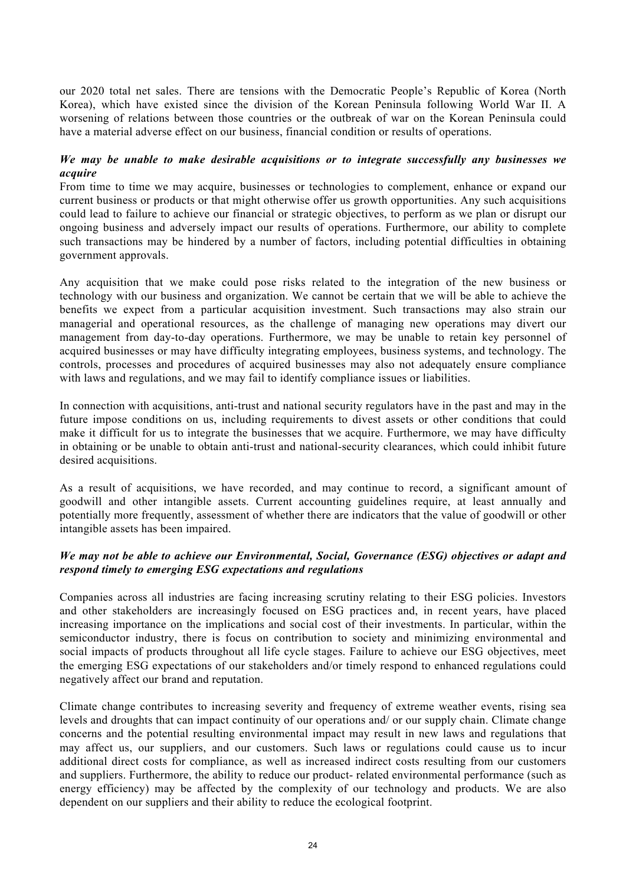our 2020 total net sales. There are tensions with the Democratic People's Republic of Korea (North Korea), which have existed since the division of the Korean Peninsula following World War II. A worsening of relations between those countries or the outbreak of war on the Korean Peninsula could have a material adverse effect on our business, financial condition or results of operations.

***We may be unable to make desirable acquisitions or to integrate successfully any businesses we acquire***

From time to time we may acquire, businesses or technologies to complement, enhance or expand our current business or products or that might otherwise offer us growth opportunities. Any such acquisitions could lead to failure to achieve our financial or strategic objectives, to perform as we plan or disrupt our ongoing business and adversely impact our results of operations. Furthermore, our ability to complete such transactions may be hindered by a number of factors, including potential difficulties in obtaining government approvals.

Any acquisition that we make could pose risks related to the integration of the new business or technology with our business and organization. We cannot be certain that we will be able to achieve the benefits we expect from a particular acquisition investment. Such transactions may also strain our managerial and operational resources, as the challenge of managing new operations may divert our management from day-to-day operations. Furthermore, we may be unable to retain key personnel of acquired businesses or may have difficulty integrating employees, business systems, and technology. The controls, processes and procedures of acquired businesses may also not adequately ensure compliance with laws and regulations, and we may fail to identify compliance issues or liabilities.

In connection with acquisitions, anti-trust and national security regulators have in the past and may in the future impose conditions on us, including requirements to divest assets or other conditions that could make it difficult for us to integrate the businesses that we acquire. Furthermore, we may have difficulty in obtaining or be unable to obtain anti-trust and national-security clearances, which could inhibit future desired acquisitions.

As a result of acquisitions, we have recorded, and may continue to record, a significant amount of goodwill and other intangible assets. Current accounting guidelines require, at least annually and potentially more frequently, assessment of whether there are indicators that the value of goodwill or other intangible assets has been impaired.

***We may not be able to achieve our Environmental, Social, Governance (ESG) objectives or adapt and respond timely to emerging ESG expectations and regulations***

Companies across all industries are facing increasing scrutiny relating to their ESG policies. Investors and other stakeholders are increasingly focused on ESG practices and, in recent years, have placed increasing importance on the implications and social cost of their investments. In particular, within the semiconductor industry, there is focus on contribution to society and minimizing environmental and social impacts of products throughout all life cycle stages. Failure to achieve our ESG objectives, meet the emerging ESG expectations of our stakeholders and/or timely respond to enhanced regulations could negatively affect our brand and reputation.

Climate change contributes to increasing severity and frequency of extreme weather events, rising sea levels and droughts that can impact continuity of our operations and/ or our supply chain. Climate change concerns and the potential resulting environmental impact may result in new laws and regulations that may affect us, our suppliers, and our customers. Such laws or regulations could cause us to incur additional direct costs for compliance, as well as increased indirect costs resulting from our customers and suppliers. Furthermore, the ability to reduce our product- related environmental performance (such as energy efficiency) may be affected by the complexity of our technology and products. We are also dependent on our suppliers and their ability to reduce the ecological footprint.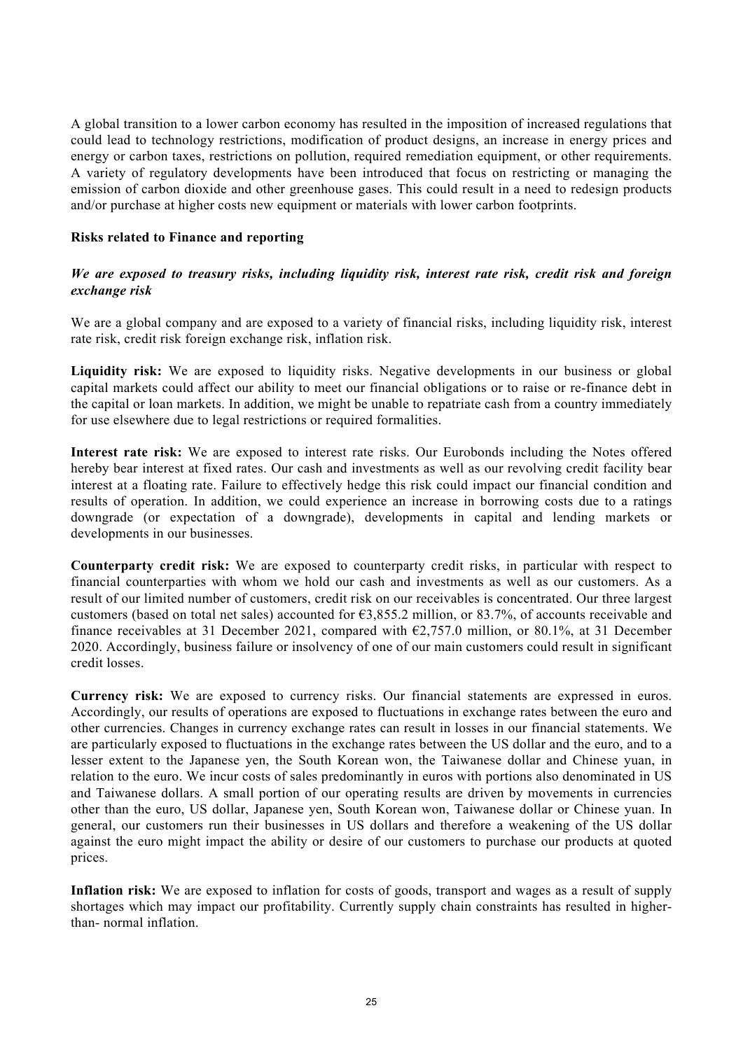A global transition to a lower carbon economy has resulted in the imposition of increased regulations that could lead to technology restrictions, modification of product designs, an increase in energy prices and energy or carbon taxes, restrictions on pollution, required remediation equipment, or other requirements. A variety of regulatory developments have been introduced that focus on restricting or managing the emission of carbon dioxide and other greenhouse gases. This could result in a need to redesign products and/or purchase at higher costs new equipment or materials with lower carbon footprints.

**Risks related to Finance and reporting**

***We are exposed to treasury risks, including liquidity risk, interest rate risk, credit risk and foreign exchange risk***

We are a global company and are exposed to a variety of financial risks, including liquidity risk, interest rate risk, credit risk foreign exchange risk, inflation risk.

**Liquidity risk:** We are exposed to liquidity risks. Negative developments in our business or global capital markets could affect our ability to meet our financial obligations or to raise or re-finance debt in the capital or loan markets. In addition, we might be unable to repatriate cash from a country immediately for use elsewhere due to legal restrictions or required formalities.

**Interest rate risk:** We are exposed to interest rate risks. Our Eurobonds including the Notes offered hereby bear interest at fixed rates. Our cash and investments as well as our revolving credit facility bear interest at a floating rate. Failure to effectively hedge this risk could impact our financial condition and results of operation. In addition, we could experience an increase in borrowing costs due to a ratings downgrade (or expectation of a downgrade), developments in capital and lending markets or developments in our businesses.

**Counterparty credit risk:** We are exposed to counterparty credit risks, in particular with respect to financial counterparties with whom we hold our cash and investments as well as our customers. As a result of our limited number of customers, credit risk on our receivables is concentrated. Our three largest customers (based on total net sales) accounted for €3,855.2 million, or 83.7%, of accounts receivable and finance receivables at 31 December 2021, compared with €2,757.0 million, or 80.1%, at 31 December 2020. Accordingly, business failure or insolvency of one of our main customers could result in significant credit losses.

**Currency risk:** We are exposed to currency risks. Our financial statements are expressed in euros. Accordingly, our results of operations are exposed to fluctuations in exchange rates between the euro and other currencies. Changes in currency exchange rates can result in losses in our financial statements. We are particularly exposed to fluctuations in the exchange rates between the US dollar and the euro, and to a lesser extent to the Japanese yen, the South Korean won, the Taiwanese dollar and Chinese yuan, in relation to the euro. We incur costs of sales predominantly in euros with portions also denominated in US and Taiwanese dollars. A small portion of our operating results are driven by movements in currencies other than the euro, US dollar, Japanese yen, South Korean won, Taiwanese dollar or Chinese yuan. In general, our customers run their businesses in US dollars and therefore a weakening of the US dollar against the euro might impact the ability or desire of our customers to purchase our products at quoted prices.

**Inflation risk:** We are exposed to inflation for costs of goods, transport and wages as a result of supply shortages which may impact our profitability. Currently supply chain constraints has resulted in higher-than- normal inflation.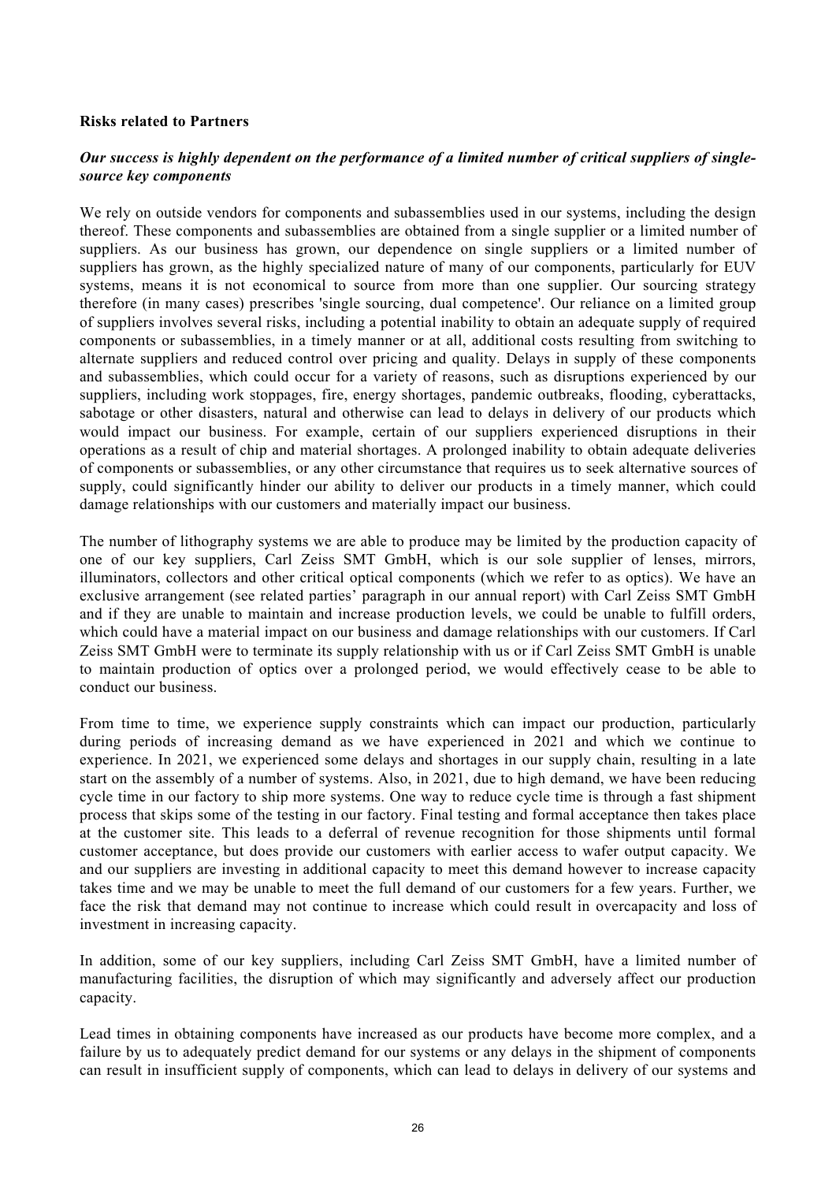**Risks related to Partners**

***Our success is highly dependent on the performance of a limited number of critical suppliers of single-source key components***

We rely on outside vendors for components and subassemblies used in our systems, including the design thereof. These components and subassemblies are obtained from a single supplier or a limited number of suppliers. As our business has grown, our dependence on single suppliers or a limited number of suppliers has grown, as the highly specialized nature of many of our components, particularly for EUV systems, means it is not economical to source from more than one supplier. Our sourcing strategy therefore (in many cases) prescribes 'single sourcing, dual competence'. Our reliance on a limited group of suppliers involves several risks, including a potential inability to obtain an adequate supply of required components or subassemblies, in a timely manner or at all, additional costs resulting from switching to alternate suppliers and reduced control over pricing and quality. Delays in supply of these components and subassemblies, which could occur for a variety of reasons, such as disruptions experienced by our suppliers, including work stoppages, fire, energy shortages, pandemic outbreaks, flooding, cyberattacks, sabotage or other disasters, natural and otherwise can lead to delays in delivery of our products which would impact our business. For example, certain of our suppliers experienced disruptions in their operations as a result of chip and material shortages. A prolonged inability to obtain adequate deliveries of components or subassemblies, or any other circumstance that requires us to seek alternative sources of supply, could significantly hinder our ability to deliver our products in a timely manner, which could damage relationships with our customers and materially impact our business.

The number of lithography systems we are able to produce may be limited by the production capacity of one of our key suppliers, Carl Zeiss SMT GmbH, which is our sole supplier of lenses, mirrors, illuminators, collectors and other critical optical components (which we refer to as optics). We have an exclusive arrangement (see related parties' paragraph in our annual report) with Carl Zeiss SMT GmbH and if they are unable to maintain and increase production levels, we could be unable to fulfill orders, which could have a material impact on our business and damage relationships with our customers. If Carl Zeiss SMT GmbH were to terminate its supply relationship with us or if Carl Zeiss SMT GmbH is unable to maintain production of optics over a prolonged period, we would effectively cease to be able to conduct our business.

From time to time, we experience supply constraints which can impact our production, particularly during periods of increasing demand as we have experienced in 2021 and which we continue to experience. In 2021, we experienced some delays and shortages in our supply chain, resulting in a late start on the assembly of a number of systems. Also, in 2021, due to high demand, we have been reducing cycle time in our factory to ship more systems. One way to reduce cycle time is through a fast shipment process that skips some of the testing in our factory. Final testing and formal acceptance then takes place at the customer site. This leads to a deferral of revenue recognition for those shipments until formal customer acceptance, but does provide our customers with earlier access to wafer output capacity. We and our suppliers are investing in additional capacity to meet this demand however to increase capacity takes time and we may be unable to meet the full demand of our customers for a few years. Further, we face the risk that demand may not continue to increase which could result in overcapacity and loss of investment in increasing capacity.

In addition, some of our key suppliers, including Carl Zeiss SMT GmbH, have a limited number of manufacturing facilities, the disruption of which may significantly and adversely affect our production capacity.

Lead times in obtaining components have increased as our products have become more complex, and a failure by us to adequately predict demand for our systems or any delays in the shipment of components can result in insufficient supply of components, which can lead to delays in delivery of our systems and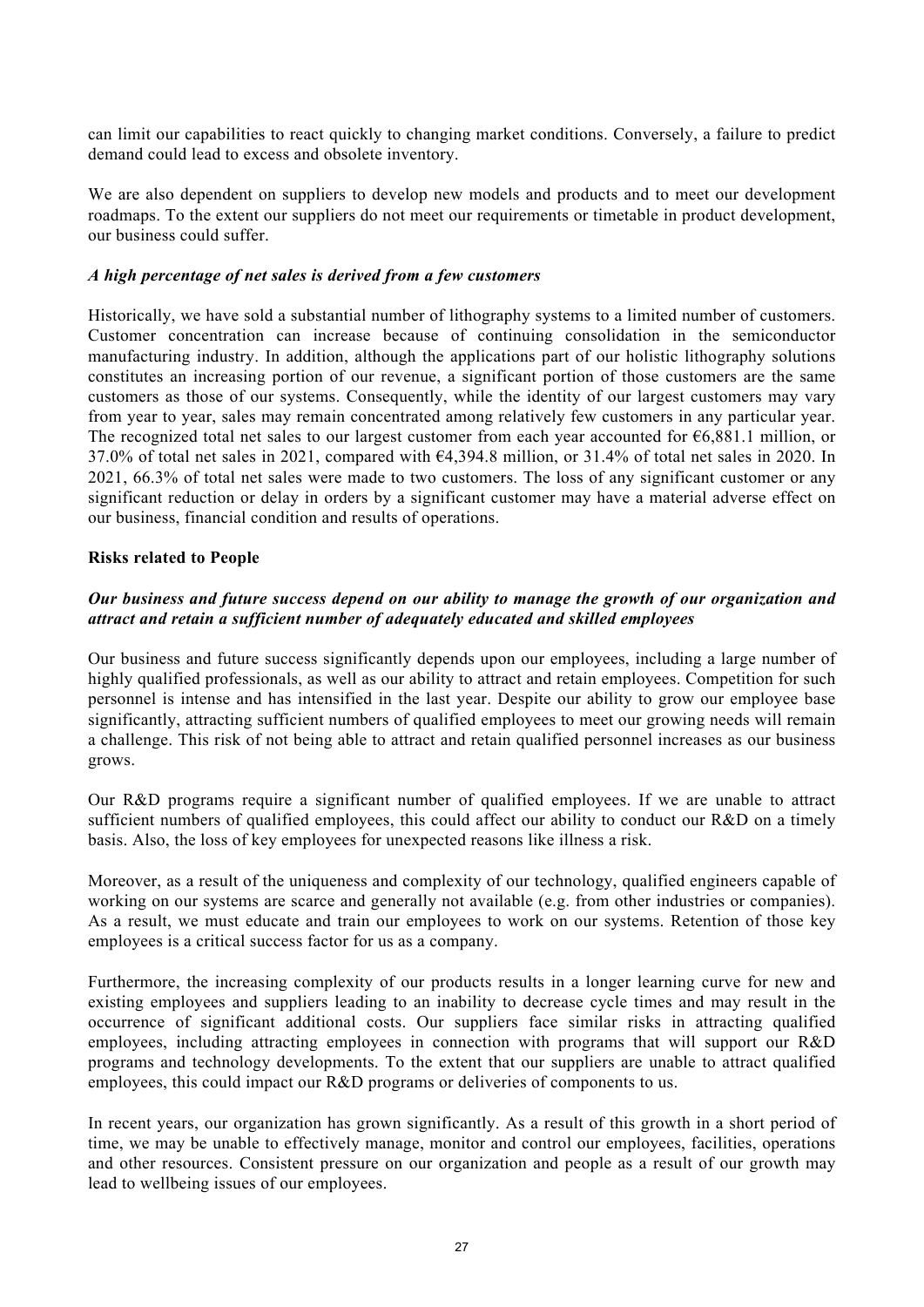can limit our capabilities to react quickly to changing market conditions. Conversely, a failure to predict demand could lead to excess and obsolete inventory.

We are also dependent on suppliers to develop new models and products and to meet our development roadmaps. To the extent our suppliers do not meet our requirements or timetable in product development, our business could suffer.

***A high percentage of net sales is derived from a few customers***

Historically, we have sold a substantial number of lithography systems to a limited number of customers. Customer concentration can increase because of continuing consolidation in the semiconductor manufacturing industry. In addition, although the applications part of our holistic lithography solutions constitutes an increasing portion of our revenue, a significant portion of those customers are the same customers as those of our systems. Consequently, while the identity of our largest customers may vary from year to year, sales may remain concentrated among relatively few customers in any particular year. The recognized total net sales to our largest customer from each year accounted for €6,881.1 million, or 37.0% of total net sales in 2021, compared with €4,394.8 million, or 31.4% of total net sales in 2020. In 2021, 66.3% of total net sales were made to two customers. The loss of any significant customer or any significant reduction or delay in orders by a significant customer may have a material adverse effect on our business, financial condition and results of operations.

**Risks related to People**

***Our business and future success depend on our ability to manage the growth of our organization and attract and retain a sufficient number of adequately educated and skilled employees***

Our business and future success significantly depends upon our employees, including a large number of highly qualified professionals, as well as our ability to attract and retain employees. Competition for such personnel is intense and has intensified in the last year. Despite our ability to grow our employee base significantly, attracting sufficient numbers of qualified employees to meet our growing needs will remain a challenge. This risk of not being able to attract and retain qualified personnel increases as our business grows.

Our R&D programs require a significant number of qualified employees. If we are unable to attract sufficient numbers of qualified employees, this could affect our ability to conduct our R&D on a timely basis. Also, the loss of key employees for unexpected reasons like illness a risk.

Moreover, as a result of the uniqueness and complexity of our technology, qualified engineers capable of working on our systems are scarce and generally not available (e.g. from other industries or companies). As a result, we must educate and train our employees to work on our systems. Retention of those key employees is a critical success factor for us as a company.

Furthermore, the increasing complexity of our products results in a longer learning curve for new and existing employees and suppliers leading to an inability to decrease cycle times and may result in the occurrence of significant additional costs. Our suppliers face similar risks in attracting qualified employees, including attracting employees in connection with programs that will support our R&D programs and technology developments. To the extent that our suppliers are unable to attract qualified employees, this could impact our R&D programs or deliveries of components to us.

In recent years, our organization has grown significantly. As a result of this growth in a short period of time, we may be unable to effectively manage, monitor and control our employees, facilities, operations and other resources. Consistent pressure on our organization and people as a result of our growth may lead to wellbeing issues of our employees.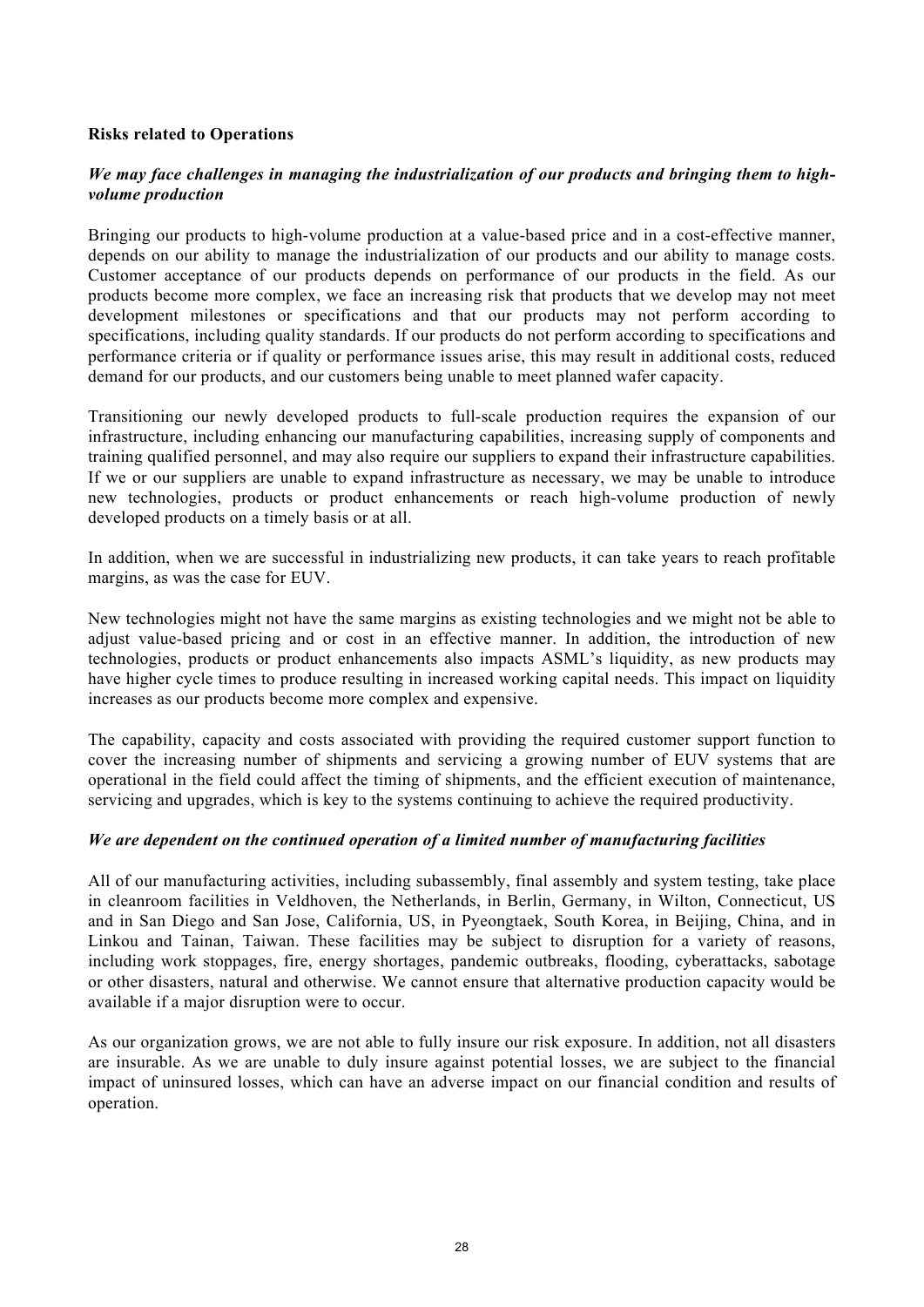**Risks related to Operations**

***We may face challenges in managing the industrialization of our products and bringing them to high-volume production***

Bringing our products to high-volume production at a value-based price and in a cost-effective manner, depends on our ability to manage the industrialization of our products and our ability to manage costs. Customer acceptance of our products depends on performance of our products in the field. As our products become more complex, we face an increasing risk that products that we develop may not meet development milestones or specifications and that our products may not perform according to specifications, including quality standards. If our products do not perform according to specifications and performance criteria or if quality or performance issues arise, this may result in additional costs, reduced demand for our products, and our customers being unable to meet planned wafer capacity.

Transitioning our newly developed products to full-scale production requires the expansion of our infrastructure, including enhancing our manufacturing capabilities, increasing supply of components and training qualified personnel, and may also require our suppliers to expand their infrastructure capabilities. If we or our suppliers are unable to expand infrastructure as necessary, we may be unable to introduce new technologies, products or product enhancements or reach high-volume production of newly developed products on a timely basis or at all.

In addition, when we are successful in industrializing new products, it can take years to reach profitable margins, as was the case for EUV.

New technologies might not have the same margins as existing technologies and we might not be able to adjust value-based pricing and or cost in an effective manner. In addition, the introduction of new technologies, products or product enhancements also impacts ASML's liquidity, as new products may have higher cycle times to produce resulting in increased working capital needs. This impact on liquidity increases as our products become more complex and expensive.

The capability, capacity and costs associated with providing the required customer support function to cover the increasing number of shipments and servicing a growing number of EUV systems that are operational in the field could affect the timing of shipments, and the efficient execution of maintenance, servicing and upgrades, which is key to the systems continuing to achieve the required productivity.

***We are dependent on the continued operation of a limited number of manufacturing facilities***

All of our manufacturing activities, including subassembly, final assembly and system testing, take place in cleanroom facilities in Veldhoven, the Netherlands, in Berlin, Germany, in Wilton, Connecticut, US and in San Diego and San Jose, California, US, in Pyeongtaek, South Korea, in Beijing, China, and in Linkou and Tainan, Taiwan. These facilities may be subject to disruption for a variety of reasons, including work stoppages, fire, energy shortages, pandemic outbreaks, flooding, cyberattacks, sabotage or other disasters, natural and otherwise. We cannot ensure that alternative production capacity would be available if a major disruption were to occur.

As our organization grows, we are not able to fully insure our risk exposure. In addition, not all disasters are insurable. As we are unable to duly insure against potential losses, we are subject to the financial impact of uninsured losses, which can have an adverse impact on our financial condition and results of operation.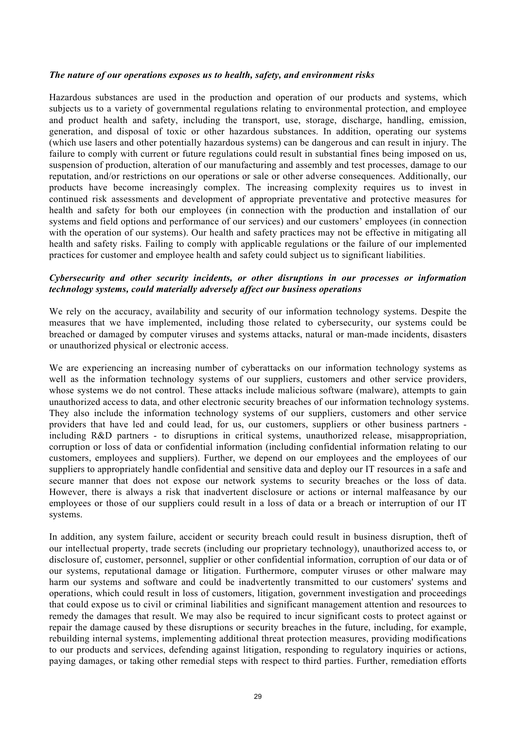***The nature of our operations exposes us to health, safety, and environment risks***

Hazardous substances are used in the production and operation of our products and systems, which subjects us to a variety of governmental regulations relating to environmental protection, and employee and product health and safety, including the transport, use, storage, discharge, handling, emission, generation, and disposal of toxic or other hazardous substances. In addition, operating our systems (which use lasers and other potentially hazardous systems) can be dangerous and can result in injury. The failure to comply with current or future regulations could result in substantial fines being imposed on us, suspension of production, alteration of our manufacturing and assembly and test processes, damage to our reputation, and/or restrictions on our operations or sale or other adverse consequences. Additionally, our products have become increasingly complex. The increasing complexity requires us to invest in continued risk assessments and development of appropriate preventative and protective measures for health and safety for both our employees (in connection with the production and installation of our systems and field options and performance of our services) and our customers' employees (in connection with the operation of our systems). Our health and safety practices may not be effective in mitigating all health and safety risks. Failing to comply with applicable regulations or the failure of our implemented practices for customer and employee health and safety could subject us to significant liabilities.

***Cybersecurity and other security incidents, or other disruptions in our processes or information technology systems, could materially adversely affect our business operations***

We rely on the accuracy, availability and security of our information technology systems. Despite the measures that we have implemented, including those related to cybersecurity, our systems could be breached or damaged by computer viruses and systems attacks, natural or man-made incidents, disasters or unauthorized physical or electronic access.

We are experiencing an increasing number of cyberattacks on our information technology systems as well as the information technology systems of our suppliers, customers and other service providers, whose systems we do not control. These attacks include malicious software (malware), attempts to gain unauthorized access to data, and other electronic security breaches of our information technology systems. They also include the information technology systems of our suppliers, customers and other service providers that have led and could lead, for us, our customers, suppliers or other business partners - including R&D partners - to disruptions in critical systems, unauthorized release, misappropriation, corruption or loss of data or confidential information (including confidential information relating to our customers, employees and suppliers). Further, we depend on our employees and the employees of our suppliers to appropriately handle confidential and sensitive data and deploy our IT resources in a safe and secure manner that does not expose our network systems to security breaches or the loss of data. However, there is always a risk that inadvertent disclosure or actions or internal malfeasance by our employees or those of our suppliers could result in a loss of data or a breach or interruption of our IT systems.

In addition, any system failure, accident or security breach could result in business disruption, theft of our intellectual property, trade secrets (including our proprietary technology), unauthorized access to, or disclosure of, customer, personnel, supplier or other confidential information, corruption of our data or of our systems, reputational damage or litigation. Furthermore, computer viruses or other malware may harm our systems and software and could be inadvertently transmitted to our customers' systems and operations, which could result in loss of customers, litigation, government investigation and proceedings that could expose us to civil or criminal liabilities and significant management attention and resources to remedy the damages that result. We may also be required to incur significant costs to protect against or repair the damage caused by these disruptions or security breaches in the future, including, for example, rebuilding internal systems, implementing additional threat protection measures, providing modifications to our products and services, defending against litigation, responding to regulatory inquiries or actions, paying damages, or taking other remedial steps with respect to third parties. Further, remediation efforts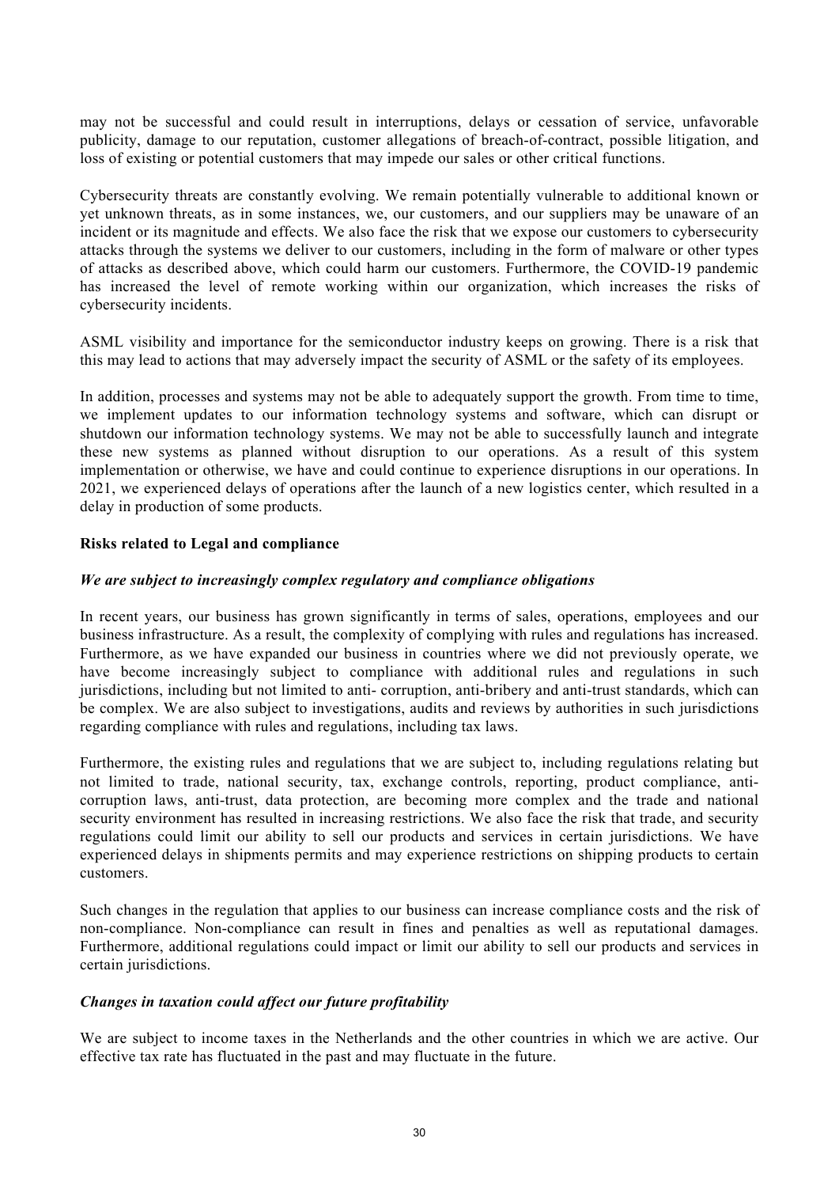may not be successful and could result in interruptions, delays or cessation of service, unfavorable publicity, damage to our reputation, customer allegations of breach-of-contract, possible litigation, and loss of existing or potential customers that may impede our sales or other critical functions.

Cybersecurity threats are constantly evolving. We remain potentially vulnerable to additional known or yet unknown threats, as in some instances, we, our customers, and our suppliers may be unaware of an incident or its magnitude and effects. We also face the risk that we expose our customers to cybersecurity attacks through the systems we deliver to our customers, including in the form of malware or other types of attacks as described above, which could harm our customers. Furthermore, the COVID-19 pandemic has increased the level of remote working within our organization, which increases the risks of cybersecurity incidents.

ASML visibility and importance for the semiconductor industry keeps on growing. There is a risk that this may lead to actions that may adversely impact the security of ASML or the safety of its employees.

In addition, processes and systems may not be able to adequately support the growth. From time to time, we implement updates to our information technology systems and software, which can disrupt or shutdown our information technology systems. We may not be able to successfully launch and integrate these new systems as planned without disruption to our operations. As a result of this system implementation or otherwise, we have and could continue to experience disruptions in our operations. In 2021, we experienced delays of operations after the launch of a new logistics center, which resulted in a delay in production of some products.

**Risks related to Legal and compliance**

***We are subject to increasingly complex regulatory and compliance obligations***

In recent years, our business has grown significantly in terms of sales, operations, employees and our business infrastructure. As a result, the complexity of complying with rules and regulations has increased. Furthermore, as we have expanded our business in countries where we did not previously operate, we have become increasingly subject to compliance with additional rules and regulations in such jurisdictions, including but not limited to anti- corruption, anti-bribery and anti-trust standards, which can be complex. We are also subject to investigations, audits and reviews by authorities in such jurisdictions regarding compliance with rules and regulations, including tax laws.

Furthermore, the existing rules and regulations that we are subject to, including regulations relating but not limited to trade, national security, tax, exchange controls, reporting, product compliance, anti-corruption laws, anti-trust, data protection, are becoming more complex and the trade and national security environment has resulted in increasing restrictions. We also face the risk that trade, and security regulations could limit our ability to sell our products and services in certain jurisdictions. We have experienced delays in shipments permits and may experience restrictions on shipping products to certain customers.

Such changes in the regulation that applies to our business can increase compliance costs and the risk of non-compliance. Non-compliance can result in fines and penalties as well as reputational damages. Furthermore, additional regulations could impact or limit our ability to sell our products and services in certain jurisdictions.

***Changes in taxation could affect our future profitability***

We are subject to income taxes in the Netherlands and the other countries in which we are active. Our effective tax rate has fluctuated in the past and may fluctuate in the future.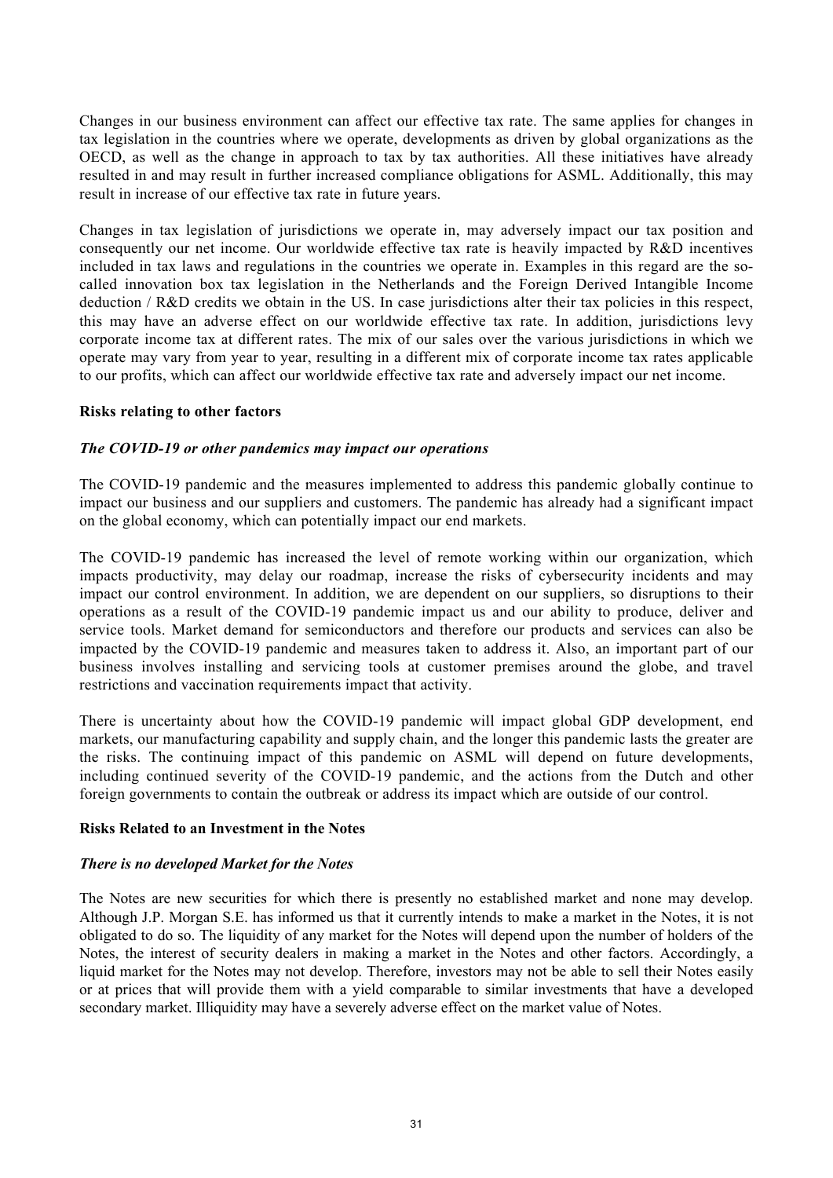Changes in our business environment can affect our effective tax rate. The same applies for changes in tax legislation in the countries where we operate, developments as driven by global organizations as the OECD, as well as the change in approach to tax by tax authorities. All these initiatives have already resulted in and may result in further increased compliance obligations for ASML. Additionally, this may result in increase of our effective tax rate in future years.

Changes in tax legislation of jurisdictions we operate in, may adversely impact our tax position and consequently our net income. Our worldwide effective tax rate is heavily impacted by R&D incentives included in tax laws and regulations in the countries we operate in. Examples in this regard are the so-called innovation box tax legislation in the Netherlands and the Foreign Derived Intangible Income deduction / R&D credits we obtain in the US. In case jurisdictions alter their tax policies in this respect, this may have an adverse effect on our worldwide effective tax rate. In addition, jurisdictions levy corporate income tax at different rates. The mix of our sales over the various jurisdictions in which we operate may vary from year to year, resulting in a different mix of corporate income tax rates applicable to our profits, which can affect our worldwide effective tax rate and adversely impact our net income.

**Risks relating to other factors**

***The COVID-19 or other pandemics may impact our operations***

The COVID-19 pandemic and the measures implemented to address this pandemic globally continue to impact our business and our suppliers and customers. The pandemic has already had a significant impact on the global economy, which can potentially impact our end markets.

The COVID-19 pandemic has increased the level of remote working within our organization, which impacts productivity, may delay our roadmap, increase the risks of cybersecurity incidents and may impact our control environment. In addition, we are dependent on our suppliers, so disruptions to their operations as a result of the COVID-19 pandemic impact us and our ability to produce, deliver and service tools. Market demand for semiconductors and therefore our products and services can also be impacted by the COVID-19 pandemic and measures taken to address it. Also, an important part of our business involves installing and servicing tools at customer premises around the globe, and travel restrictions and vaccination requirements impact that activity.

There is uncertainty about how the COVID-19 pandemic will impact global GDP development, end markets, our manufacturing capability and supply chain, and the longer this pandemic lasts the greater are the risks. The continuing impact of this pandemic on ASML will depend on future developments, including continued severity of the COVID-19 pandemic, and the actions from the Dutch and other foreign governments to contain the outbreak or address its impact which are outside of our control.

**Risks Related to an Investment in the Notes**

***There is no developed Market for the Notes***

The Notes are new securities for which there is presently no established market and none may develop. Although J.P. Morgan S.E. has informed us that it currently intends to make a market in the Notes, it is not obligated to do so. The liquidity of any market for the Notes will depend upon the number of holders of the Notes, the interest of security dealers in making a market in the Notes and other factors. Accordingly, a liquid market for the Notes may not develop. Therefore, investors may not be able to sell their Notes easily or at prices that will provide them with a yield comparable to similar investments that have a developed secondary market. Illiquidity may have a severely adverse effect on the market value of Notes.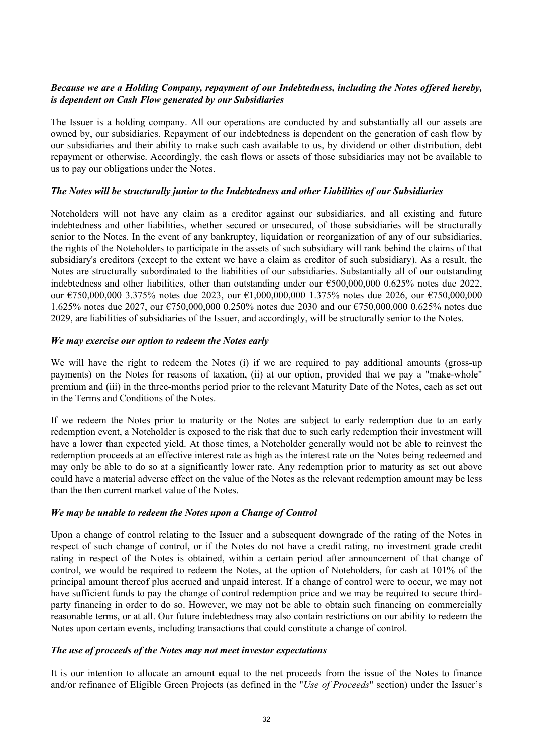### *Because we are a Holding Company, repayment of our Indebtedness, including the Notes offered hereby, is dependent on Cash Flow generated by our Subsidiaries*

The Issuer is a holding company. All our operations are conducted by and substantially all our assets are owned by, our subsidiaries. Repayment of our indebtedness is dependent on the generation of cash flow by our subsidiaries and their ability to make such cash available to us, by dividend or other distribution, debt repayment or otherwise. Accordingly, the cash flows or assets of those subsidiaries may not be available to us to pay our obligations under the Notes.

### *The Notes will be structurally junior to the Indebtedness and other Liabilities of our Subsidiaries*

Noteholders will not have any claim as a creditor against our subsidiaries, and all existing and future indebtedness and other liabilities, whether secured or unsecured, of those subsidiaries will be structurally senior to the Notes. In the event of any bankruptcy, liquidation or reorganization of any of our subsidiaries, the rights of the Noteholders to participate in the assets of such subsidiary will rank behind the claims of that subsidiary's creditors (except to the extent we have a claim as creditor of such subsidiary). As a result, the Notes are structurally subordinated to the liabilities of our subsidiaries. Substantially all of our outstanding indebtedness and other liabilities, other than outstanding under our €500,000,000 0.625% notes due 2022, our €750,000,000 3.375% notes due 2023, our €1,000,000,000 1.375% notes due 2026, our €750,000,000 1.625% notes due 2027, our €750,000,000 0.250% notes due 2030 and our €750,000,000 0.625% notes due 2029, are liabilities of subsidiaries of the Issuer, and accordingly, will be structurally senior to the Notes.

### *We may exercise our option to redeem the Notes early*

We will have the right to redeem the Notes (i) if we are required to pay additional amounts (gross-up payments) on the Notes for reasons of taxation, (ii) at our option, provided that we pay a "make-whole" premium and (iii) in the three-months period prior to the relevant Maturity Date of the Notes, each as set out in the Terms and Conditions of the Notes.

If we redeem the Notes prior to maturity or the Notes are subject to early redemption due to an early redemption event, a Noteholder is exposed to the risk that due to such early redemption their investment will have a lower than expected yield. At those times, a Noteholder generally would not be able to reinvest the redemption proceeds at an effective interest rate as high as the interest rate on the Notes being redeemed and may only be able to do so at a significantly lower rate. Any redemption prior to maturity as set out above could have a material adverse effect on the value of the Notes as the relevant redemption amount may be less than the then current market value of the Notes.

### *We may be unable to redeem the Notes upon a Change of Control*

Upon a change of control relating to the Issuer and a subsequent downgrade of the rating of the Notes in respect of such change of control, or if the Notes do not have a credit rating, no investment grade credit rating in respect of the Notes is obtained, within a certain period after announcement of that change of control, we would be required to redeem the Notes, at the option of Noteholders, for cash at 101% of the principal amount thereof plus accrued and unpaid interest. If a change of control were to occur, we may not have sufficient funds to pay the change of control redemption price and we may be required to secure third-party financing in order to do so. However, we may not be able to obtain such financing on commercially reasonable terms, or at all. Our future indebtedness may also contain restrictions on our ability to redeem the Notes upon certain events, including transactions that could constitute a change of control.

### *The use of proceeds of the Notes may not meet investor expectations*

It is our intention to allocate an amount equal to the net proceeds from the issue of the Notes to finance and/or refinance of Eligible Green Projects (as defined in the "*Use of Proceeds*" section) under the Issuer's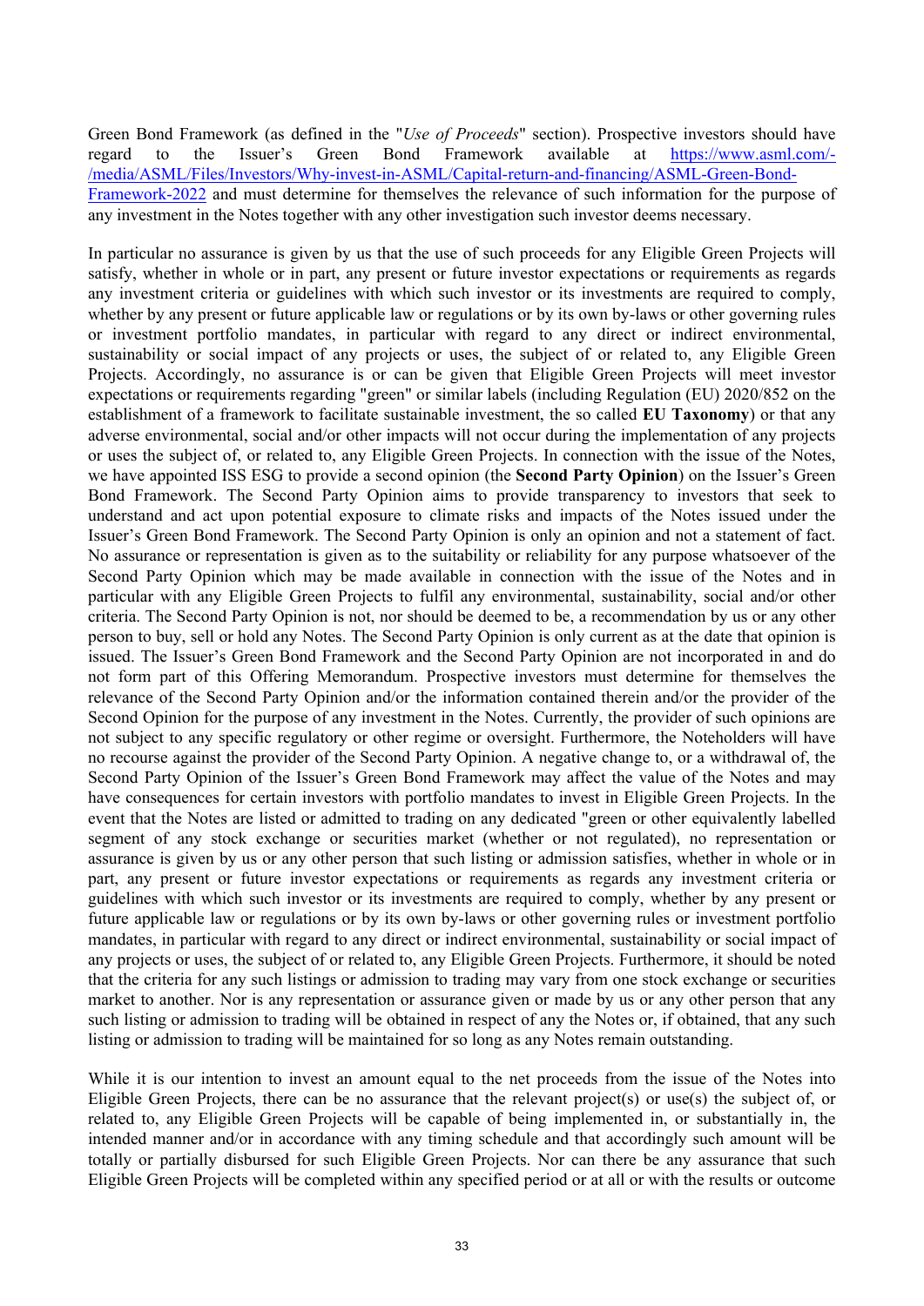Green Bond Framework (as defined in the "*Use of Proceeds*" section). Prospective investors should have regard to the Issuer's Green Bond Framework available at [https://www.asml.com/-/media/ASML/Files/Investors/Why-invest-in-ASML/Capital-return-and-financing/ASML-Green-Bond-Framework-2022](https://www.asml.com/-/media/ASML/Files/Investors/Why-invest-in-ASML/Capital-return-and-financing/ASML-Green-Bond-Framework-2022) and must determine for themselves the relevance of such information for the purpose of any investment in the Notes together with any other investigation such investor deems necessary.

In particular no assurance is given by us that the use of such proceeds for any Eligible Green Projects will satisfy, whether in whole or in part, any present or future investor expectations or requirements as regards any investment criteria or guidelines with which such investor or its investments are required to comply, whether by any present or future applicable law or regulations or by its own by-laws or other governing rules or investment portfolio mandates, in particular with regard to any direct or indirect environmental, sustainability or social impact of any projects or uses, the subject of or related to, any Eligible Green Projects. Accordingly, no assurance is or can be given that Eligible Green Projects will meet investor expectations or requirements regarding "green" or similar labels (including Regulation (EU) 2020/852 on the establishment of a framework to facilitate sustainable investment, the so called **EU Taxonomy**) or that any adverse environmental, social and/or other impacts will not occur during the implementation of any projects or uses the subject of, or related to, any Eligible Green Projects. In connection with the issue of the Notes, we have appointed ISS ESG to provide a second opinion (the **Second Party Opinion**) on the Issuer's Green Bond Framework. The Second Party Opinion aims to provide transparency to investors that seek to understand and act upon potential exposure to climate risks and impacts of the Notes issued under the Issuer's Green Bond Framework. The Second Party Opinion is only an opinion and not a statement of fact. No assurance or representation is given as to the suitability or reliability for any purpose whatsoever of the Second Party Opinion which may be made available in connection with the issue of the Notes and in particular with any Eligible Green Projects to fulfil any environmental, sustainability, social and/or other criteria. The Second Party Opinion is not, nor should be deemed to be, a recommendation by us or any other person to buy, sell or hold any Notes. The Second Party Opinion is only current as at the date that opinion is issued. The Issuer's Green Bond Framework and the Second Party Opinion are not incorporated in and do not form part of this Offering Memorandum. Prospective investors must determine for themselves the relevance of the Second Party Opinion and/or the information contained therein and/or the provider of the Second Opinion for the purpose of any investment in the Notes. Currently, the provider of such opinions are not subject to any specific regulatory or other regime or oversight. Furthermore, the Noteholders will have no recourse against the provider of the Second Party Opinion. A negative change to, or a withdrawal of, the Second Party Opinion of the Issuer's Green Bond Framework may affect the value of the Notes and may have consequences for certain investors with portfolio mandates to invest in Eligible Green Projects. In the event that the Notes are listed or admitted to trading on any dedicated "green or other equivalently labelled segment of any stock exchange or securities market (whether or not regulated), no representation or assurance is given by us or any other person that such listing or admission satisfies, whether in whole or in part, any present or future investor expectations or requirements as regards any investment criteria or guidelines with which such investor or its investments are required to comply, whether by any present or future applicable law or regulations or by its own by-laws or other governing rules or investment portfolio mandates, in particular with regard to any direct or indirect environmental, sustainability or social impact of any projects or uses, the subject of or related to, any Eligible Green Projects. Furthermore, it should be noted that the criteria for any such listings or admission to trading may vary from one stock exchange or securities market to another. Nor is any representation or assurance given or made by us or any other person that any such listing or admission to trading will be obtained in respect of any the Notes or, if obtained, that any such listing or admission to trading will be maintained for so long as any Notes remain outstanding.

While it is our intention to invest an amount equal to the net proceeds from the issue of the Notes into Eligible Green Projects, there can be no assurance that the relevant project(s) or use(s) the subject of, or related to, any Eligible Green Projects will be capable of being implemented in, or substantially in, the intended manner and/or in accordance with any timing schedule and that accordingly such amount will be totally or partially disbursed for such Eligible Green Projects. Nor can there be any assurance that such Eligible Green Projects will be completed within any specified period or at all or with the results or outcome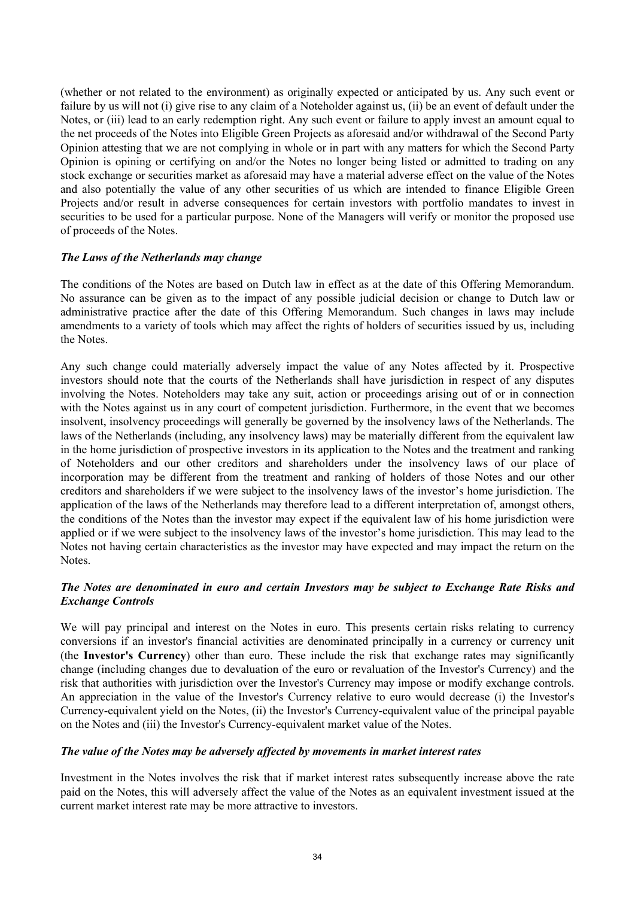(whether or not related to the environment) as originally expected or anticipated by us. Any such event or failure by us will not (i) give rise to any claim of a Noteholder against us, (ii) be an event of default under the Notes, or (iii) lead to an early redemption right. Any such event or failure to apply invest an amount equal to the net proceeds of the Notes into Eligible Green Projects as aforesaid and/or withdrawal of the Second Party Opinion attesting that we are not complying in whole or in part with any matters for which the Second Party Opinion is opining or certifying on and/or the Notes no longer being listed or admitted to trading on any stock exchange or securities market as aforesaid may have a material adverse effect on the value of the Notes and also potentially the value of any other securities of us which are intended to finance Eligible Green Projects and/or result in adverse consequences for certain investors with portfolio mandates to invest in securities to be used for a particular purpose. None of the Managers will verify or monitor the proposed use of proceeds of the Notes.

***The Laws of the Netherlands may change***

The conditions of the Notes are based on Dutch law in effect as at the date of this Offering Memorandum. No assurance can be given as to the impact of any possible judicial decision or change to Dutch law or administrative practice after the date of this Offering Memorandum. Such changes in laws may include amendments to a variety of tools which may affect the rights of holders of securities issued by us, including the Notes.

Any such change could materially adversely impact the value of any Notes affected by it. Prospective investors should note that the courts of the Netherlands shall have jurisdiction in respect of any disputes involving the Notes. Noteholders may take any suit, action or proceedings arising out of or in connection with the Notes against us in any court of competent jurisdiction. Furthermore, in the event that we becomes insolvent, insolvency proceedings will generally be governed by the insolvency laws of the Netherlands. The laws of the Netherlands (including, any insolvency laws) may be materially different from the equivalent law in the home jurisdiction of prospective investors in its application to the Notes and the treatment and ranking of Noteholders and our other creditors and shareholders under the insolvency laws of our place of incorporation may be different from the treatment and ranking of holders of those Notes and our other creditors and shareholders if we were subject to the insolvency laws of the investor's home jurisdiction. The application of the laws of the Netherlands may therefore lead to a different interpretation of, amongst others, the conditions of the Notes than the investor may expect if the equivalent law of his home jurisdiction were applied or if we were subject to the insolvency laws of the investor's home jurisdiction. This may lead to the Notes not having certain characteristics as the investor may have expected and may impact the return on the Notes.

***The Notes are denominated in euro and certain Investors may be subject to Exchange Rate Risks and Exchange Controls***

We will pay principal and interest on the Notes in euro. This presents certain risks relating to currency conversions if an investor's financial activities are denominated principally in a currency or currency unit (the **Investor's Currency**) other than euro. These include the risk that exchange rates may significantly change (including changes due to devaluation of the euro or revaluation of the Investor's Currency) and the risk that authorities with jurisdiction over the Investor's Currency may impose or modify exchange controls. An appreciation in the value of the Investor's Currency relative to euro would decrease (i) the Investor's Currency-equivalent yield on the Notes, (ii) the Investor's Currency-equivalent value of the principal payable on the Notes and (iii) the Investor's Currency-equivalent market value of the Notes.

***The value of the Notes may be adversely affected by movements in market interest rates***

Investment in the Notes involves the risk that if market interest rates subsequently increase above the rate paid on the Notes, this will adversely affect the value of the Notes as an equivalent investment issued at the current market interest rate may be more attractive to investors.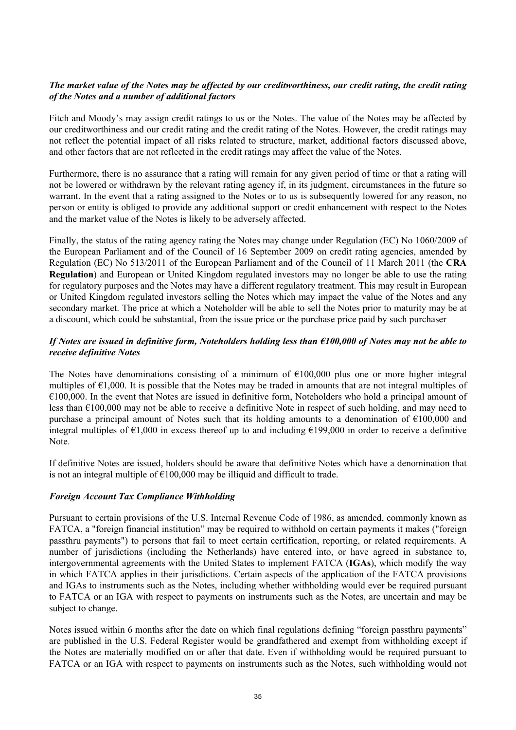***The market value of the Notes may be affected by our creditworthiness, our credit rating, the credit rating of the Notes and a number of additional factors***

Fitch and Moody's may assign credit ratings to us or the Notes. The value of the Notes may be affected by our creditworthiness and our credit rating and the credit rating of the Notes. However, the credit ratings may not reflect the potential impact of all risks related to structure, market, additional factors discussed above, and other factors that are not reflected in the credit ratings may affect the value of the Notes.

Furthermore, there is no assurance that a rating will remain for any given period of time or that a rating will not be lowered or withdrawn by the relevant rating agency if, in its judgment, circumstances in the future so warrant. In the event that a rating assigned to the Notes or to us is subsequently lowered for any reason, no person or entity is obliged to provide any additional support or credit enhancement with respect to the Notes and the market value of the Notes is likely to be adversely affected.

Finally, the status of the rating agency rating the Notes may change under Regulation (EC) No 1060/2009 of the European Parliament and of the Council of 16 September 2009 on credit rating agencies, amended by Regulation (EC) No 513/2011 of the European Parliament and of the Council of 11 March 2011 (the **CRA Regulation**) and European or United Kingdom regulated investors may no longer be able to use the rating for regulatory purposes and the Notes may have a different regulatory treatment. This may result in European or United Kingdom regulated investors selling the Notes which may impact the value of the Notes and any secondary market. The price at which a Noteholder will be able to sell the Notes prior to maturity may be at a discount, which could be substantial, from the issue price or the purchase price paid by such purchaser

***If Notes are issued in definitive form, Noteholders holding less than €100,000 of Notes may not be able to receive definitive Notes***

The Notes have denominations consisting of a minimum of €100,000 plus one or more higher integral multiples of €1,000. It is possible that the Notes may be traded in amounts that are not integral multiples of €100,000. In the event that Notes are issued in definitive form, Noteholders who hold a principal amount of less than €100,000 may not be able to receive a definitive Note in respect of such holding, and may need to purchase a principal amount of Notes such that its holding amounts to a denomination of €100,000 and integral multiples of €1,000 in excess thereof up to and including €199,000 in order to receive a definitive Note.

If definitive Notes are issued, holders should be aware that definitive Notes which have a denomination that is not an integral multiple of €100,000 may be illiquid and difficult to trade.

***Foreign Account Tax Compliance Withholding***

Pursuant to certain provisions of the U.S. Internal Revenue Code of 1986, as amended, commonly known as FATCA, a "foreign financial institution" may be required to withhold on certain payments it makes ("foreign passthru payments") to persons that fail to meet certain certification, reporting, or related requirements. A number of jurisdictions (including the Netherlands) have entered into, or have agreed in substance to, intergovernmental agreements with the United States to implement FATCA (**IGAs**), which modify the way in which FATCA applies in their jurisdictions. Certain aspects of the application of the FATCA provisions and IGAs to instruments such as the Notes, including whether withholding would ever be required pursuant to FATCA or an IGA with respect to payments on instruments such as the Notes, are uncertain and may be subject to change.

Notes issued within 6 months after the date on which final regulations defining "foreign passthru payments" are published in the U.S. Federal Register would be grandfathered and exempt from withholding except if the Notes are materially modified on or after that date. Even if withholding would be required pursuant to FATCA or an IGA with respect to payments on instruments such as the Notes, such withholding would not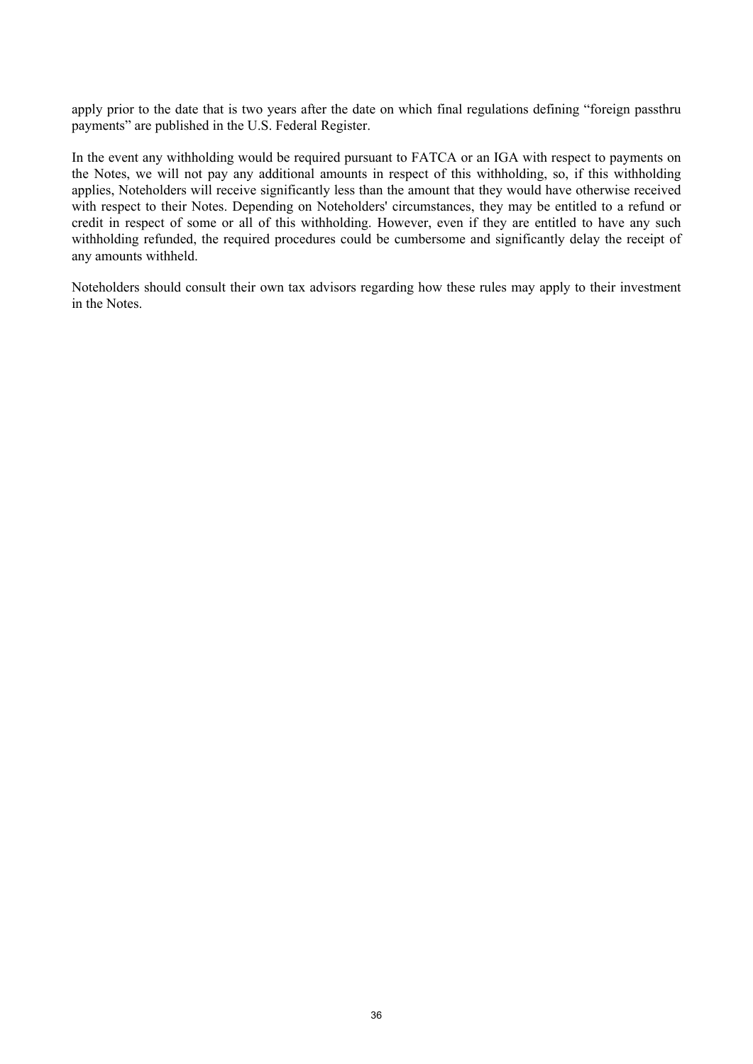apply prior to the date that is two years after the date on which final regulations defining "foreign passthru payments" are published in the U.S. Federal Register.

In the event any withholding would be required pursuant to FATCA or an IGA with respect to payments on the Notes, we will not pay any additional amounts in respect of this withholding, so, if this withholding applies, Noteholders will receive significantly less than the amount that they would have otherwise received with respect to their Notes. Depending on Noteholders' circumstances, they may be entitled to a refund or credit in respect of some or all of this withholding. However, even if they are entitled to have any such withholding refunded, the required procedures could be cumbersome and significantly delay the receipt of any amounts withheld.

Noteholders should consult their own tax advisors regarding how these rules may apply to their investment in the Notes.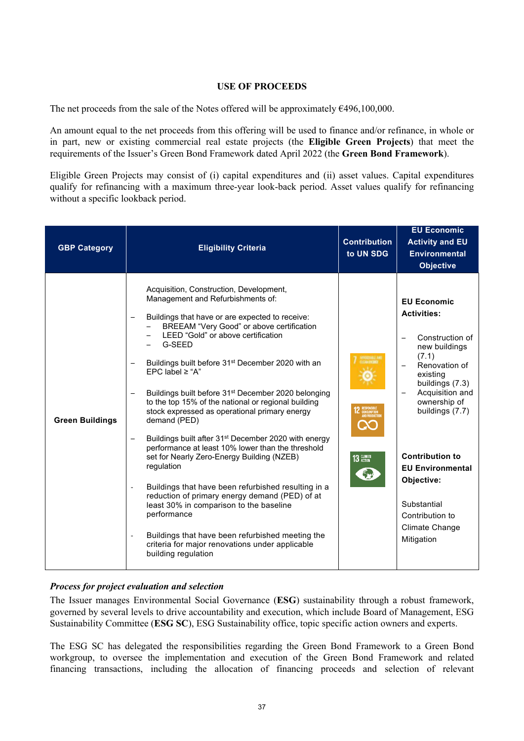## USE OF PROCEEDS

The net proceeds from the sale of the Notes offered will be approximately €496,100,000.

An amount equal to the net proceeds from this offering will be used to finance and/or refinance, in whole or in part, new or existing commercial real estate projects (the **Eligible Green Projects**) that meet the requirements of the Issuer's Green Bond Framework dated April 2022 (the **Green Bond Framework**).

Eligible Green Projects may consist of (i) capital expenditures and (ii) asset values. Capital expenditures qualify for refinancing with a maximum three-year look-back period. Asset values qualify for refinancing without a specific lookback period.

| GBP Category | Eligibility Criteria | Contribution to UN SDG | EU Economic Activity and EU Environmental Objective |
|---|---|---|---|
| Green Buildings | Acquisition, Construction, Development, Management and Refurbishments of:<br><br>– Buildings that have or are expected to receive:<br>&nbsp;&nbsp;– BREEAM "Very Good" or above certification<br>&nbsp;&nbsp;– LEED "Gold" or above certification<br>&nbsp;&nbsp;– G-SEED<br><br>– Buildings built before 31st December 2020 with an EPC label ≥ "A"<br><br>– Buildings built before 31st December 2020 belonging to the top 15% of the national or regional building stock expressed as operational primary energy demand (PED)<br><br>– Buildings built after 31st December 2020 with energy performance at least 10% lower than the threshold set for Nearly Zero-Energy Building (NZEB) regulation<br><br>- Buildings that have been refurbished resulting in a reduction of primary energy demand (PED) of at least 30% in comparison to the baseline performance<br><br>- Buildings that have been refurbished meeting the criteria for major renovations under applicable building regulation | 7 AFFORDABLE AND CLEAN ENERGY<br><br>12 RESPONSIBLE CONSUMPTION AND PRODUCTION<br><br>13 CLIMATE ACTION | **EU Economic Activities:**<br><br>– Construction of new buildings (7.1)<br>– Renovation of existing buildings (7.3)<br>– Acquisition and ownership of buildings (7.7)<br><br>**Contribution to EU Environmental Objective:**<br><br>Substantial Contribution to Climate Change Mitigation |

### *Process for project evaluation and selection*

The Issuer manages Environmental Social Governance (**ESG**) sustainability through a robust framework, governed by several levels to drive accountability and execution, which include Board of Management, ESG Sustainability Committee (**ESG SC**), ESG Sustainability office, topic specific action owners and experts.

The ESG SC has delegated the responsibilities regarding the Green Bond Framework to a Green Bond workgroup, to oversee the implementation and execution of the Green Bond Framework and related financing transactions, including the allocation of financing proceeds and selection of relevant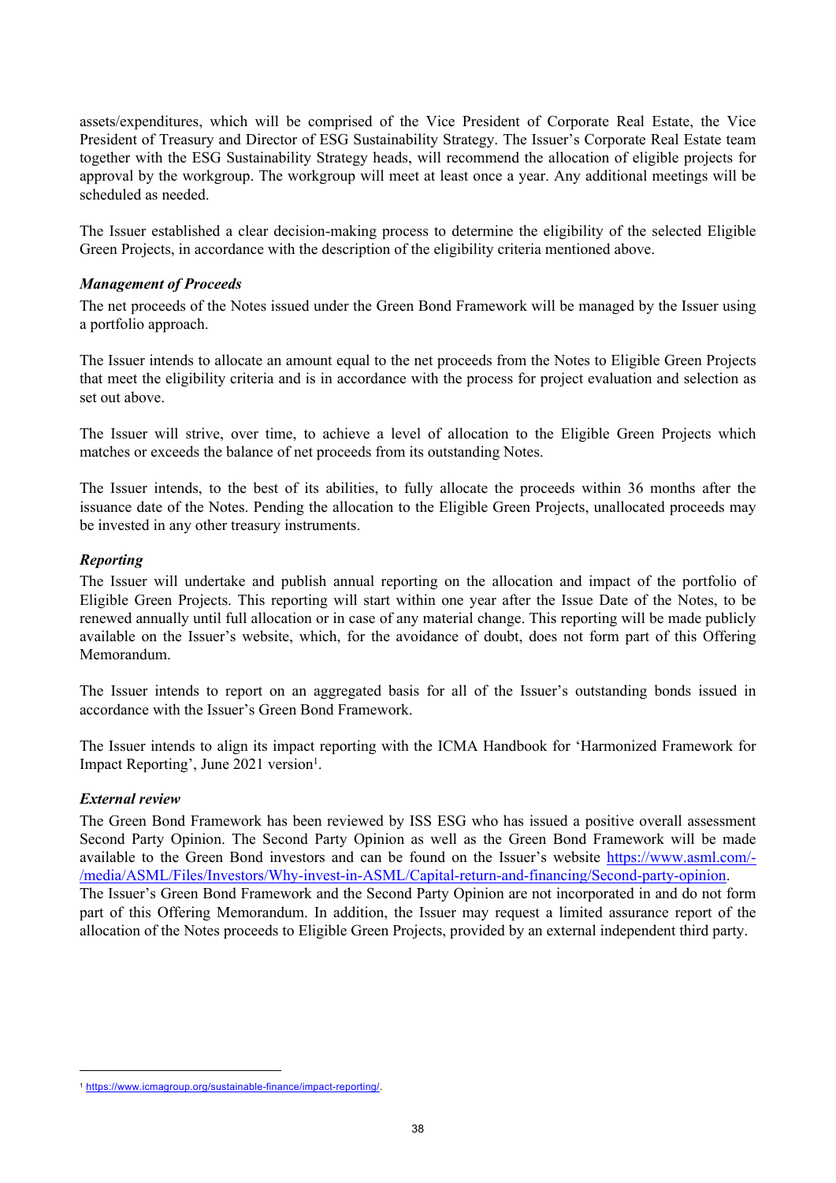assets/expenditures, which will be comprised of the Vice President of Corporate Real Estate, the Vice President of Treasury and Director of ESG Sustainability Strategy. The Issuer's Corporate Real Estate team together with the ESG Sustainability Strategy heads, will recommend the allocation of eligible projects for approval by the workgroup. The workgroup will meet at least once a year. Any additional meetings will be scheduled as needed.

The Issuer established a clear decision-making process to determine the eligibility of the selected Eligible Green Projects, in accordance with the description of the eligibility criteria mentioned above.

***Management of Proceeds***

The net proceeds of the Notes issued under the Green Bond Framework will be managed by the Issuer using a portfolio approach.

The Issuer intends to allocate an amount equal to the net proceeds from the Notes to Eligible Green Projects that meet the eligibility criteria and is in accordance with the process for project evaluation and selection as set out above.

The Issuer will strive, over time, to achieve a level of allocation to the Eligible Green Projects which matches or exceeds the balance of net proceeds from its outstanding Notes.

The Issuer intends, to the best of its abilities, to fully allocate the proceeds within 36 months after the issuance date of the Notes. Pending the allocation to the Eligible Green Projects, unallocated proceeds may be invested in any other treasury instruments.

***Reporting***

The Issuer will undertake and publish annual reporting on the allocation and impact of the portfolio of Eligible Green Projects. This reporting will start within one year after the Issue Date of the Notes, to be renewed annually until full allocation or in case of any material change. This reporting will be made publicly available on the Issuer's website, which, for the avoidance of doubt, does not form part of this Offering Memorandum.

The Issuer intends to report on an aggregated basis for all of the Issuer's outstanding bonds issued in accordance with the Issuer's Green Bond Framework.

The Issuer intends to align its impact reporting with the ICMA Handbook for 'Harmonized Framework for Impact Reporting', June 2021 version[1].

***External review***

The Green Bond Framework has been reviewed by ISS ESG who has issued a positive overall assessment Second Party Opinion. The Second Party Opinion as well as the Green Bond Framework will be made available to the Green Bond investors and can be found on the Issuer's website https://www.asml.com/-/media/ASML/Files/Investors/Why-invest-in-ASML/Capital-return-and-financing/Second-party-opinion.

The Issuer's Green Bond Framework and the Second Party Opinion are not incorporated in and do not form part of this Offering Memorandum. In addition, the Issuer may request a limited assurance report of the allocation of the Notes proceeds to Eligible Green Projects, provided by an external independent third party.

---

[1] https://www.icmagroup.org/sustainable-finance/impact-reporting/.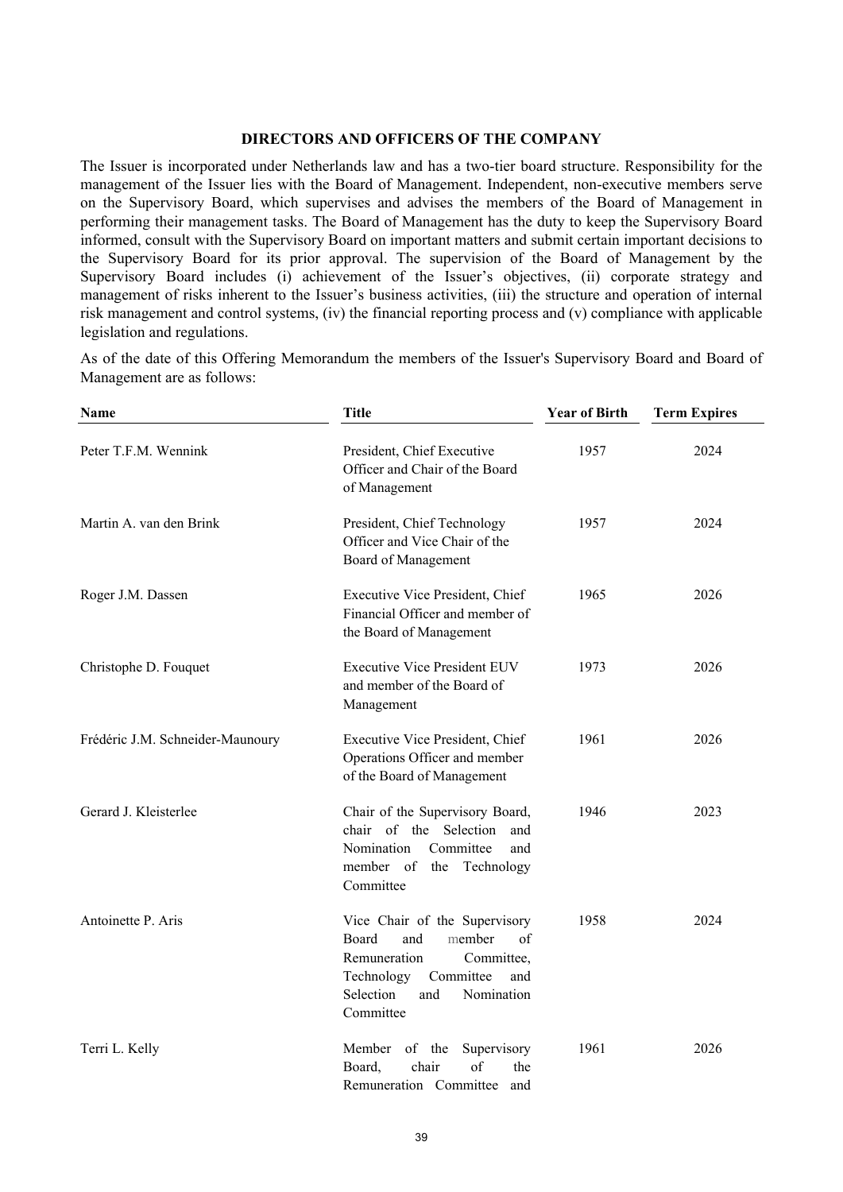## DIRECTORS AND OFFICERS OF THE COMPANY

The Issuer is incorporated under Netherlands law and has a two-tier board structure. Responsibility for the management of the Issuer lies with the Board of Management. Independent, non-executive members serve on the Supervisory Board, which supervises and advises the members of the Board of Management in performing their management tasks. The Board of Management has the duty to keep the Supervisory Board informed, consult with the Supervisory Board on important matters and submit certain important decisions to the Supervisory Board for its prior approval. The supervision of the Board of Management by the Supervisory Board includes (i) achievement of the Issuer's objectives, (ii) corporate strategy and management of risks inherent to the Issuer's business activities, (iii) the structure and operation of internal risk management and control systems, (iv) the financial reporting process and (v) compliance with applicable legislation and regulations.

As of the date of this Offering Memorandum the members of the Issuer's Supervisory Board and Board of Management are as follows:

| Name | Title | Year of Birth | Term Expires |
|---|---|---|---|
| Peter T.F.M. Wennink | President, Chief Executive Officer and Chair of the Board of Management | 1957 | 2024 |
| Martin A. van den Brink | President, Chief Technology Officer and Vice Chair of the Board of Management | 1957 | 2024 |
| Roger J.M. Dassen | Executive Vice President, Chief Financial Officer and member of the Board of Management | 1965 | 2026 |
| Christophe D. Fouquet | Executive Vice President EUV and member of the Board of Management | 1973 | 2026 |
| Frédéric J.M. Schneider-Maunoury | Executive Vice President, Chief Operations Officer and member of the Board of Management | 1961 | 2026 |
| Gerard J. Kleisterlee | Chair of the Supervisory Board, chair of the Selection and Nomination Committee and member of the Technology Committee | 1946 | 2023 |
| Antoinette P. Aris | Vice Chair of the Supervisory Board and member of Remuneration Committee, Technology Committee and Selection and Nomination Committee | 1958 | 2024 |
| Terri L. Kelly | Member of the Supervisory Board, chair of the Remuneration Committee and | 1961 | 2026 |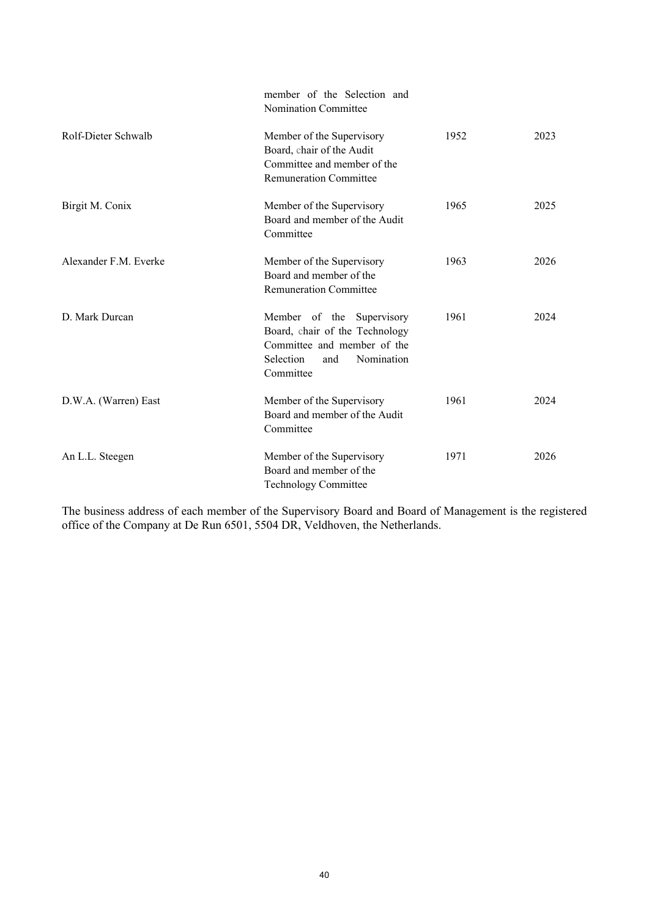| | | | |
|---|---|---|---|
| | member of the Selection and Nomination Committee | | |
| Rolf-Dieter Schwalb | Member of the Supervisory Board, chair of the Audit Committee and member of the Remuneration Committee | 1952 | 2023 |
| Birgit M. Conix | Member of the Supervisory Board and member of the Audit Committee | 1965 | 2025 |
| Alexander F.M. Everke | Member of the Supervisory Board and member of the Remuneration Committee | 1963 | 2026 |
| D. Mark Durcan | Member of the Supervisory Board, chair of the Technology Committee and member of the Selection and Nomination Committee | 1961 | 2024 |
| D.W.A. (Warren) East | Member of the Supervisory Board and member of the Audit Committee | 1961 | 2024 |
| An L.L. Steegen | Member of the Supervisory Board and member of the Technology Committee | 1971 | 2026 |

The business address of each member of the Supervisory Board and Board of Management is the registered office of the Company at De Run 6501, 5504 DR, Veldhoven, the Netherlands.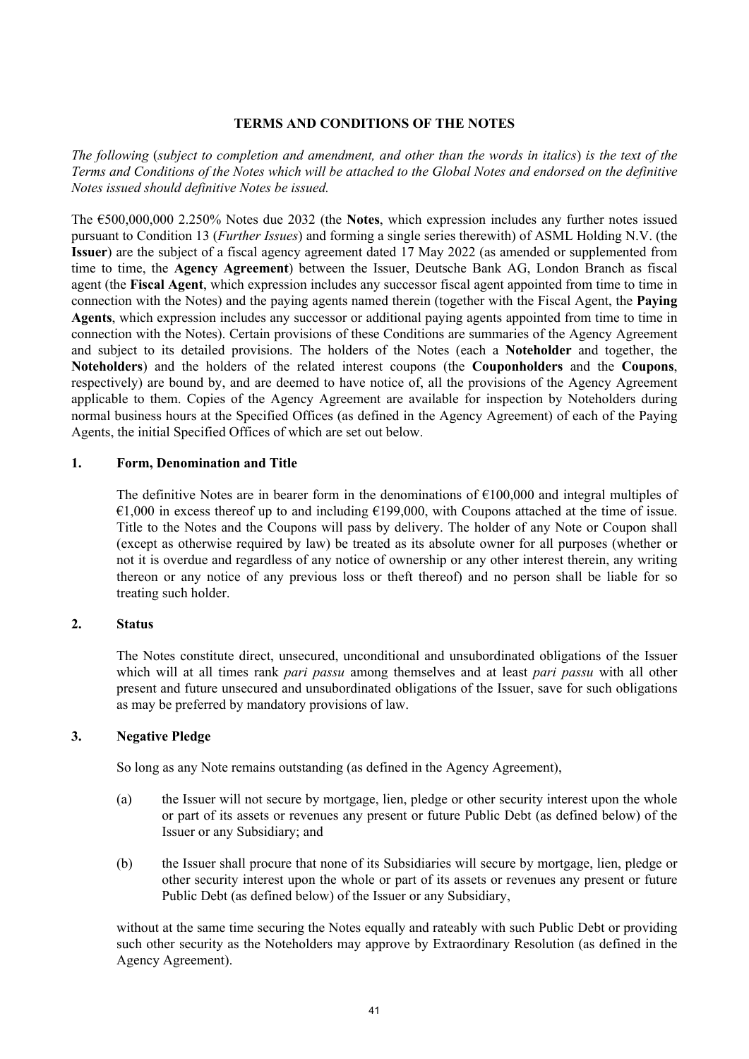## TERMS AND CONDITIONS OF THE NOTES

*The following* (*subject to completion and amendment, and other than the words in italics*) *is the text of the Terms and Conditions of the Notes which will be attached to the Global Notes and endorsed on the definitive Notes issued should definitive Notes be issued.*

The €500,000,000 2.250% Notes due 2032 (the **Notes**, which expression includes any further notes issued pursuant to Condition 13 (*Further Issues*) and forming a single series therewith) of ASML Holding N.V. (the **Issuer**) are the subject of a fiscal agency agreement dated 17 May 2022 (as amended or supplemented from time to time, the **Agency Agreement**) between the Issuer, Deutsche Bank AG, London Branch as fiscal agent (the **Fiscal Agent**, which expression includes any successor fiscal agent appointed from time to time in connection with the Notes) and the paying agents named therein (together with the Fiscal Agent, the **Paying Agents**, which expression includes any successor or additional paying agents appointed from time to time in connection with the Notes). Certain provisions of these Conditions are summaries of the Agency Agreement and subject to its detailed provisions. The holders of the Notes (each a **Noteholder** and together, the **Noteholders**) and the holders of the related interest coupons (the **Couponholders** and the **Coupons**, respectively) are bound by, and are deemed to have notice of, all the provisions of the Agency Agreement applicable to them. Copies of the Agency Agreement are available for inspection by Noteholders during normal business hours at the Specified Offices (as defined in the Agency Agreement) of each of the Paying Agents, the initial Specified Offices of which are set out below.

### 1. Form, Denomination and Title

The definitive Notes are in bearer form in the denominations of €100,000 and integral multiples of €1,000 in excess thereof up to and including €199,000, with Coupons attached at the time of issue. Title to the Notes and the Coupons will pass by delivery. The holder of any Note or Coupon shall (except as otherwise required by law) be treated as its absolute owner for all purposes (whether or not it is overdue and regardless of any notice of ownership or any other interest therein, any writing thereon or any notice of any previous loss or theft thereof) and no person shall be liable for so treating such holder.

### 2. Status

The Notes constitute direct, unsecured, unconditional and unsubordinated obligations of the Issuer which will at all times rank *pari passu* among themselves and at least *pari passu* with all other present and future unsecured and unsubordinated obligations of the Issuer, save for such obligations as may be preferred by mandatory provisions of law.

### 3. Negative Pledge

So long as any Note remains outstanding (as defined in the Agency Agreement),

(a) the Issuer will not secure by mortgage, lien, pledge or other security interest upon the whole or part of its assets or revenues any present or future Public Debt (as defined below) of the Issuer or any Subsidiary; and

(b) the Issuer shall procure that none of its Subsidiaries will secure by mortgage, lien, pledge or other security interest upon the whole or part of its assets or revenues any present or future Public Debt (as defined below) of the Issuer or any Subsidiary,

without at the same time securing the Notes equally and rateably with such Public Debt or providing such other security as the Noteholders may approve by Extraordinary Resolution (as defined in the Agency Agreement).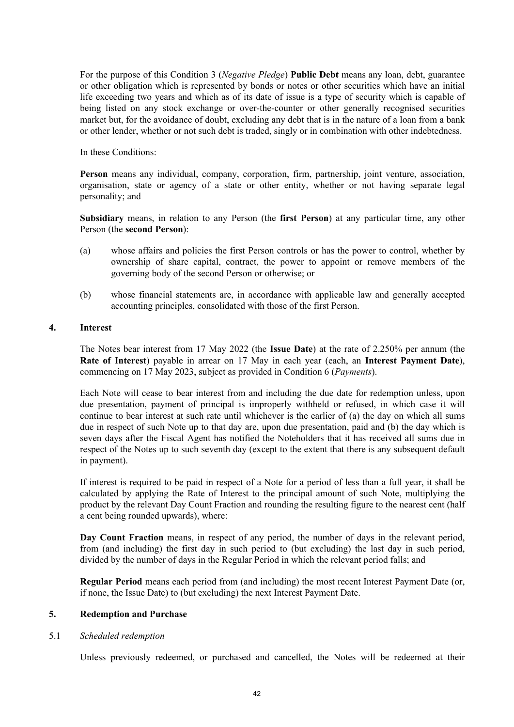For the purpose of this Condition 3 (*Negative Pledge*) **Public Debt** means any loan, debt, guarantee or other obligation which is represented by bonds or notes or other securities which have an initial life exceeding two years and which as of its date of issue is a type of security which is capable of being listed on any stock exchange or over-the-counter or other generally recognised securities market but, for the avoidance of doubt, excluding any debt that is in the nature of a loan from a bank or other lender, whether or not such debt is traded, singly or in combination with other indebtedness.

In these Conditions:

**Person** means any individual, company, corporation, firm, partnership, joint venture, association, organisation, state or agency of a state or other entity, whether or not having separate legal personality; and

**Subsidiary** means, in relation to any Person (the **first Person**) at any particular time, any other Person (the **second Person**):

(a) whose affairs and policies the first Person controls or has the power to control, whether by ownership of share capital, contract, the power to appoint or remove members of the governing body of the second Person or otherwise; or

(b) whose financial statements are, in accordance with applicable law and generally accepted accounting principles, consolidated with those of the first Person.

## 4. Interest

The Notes bear interest from 17 May 2022 (the **Issue Date**) at the rate of 2.250% per annum (the **Rate of Interest**) payable in arrear on 17 May in each year (each, an **Interest Payment Date**), commencing on 17 May 2023, subject as provided in Condition 6 (*Payments*).

Each Note will cease to bear interest from and including the due date for redemption unless, upon due presentation, payment of principal is improperly withheld or refused, in which case it will continue to bear interest at such rate until whichever is the earlier of (a) the day on which all sums due in respect of such Note up to that day are, upon due presentation, paid and (b) the day which is seven days after the Fiscal Agent has notified the Noteholders that it has received all sums due in respect of the Notes up to such seventh day (except to the extent that there is any subsequent default in payment).

If interest is required to be paid in respect of a Note for a period of less than a full year, it shall be calculated by applying the Rate of Interest to the principal amount of such Note, multiplying the product by the relevant Day Count Fraction and rounding the resulting figure to the nearest cent (half a cent being rounded upwards), where:

**Day Count Fraction** means, in respect of any period, the number of days in the relevant period, from (and including) the first day in such period to (but excluding) the last day in such period, divided by the number of days in the Regular Period in which the relevant period falls; and

**Regular Period** means each period from (and including) the most recent Interest Payment Date (or, if none, the Issue Date) to (but excluding) the next Interest Payment Date.

## 5. Redemption and Purchase

### 5.1 *Scheduled redemption*

Unless previously redeemed, or purchased and cancelled, the Notes will be redeemed at their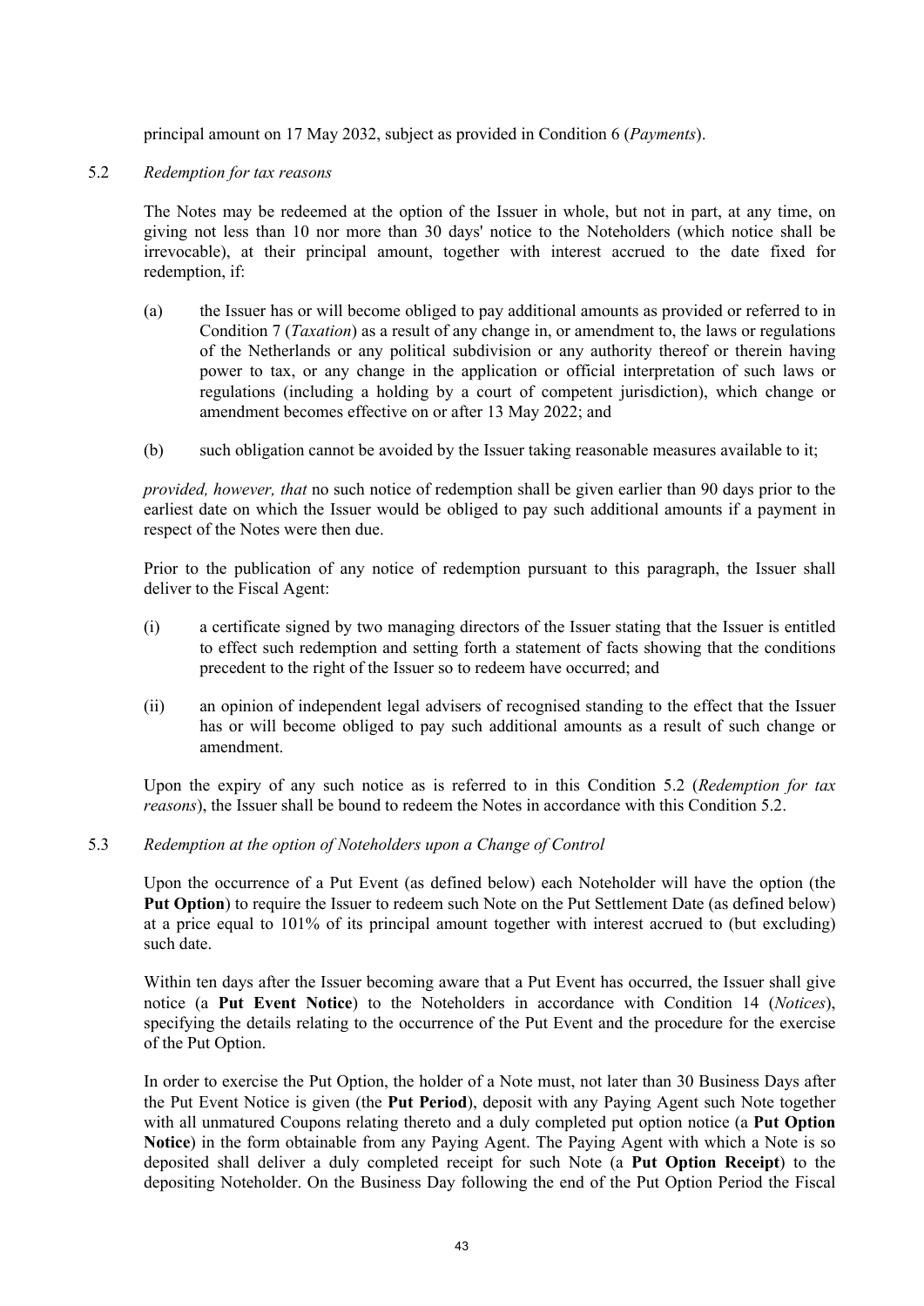principal amount on 17 May 2032, subject as provided in Condition 6 (*Payments*).

5.2 *Redemption for tax reasons*

The Notes may be redeemed at the option of the Issuer in whole, but not in part, at any time, on giving not less than 10 nor more than 30 days' notice to the Noteholders (which notice shall be irrevocable), at their principal amount, together with interest accrued to the date fixed for redemption, if:

(a) the Issuer has or will become obliged to pay additional amounts as provided or referred to in Condition 7 (*Taxation*) as a result of any change in, or amendment to, the laws or regulations of the Netherlands or any political subdivision or any authority thereof or therein having power to tax, or any change in the application or official interpretation of such laws or regulations (including a holding by a court of competent jurisdiction), which change or amendment becomes effective on or after 13 May 2022; and

(b) such obligation cannot be avoided by the Issuer taking reasonable measures available to it;

*provided, however, that* no such notice of redemption shall be given earlier than 90 days prior to the earliest date on which the Issuer would be obliged to pay such additional amounts if a payment in respect of the Notes were then due.

Prior to the publication of any notice of redemption pursuant to this paragraph, the Issuer shall deliver to the Fiscal Agent:

(i) a certificate signed by two managing directors of the Issuer stating that the Issuer is entitled to effect such redemption and setting forth a statement of facts showing that the conditions precedent to the right of the Issuer so to redeem have occurred; and

(ii) an opinion of independent legal advisers of recognised standing to the effect that the Issuer has or will become obliged to pay such additional amounts as a result of such change or amendment.

Upon the expiry of any such notice as is referred to in this Condition 5.2 (*Redemption for tax reasons*), the Issuer shall be bound to redeem the Notes in accordance with this Condition 5.2.

5.3 *Redemption at the option of Noteholders upon a Change of Control*

Upon the occurrence of a Put Event (as defined below) each Noteholder will have the option (the **Put Option**) to require the Issuer to redeem such Note on the Put Settlement Date (as defined below) at a price equal to 101% of its principal amount together with interest accrued to (but excluding) such date.

Within ten days after the Issuer becoming aware that a Put Event has occurred, the Issuer shall give notice (a **Put Event Notice**) to the Noteholders in accordance with Condition 14 (*Notices*), specifying the details relating to the occurrence of the Put Event and the procedure for the exercise of the Put Option.

In order to exercise the Put Option, the holder of a Note must, not later than 30 Business Days after the Put Event Notice is given (the **Put Period**), deposit with any Paying Agent such Note together with all unmatured Coupons relating thereto and a duly completed put option notice (a **Put Option Notice**) in the form obtainable from any Paying Agent. The Paying Agent with which a Note is so deposited shall deliver a duly completed receipt for such Note (a **Put Option Receipt**) to the depositing Noteholder. On the Business Day following the end of the Put Option Period the Fiscal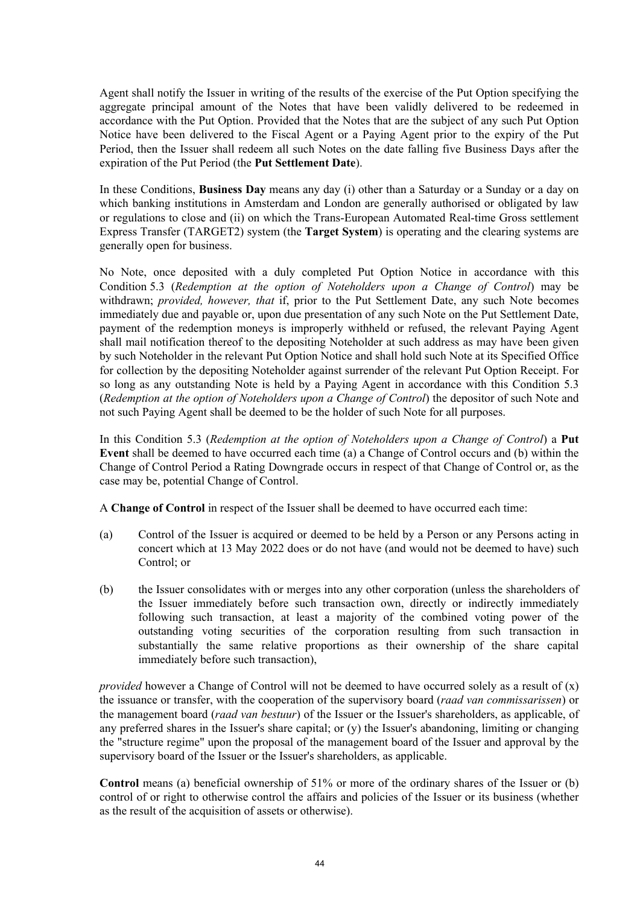Agent shall notify the Issuer in writing of the results of the exercise of the Put Option specifying the aggregate principal amount of the Notes that have been validly delivered to be redeemed in accordance with the Put Option. Provided that the Notes that are the subject of any such Put Option Notice have been delivered to the Fiscal Agent or a Paying Agent prior to the expiry of the Put Period, then the Issuer shall redeem all such Notes on the date falling five Business Days after the expiration of the Put Period (the **Put Settlement Date**).

In these Conditions, **Business Day** means any day (i) other than a Saturday or a Sunday or a day on which banking institutions in Amsterdam and London are generally authorised or obligated by law or regulations to close and (ii) on which the Trans-European Automated Real-time Gross settlement Express Transfer (TARGET2) system (the **Target System**) is operating and the clearing systems are generally open for business.

No Note, once deposited with a duly completed Put Option Notice in accordance with this Condition 5.3 (*Redemption at the option of Noteholders upon a Change of Control*) may be withdrawn; *provided, however, that* if, prior to the Put Settlement Date, any such Note becomes immediately due and payable or, upon due presentation of any such Note on the Put Settlement Date, payment of the redemption moneys is improperly withheld or refused, the relevant Paying Agent shall mail notification thereof to the depositing Noteholder at such address as may have been given by such Noteholder in the relevant Put Option Notice and shall hold such Note at its Specified Office for collection by the depositing Noteholder against surrender of the relevant Put Option Receipt. For so long as any outstanding Note is held by a Paying Agent in accordance with this Condition 5.3 (*Redemption at the option of Noteholders upon a Change of Control*) the depositor of such Note and not such Paying Agent shall be deemed to be the holder of such Note for all purposes.

In this Condition 5.3 (*Redemption at the option of Noteholders upon a Change of Control*) a **Put Event** shall be deemed to have occurred each time (a) a Change of Control occurs and (b) within the Change of Control Period a Rating Downgrade occurs in respect of that Change of Control or, as the case may be, potential Change of Control.

A **Change of Control** in respect of the Issuer shall be deemed to have occurred each time:

(a) Control of the Issuer is acquired or deemed to be held by a Person or any Persons acting in concert which at 13 May 2022 does or do not have (and would not be deemed to have) such Control; or

(b) the Issuer consolidates with or merges into any other corporation (unless the shareholders of the Issuer immediately before such transaction own, directly or indirectly immediately following such transaction, at least a majority of the combined voting power of the outstanding voting securities of the corporation resulting from such transaction in substantially the same relative proportions as their ownership of the share capital immediately before such transaction),

*provided* however a Change of Control will not be deemed to have occurred solely as a result of (x) the issuance or transfer, with the cooperation of the supervisory board (*raad van commissarissen*) or the management board (*raad van bestuur*) of the Issuer or the Issuer's shareholders, as applicable, of any preferred shares in the Issuer's share capital; or (y) the Issuer's abandoning, limiting or changing the "structure regime" upon the proposal of the management board of the Issuer and approval by the supervisory board of the Issuer or the Issuer's shareholders, as applicable.

**Control** means (a) beneficial ownership of 51% or more of the ordinary shares of the Issuer or (b) control of or right to otherwise control the affairs and policies of the Issuer or its business (whether as the result of the acquisition of assets or otherwise).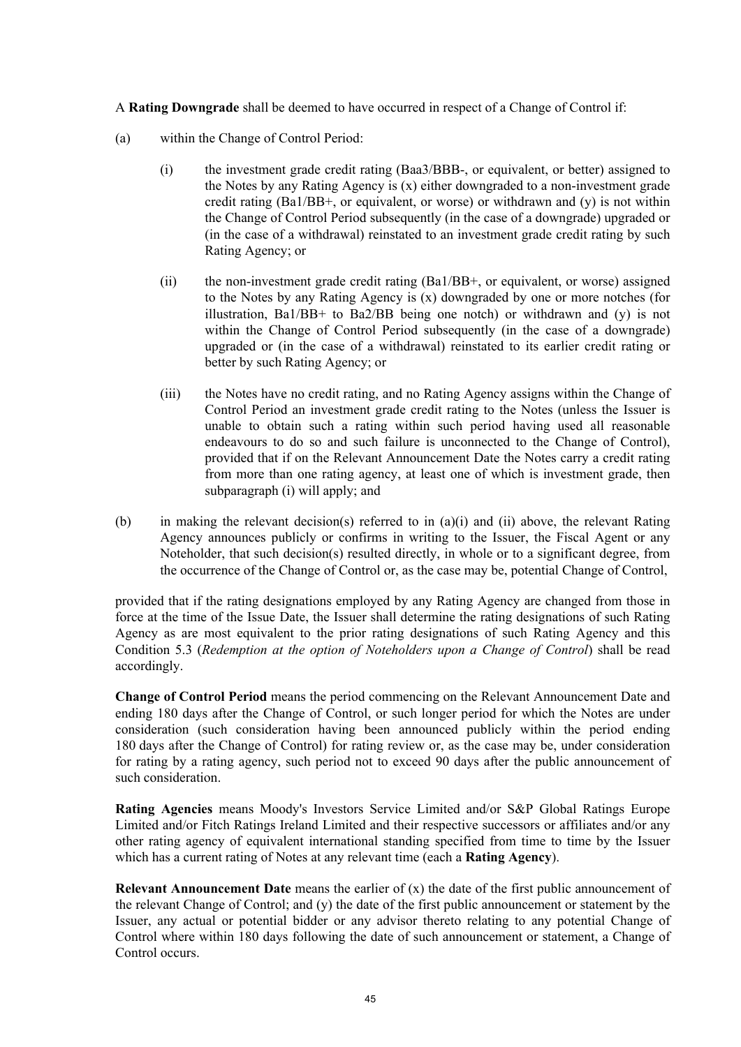A **Rating Downgrade** shall be deemed to have occurred in respect of a Change of Control if:

(a) within the Change of Control Period:

(i) the investment grade credit rating (Baa3/BBB-, or equivalent, or better) assigned to the Notes by any Rating Agency is (x) either downgraded to a non-investment grade credit rating (Ba1/BB+, or equivalent, or worse) or withdrawn and (y) is not within the Change of Control Period subsequently (in the case of a downgrade) upgraded or (in the case of a withdrawal) reinstated to an investment grade credit rating by such Rating Agency; or

(ii) the non-investment grade credit rating (Ba1/BB+, or equivalent, or worse) assigned to the Notes by any Rating Agency is (x) downgraded by one or more notches (for illustration, Ba1/BB+ to Ba2/BB being one notch) or withdrawn and (y) is not within the Change of Control Period subsequently (in the case of a downgrade) upgraded or (in the case of a withdrawal) reinstated to its earlier credit rating or better by such Rating Agency; or

(iii) the Notes have no credit rating, and no Rating Agency assigns within the Change of Control Period an investment grade credit rating to the Notes (unless the Issuer is unable to obtain such a rating within such period having used all reasonable endeavours to do so and such failure is unconnected to the Change of Control), provided that if on the Relevant Announcement Date the Notes carry a credit rating from more than one rating agency, at least one of which is investment grade, then subparagraph (i) will apply; and

(b) in making the relevant decision(s) referred to in (a)(i) and (ii) above, the relevant Rating Agency announces publicly or confirms in writing to the Issuer, the Fiscal Agent or any Noteholder, that such decision(s) resulted directly, in whole or to a significant degree, from the occurrence of the Change of Control or, as the case may be, potential Change of Control,

provided that if the rating designations employed by any Rating Agency are changed from those in force at the time of the Issue Date, the Issuer shall determine the rating designations of such Rating Agency as are most equivalent to the prior rating designations of such Rating Agency and this Condition 5.3 (*Redemption at the option of Noteholders upon a Change of Control*) shall be read accordingly.

**Change of Control Period** means the period commencing on the Relevant Announcement Date and ending 180 days after the Change of Control, or such longer period for which the Notes are under consideration (such consideration having been announced publicly within the period ending 180 days after the Change of Control) for rating review or, as the case may be, under consideration for rating by a rating agency, such period not to exceed 90 days after the public announcement of such consideration.

**Rating Agencies** means Moody's Investors Service Limited and/or S&P Global Ratings Europe Limited and/or Fitch Ratings Ireland Limited and their respective successors or affiliates and/or any other rating agency of equivalent international standing specified from time to time by the Issuer which has a current rating of Notes at any relevant time (each a **Rating Agency**).

**Relevant Announcement Date** means the earlier of (x) the date of the first public announcement of the relevant Change of Control; and (y) the date of the first public announcement or statement by the Issuer, any actual or potential bidder or any advisor thereto relating to any potential Change of Control where within 180 days following the date of such announcement or statement, a Change of Control occurs.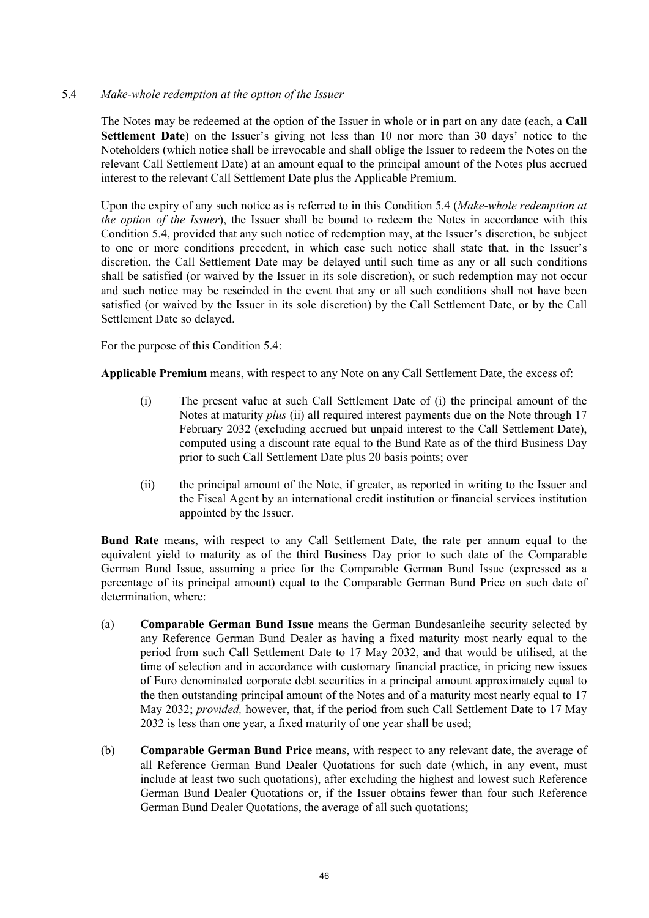### 5.4 *Make-whole redemption at the option of the Issuer*

The Notes may be redeemed at the option of the Issuer in whole or in part on any date (each, a **Call Settlement Date**) on the Issuer's giving not less than 10 nor more than 30 days' notice to the Noteholders (which notice shall be irrevocable and shall oblige the Issuer to redeem the Notes on the relevant Call Settlement Date) at an amount equal to the principal amount of the Notes plus accrued interest to the relevant Call Settlement Date plus the Applicable Premium.

Upon the expiry of any such notice as is referred to in this Condition 5.4 (*Make-whole redemption at the option of the Issuer*), the Issuer shall be bound to redeem the Notes in accordance with this Condition 5.4, provided that any such notice of redemption may, at the Issuer's discretion, be subject to one or more conditions precedent, in which case such notice shall state that, in the Issuer's discretion, the Call Settlement Date may be delayed until such time as any or all such conditions shall be satisfied (or waived by the Issuer in its sole discretion), or such redemption may not occur and such notice may be rescinded in the event that any or all such conditions shall not have been satisfied (or waived by the Issuer in its sole discretion) by the Call Settlement Date, or by the Call Settlement Date so delayed.

For the purpose of this Condition 5.4:

**Applicable Premium** means, with respect to any Note on any Call Settlement Date, the excess of:

(i) The present value at such Call Settlement Date of (i) the principal amount of the Notes at maturity *plus* (ii) all required interest payments due on the Note through 17 February 2032 (excluding accrued but unpaid interest to the Call Settlement Date), computed using a discount rate equal to the Bund Rate as of the third Business Day prior to such Call Settlement Date plus 20 basis points; over

(ii) the principal amount of the Note, if greater, as reported in writing to the Issuer and the Fiscal Agent by an international credit institution or financial services institution appointed by the Issuer.

**Bund Rate** means, with respect to any Call Settlement Date, the rate per annum equal to the equivalent yield to maturity as of the third Business Day prior to such date of the Comparable German Bund Issue, assuming a price for the Comparable German Bund Issue (expressed as a percentage of its principal amount) equal to the Comparable German Bund Price on such date of determination, where:

(a) **Comparable German Bund Issue** means the German Bundesanleihe security selected by any Reference German Bund Dealer as having a fixed maturity most nearly equal to the period from such Call Settlement Date to 17 May 2032, and that would be utilised, at the time of selection and in accordance with customary financial practice, in pricing new issues of Euro denominated corporate debt securities in a principal amount approximately equal to the then outstanding principal amount of the Notes and of a maturity most nearly equal to 17 May 2032; *provided,* however, that, if the period from such Call Settlement Date to 17 May 2032 is less than one year, a fixed maturity of one year shall be used;

(b) **Comparable German Bund Price** means, with respect to any relevant date, the average of all Reference German Bund Dealer Quotations for such date (which, in any event, must include at least two such quotations), after excluding the highest and lowest such Reference German Bund Dealer Quotations or, if the Issuer obtains fewer than four such Reference German Bund Dealer Quotations, the average of all such quotations;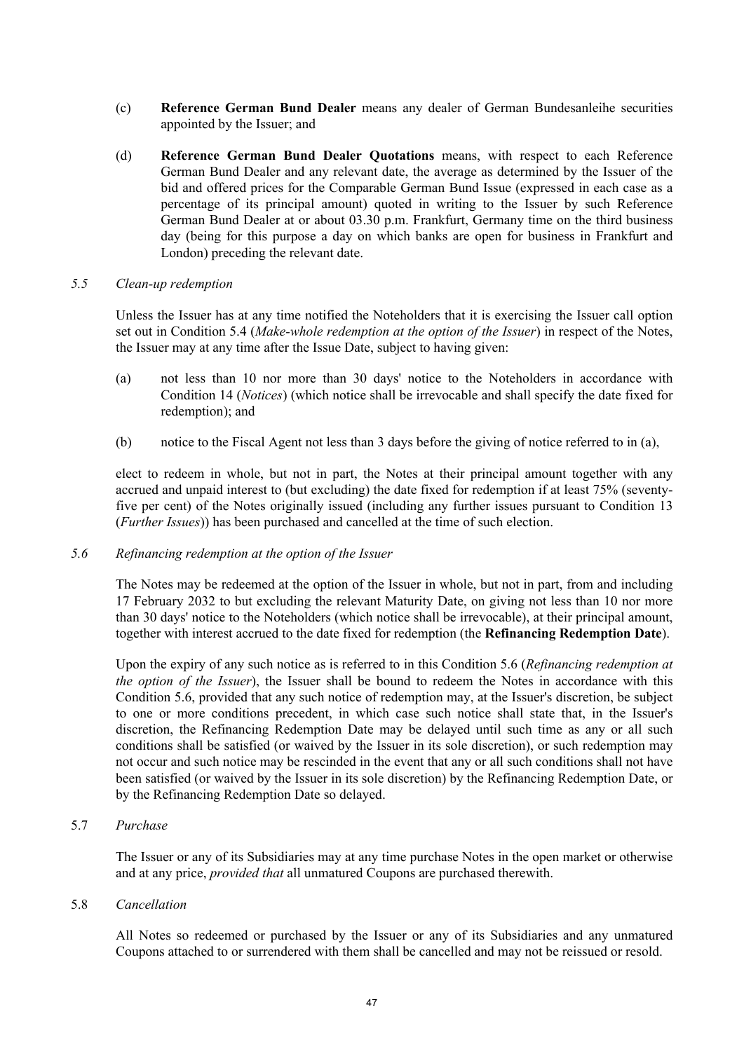(c) **Reference German Bund Dealer** means any dealer of German Bundesanleihe securities appointed by the Issuer; and

(d) **Reference German Bund Dealer Quotations** means, with respect to each Reference German Bund Dealer and any relevant date, the average as determined by the Issuer of the bid and offered prices for the Comparable German Bund Issue (expressed in each case as a percentage of its principal amount) quoted in writing to the Issuer by such Reference German Bund Dealer at or about 03.30 p.m. Frankfurt, Germany time on the third business day (being for this purpose a day on which banks are open for business in Frankfurt and London) preceding the relevant date.

*5.5 Clean-up redemption*

Unless the Issuer has at any time notified the Noteholders that it is exercising the Issuer call option set out in Condition 5.4 (*Make-whole redemption at the option of the Issuer*) in respect of the Notes, the Issuer may at any time after the Issue Date, subject to having given:

(a) not less than 10 nor more than 30 days' notice to the Noteholders in accordance with Condition 14 (*Notices*) (which notice shall be irrevocable and shall specify the date fixed for redemption); and

(b) notice to the Fiscal Agent not less than 3 days before the giving of notice referred to in (a),

elect to redeem in whole, but not in part, the Notes at their principal amount together with any accrued and unpaid interest to (but excluding) the date fixed for redemption if at least 75% (seventy-five per cent) of the Notes originally issued (including any further issues pursuant to Condition 13 (*Further Issues*)) has been purchased and cancelled at the time of such election.

*5.6 Refinancing redemption at the option of the Issuer*

The Notes may be redeemed at the option of the Issuer in whole, but not in part, from and including 17 February 2032 to but excluding the relevant Maturity Date, on giving not less than 10 nor more than 30 days' notice to the Noteholders (which notice shall be irrevocable), at their principal amount, together with interest accrued to the date fixed for redemption (the **Refinancing Redemption Date**).

Upon the expiry of any such notice as is referred to in this Condition 5.6 (*Refinancing redemption at the option of the Issuer*), the Issuer shall be bound to redeem the Notes in accordance with this Condition 5.6, provided that any such notice of redemption may, at the Issuer's discretion, be subject to one or more conditions precedent, in which case such notice shall state that, in the Issuer's discretion, the Refinancing Redemption Date may be delayed until such time as any or all such conditions shall be satisfied (or waived by the Issuer in its sole discretion), or such redemption may not occur and such notice may be rescinded in the event that any or all such conditions shall not have been satisfied (or waived by the Issuer in its sole discretion) by the Refinancing Redemption Date, or by the Refinancing Redemption Date so delayed.

5.7 *Purchase*

The Issuer or any of its Subsidiaries may at any time purchase Notes in the open market or otherwise and at any price, *provided that* all unmatured Coupons are purchased therewith.

5.8 *Cancellation*

All Notes so redeemed or purchased by the Issuer or any of its Subsidiaries and any unmatured Coupons attached to or surrendered with them shall be cancelled and may not be reissued or resold.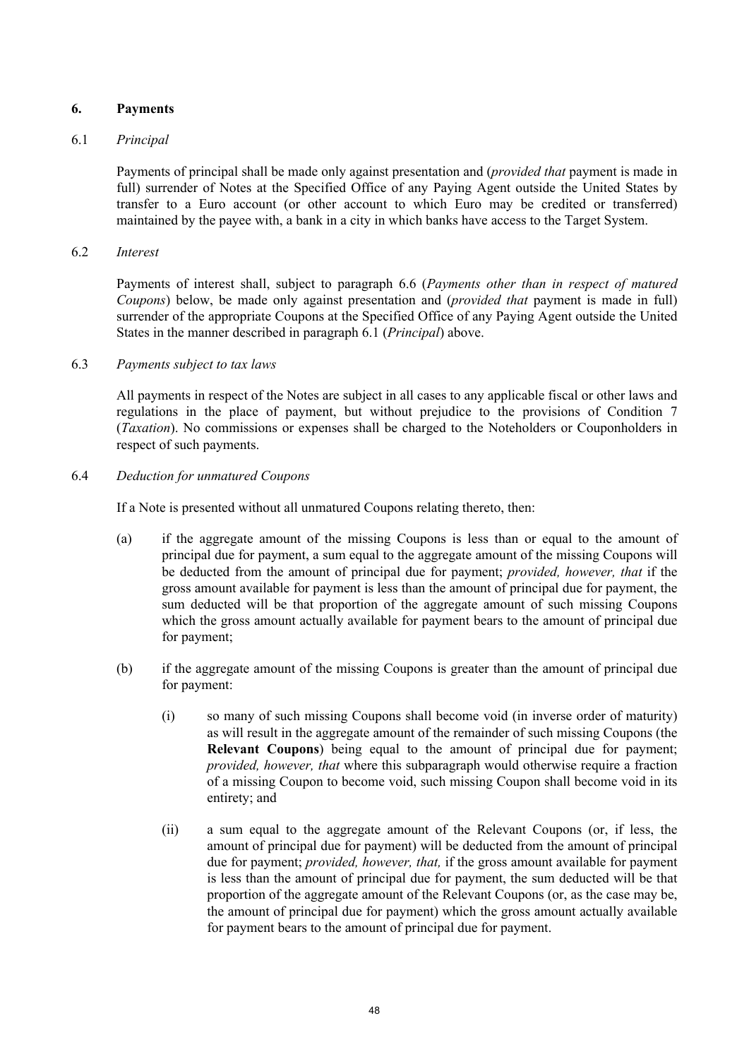## 6. Payments

### 6.1 *Principal*

Payments of principal shall be made only against presentation and (*provided that* payment is made in full) surrender of Notes at the Specified Office of any Paying Agent outside the United States by transfer to a Euro account (or other account to which Euro may be credited or transferred) maintained by the payee with, a bank in a city in which banks have access to the Target System.

### 6.2 *Interest*

Payments of interest shall, subject to paragraph 6.6 (*Payments other than in respect of matured Coupons*) below, be made only against presentation and (*provided that* payment is made in full) surrender of the appropriate Coupons at the Specified Office of any Paying Agent outside the United States in the manner described in paragraph 6.1 (*Principal*) above.

### 6.3 *Payments subject to tax laws*

All payments in respect of the Notes are subject in all cases to any applicable fiscal or other laws and regulations in the place of payment, but without prejudice to the provisions of Condition 7 (*Taxation*). No commissions or expenses shall be charged to the Noteholders or Couponholders in respect of such payments.

### 6.4 *Deduction for unmatured Coupons*

If a Note is presented without all unmatured Coupons relating thereto, then:

(a) if the aggregate amount of the missing Coupons is less than or equal to the amount of principal due for payment, a sum equal to the aggregate amount of the missing Coupons will be deducted from the amount of principal due for payment; *provided, however, that* if the gross amount available for payment is less than the amount of principal due for payment, the sum deducted will be that proportion of the aggregate amount of such missing Coupons which the gross amount actually available for payment bears to the amount of principal due for payment;

(b) if the aggregate amount of the missing Coupons is greater than the amount of principal due for payment:

   (i) so many of such missing Coupons shall become void (in inverse order of maturity) as will result in the aggregate amount of the remainder of such missing Coupons (the **Relevant Coupons**) being equal to the amount of principal due for payment; *provided, however, that* where this subparagraph would otherwise require a fraction of a missing Coupon to become void, such missing Coupon shall become void in its entirety; and

   (ii) a sum equal to the aggregate amount of the Relevant Coupons (or, if less, the amount of principal due for payment) will be deducted from the amount of principal due for payment; *provided, however, that,* if the gross amount available for payment is less than the amount of principal due for payment, the sum deducted will be that proportion of the aggregate amount of the Relevant Coupons (or, as the case may be, the amount of principal due for payment) which the gross amount actually available for payment bears to the amount of principal due for payment.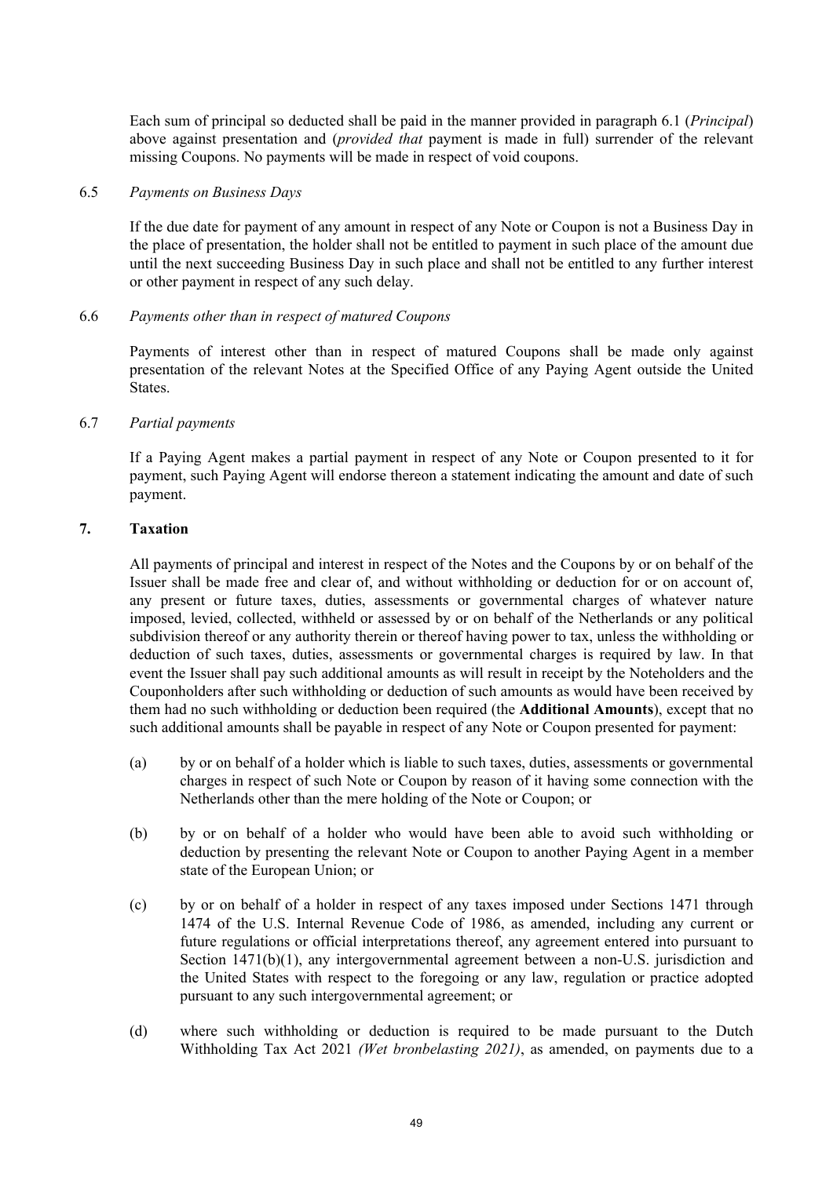Each sum of principal so deducted shall be paid in the manner provided in paragraph 6.1 (*Principal*) above against presentation and (*provided that* payment is made in full) surrender of the relevant missing Coupons. No payments will be made in respect of void coupons.

6.5 *Payments on Business Days*

If the due date for payment of any amount in respect of any Note or Coupon is not a Business Day in the place of presentation, the holder shall not be entitled to payment in such place of the amount due until the next succeeding Business Day in such place and shall not be entitled to any further interest or other payment in respect of any such delay.

6.6 *Payments other than in respect of matured Coupons*

Payments of interest other than in respect of matured Coupons shall be made only against presentation of the relevant Notes at the Specified Office of any Paying Agent outside the United States.

6.7 *Partial payments*

If a Paying Agent makes a partial payment in respect of any Note or Coupon presented to it for payment, such Paying Agent will endorse thereon a statement indicating the amount and date of such payment.

## 7. Taxation

All payments of principal and interest in respect of the Notes and the Coupons by or on behalf of the Issuer shall be made free and clear of, and without withholding or deduction for or on account of, any present or future taxes, duties, assessments or governmental charges of whatever nature imposed, levied, collected, withheld or assessed by or on behalf of the Netherlands or any political subdivision thereof or any authority therein or thereof having power to tax, unless the withholding or deduction of such taxes, duties, assessments or governmental charges is required by law. In that event the Issuer shall pay such additional amounts as will result in receipt by the Noteholders and the Couponholders after such withholding or deduction of such amounts as would have been received by them had no such withholding or deduction been required (the **Additional Amounts**), except that no such additional amounts shall be payable in respect of any Note or Coupon presented for payment:

(a) by or on behalf of a holder which is liable to such taxes, duties, assessments or governmental charges in respect of such Note or Coupon by reason of it having some connection with the Netherlands other than the mere holding of the Note or Coupon; or

(b) by or on behalf of a holder who would have been able to avoid such withholding or deduction by presenting the relevant Note or Coupon to another Paying Agent in a member state of the European Union; or

(c) by or on behalf of a holder in respect of any taxes imposed under Sections 1471 through 1474 of the U.S. Internal Revenue Code of 1986, as amended, including any current or future regulations or official interpretations thereof, any agreement entered into pursuant to Section 1471(b)(1), any intergovernmental agreement between a non-U.S. jurisdiction and the United States with respect to the foregoing or any law, regulation or practice adopted pursuant to any such intergovernmental agreement; or

(d) where such withholding or deduction is required to be made pursuant to the Dutch Withholding Tax Act 2021 *(Wet bronbelasting 2021)*, as amended, on payments due to a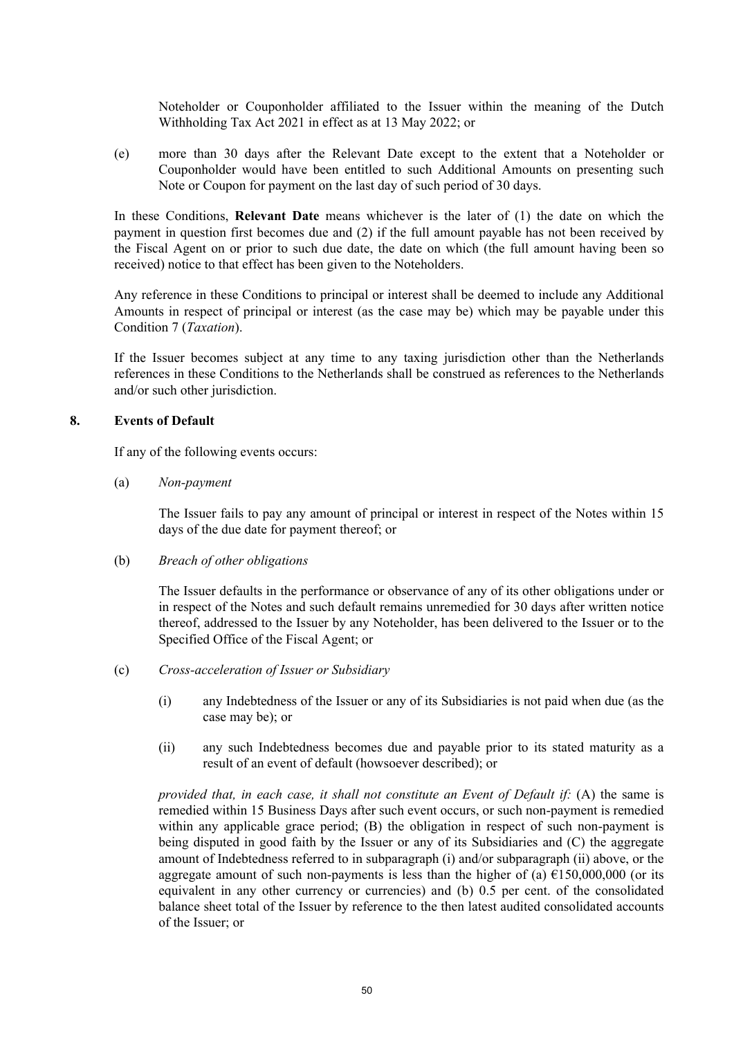Noteholder or Couponholder affiliated to the Issuer within the meaning of the Dutch Withholding Tax Act 2021 in effect as at 13 May 2022; or

(e) more than 30 days after the Relevant Date except to the extent that a Noteholder or Couponholder would have been entitled to such Additional Amounts on presenting such Note or Coupon for payment on the last day of such period of 30 days.

In these Conditions, **Relevant Date** means whichever is the later of (1) the date on which the payment in question first becomes due and (2) if the full amount payable has not been received by the Fiscal Agent on or prior to such due date, the date on which (the full amount having been so received) notice to that effect has been given to the Noteholders.

Any reference in these Conditions to principal or interest shall be deemed to include any Additional Amounts in respect of principal or interest (as the case may be) which may be payable under this Condition 7 (*Taxation*).

If the Issuer becomes subject at any time to any taxing jurisdiction other than the Netherlands references in these Conditions to the Netherlands shall be construed as references to the Netherlands and/or such other jurisdiction.

## 8. Events of Default

If any of the following events occurs:

(a) *Non-payment*

The Issuer fails to pay any amount of principal or interest in respect of the Notes within 15 days of the due date for payment thereof; or

(b) *Breach of other obligations*

The Issuer defaults in the performance or observance of any of its other obligations under or in respect of the Notes and such default remains unremedied for 30 days after written notice thereof, addressed to the Issuer by any Noteholder, has been delivered to the Issuer or to the Specified Office of the Fiscal Agent; or

(c) *Cross-acceleration of Issuer or Subsidiary*

(i) any Indebtedness of the Issuer or any of its Subsidiaries is not paid when due (as the case may be); or

(ii) any such Indebtedness becomes due and payable prior to its stated maturity as a result of an event of default (howsoever described); or

*provided that, in each case, it shall not constitute an Event of Default if:* (A) the same is remedied within 15 Business Days after such event occurs, or such non-payment is remedied within any applicable grace period; (B) the obligation in respect of such non-payment is being disputed in good faith by the Issuer or any of its Subsidiaries and (C) the aggregate amount of Indebtedness referred to in subparagraph (i) and/or subparagraph (ii) above, or the aggregate amount of such non-payments is less than the higher of (a) €150,000,000 (or its equivalent in any other currency or currencies) and (b) 0.5 per cent. of the consolidated balance sheet total of the Issuer by reference to the then latest audited consolidated accounts of the Issuer; or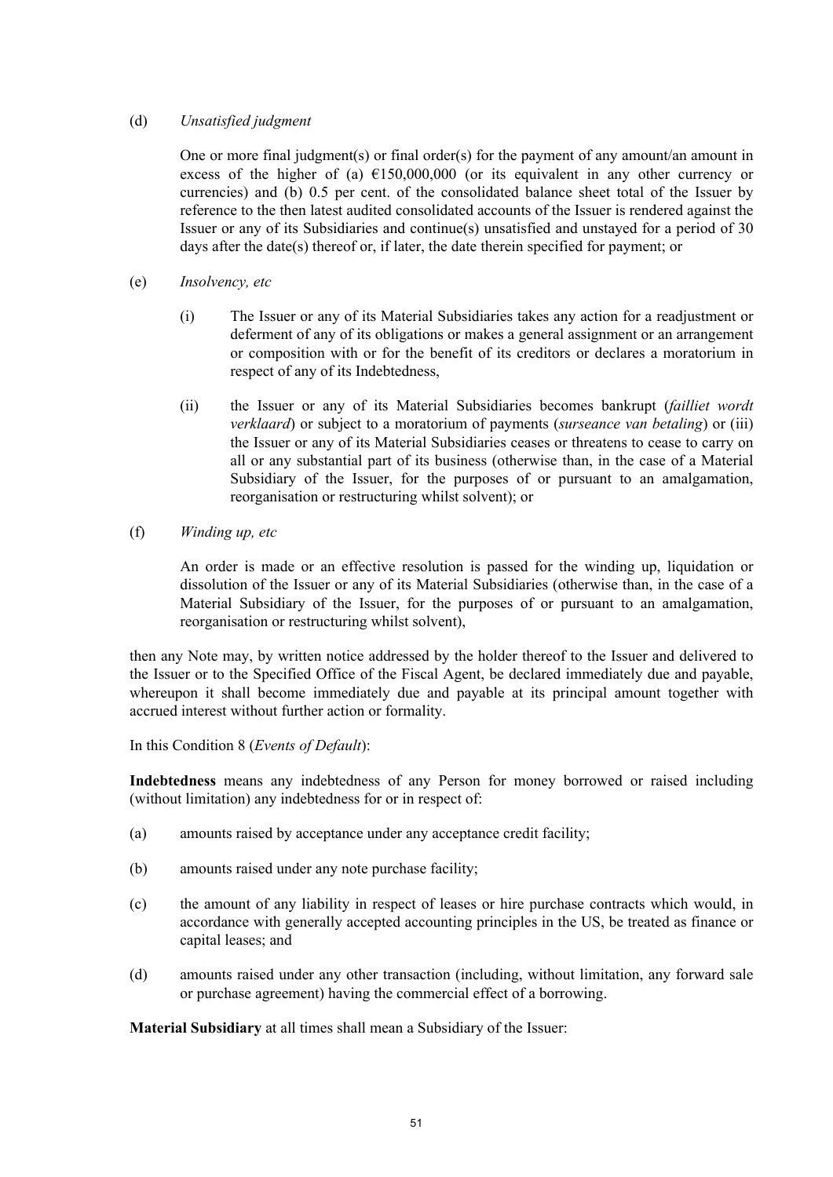(d) *Unsatisfied judgment*

One or more final judgment(s) or final order(s) for the payment of any amount/an amount in excess of the higher of (a) €150,000,000 (or its equivalent in any other currency or currencies) and (b) 0.5 per cent. of the consolidated balance sheet total of the Issuer by reference to the then latest audited consolidated accounts of the Issuer is rendered against the Issuer or any of its Subsidiaries and continue(s) unsatisfied and unstayed for a period of 30 days after the date(s) thereof or, if later, the date therein specified for payment; or

(e) *Insolvency, etc*

(i) The Issuer or any of its Material Subsidiaries takes any action for a readjustment or deferment of any of its obligations or makes a general assignment or an arrangement or composition with or for the benefit of its creditors or declares a moratorium in respect of any of its Indebtedness,

(ii) the Issuer or any of its Material Subsidiaries becomes bankrupt (*failliet wordt verklaard*) or subject to a moratorium of payments (*surseance van betaling*) or (iii) the Issuer or any of its Material Subsidiaries ceases or threatens to cease to carry on all or any substantial part of its business (otherwise than, in the case of a Material Subsidiary of the Issuer, for the purposes of or pursuant to an amalgamation, reorganisation or restructuring whilst solvent); or

(f) *Winding up, etc*

An order is made or an effective resolution is passed for the winding up, liquidation or dissolution of the Issuer or any of its Material Subsidiaries (otherwise than, in the case of a Material Subsidiary of the Issuer, for the purposes of or pursuant to an amalgamation, reorganisation or restructuring whilst solvent),

then any Note may, by written notice addressed by the holder thereof to the Issuer and delivered to the Issuer or to the Specified Office of the Fiscal Agent, be declared immediately due and payable, whereupon it shall become immediately due and payable at its principal amount together with accrued interest without further action or formality.

In this Condition 8 (*Events of Default*):

**Indebtedness** means any indebtedness of any Person for money borrowed or raised including (without limitation) any indebtedness for or in respect of:

(a) amounts raised by acceptance under any acceptance credit facility;

(b) amounts raised under any note purchase facility;

(c) the amount of any liability in respect of leases or hire purchase contracts which would, in accordance with generally accepted accounting principles in the US, be treated as finance or capital leases; and

(d) amounts raised under any other transaction (including, without limitation, any forward sale or purchase agreement) having the commercial effect of a borrowing.

**Material Subsidiary** at all times shall mean a Subsidiary of the Issuer: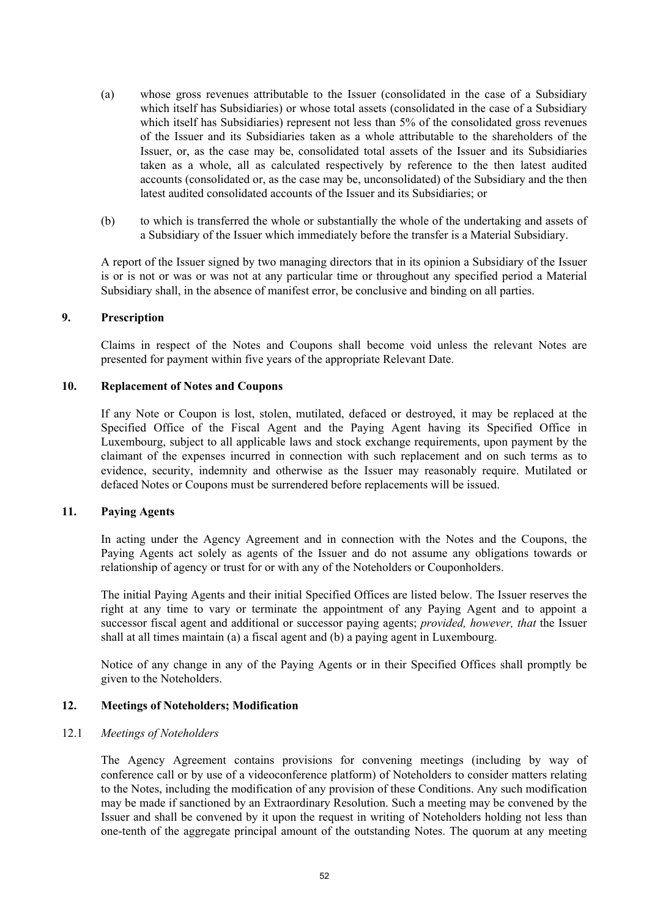(a) whose gross revenues attributable to the Issuer (consolidated in the case of a Subsidiary which itself has Subsidiaries) or whose total assets (consolidated in the case of a Subsidiary which itself has Subsidiaries) represent not less than 5% of the consolidated gross revenues of the Issuer and its Subsidiaries taken as a whole attributable to the shareholders of the Issuer, or, as the case may be, consolidated total assets of the Issuer and its Subsidiaries taken as a whole, all as calculated respectively by reference to the then latest audited accounts (consolidated or, as the case may be, unconsolidated) of the Subsidiary and the then latest audited consolidated accounts of the Issuer and its Subsidiaries; or

(b) to which is transferred the whole or substantially the whole of the undertaking and assets of a Subsidiary of the Issuer which immediately before the transfer is a Material Subsidiary.

A report of the Issuer signed by two managing directors that in its opinion a Subsidiary of the Issuer is or is not or was or was not at any particular time or throughout any specified period a Material Subsidiary shall, in the absence of manifest error, be conclusive and binding on all parties.

## 9. Prescription

Claims in respect of the Notes and Coupons shall become void unless the relevant Notes are presented for payment within five years of the appropriate Relevant Date.

## 10. Replacement of Notes and Coupons

If any Note or Coupon is lost, stolen, mutilated, defaced or destroyed, it may be replaced at the Specified Office of the Fiscal Agent and the Paying Agent having its Specified Office in Luxembourg, subject to all applicable laws and stock exchange requirements, upon payment by the claimant of the expenses incurred in connection with such replacement and on such terms as to evidence, security, indemnity and otherwise as the Issuer may reasonably require. Mutilated or defaced Notes or Coupons must be surrendered before replacements will be issued.

## 11. Paying Agents

In acting under the Agency Agreement and in connection with the Notes and the Coupons, the Paying Agents act solely as agents of the Issuer and do not assume any obligations towards or relationship of agency or trust for or with any of the Noteholders or Couponholders.

The initial Paying Agents and their initial Specified Offices are listed below. The Issuer reserves the right at any time to vary or terminate the appointment of any Paying Agent and to appoint a successor fiscal agent and additional or successor paying agents; *provided, however, that* the Issuer shall at all times maintain (a) a fiscal agent and (b) a paying agent in Luxembourg.

Notice of any change in any of the Paying Agents or in their Specified Offices shall promptly be given to the Noteholders.

## 12. Meetings of Noteholders; Modification

### 12.1 *Meetings of Noteholders*

The Agency Agreement contains provisions for convening meetings (including by way of conference call or by use of a videoconference platform) of Noteholders to consider matters relating to the Notes, including the modification of any provision of these Conditions. Any such modification may be made if sanctioned by an Extraordinary Resolution. Such a meeting may be convened by the Issuer and shall be convened by it upon the request in writing of Noteholders holding not less than one-tenth of the aggregate principal amount of the outstanding Notes. The quorum at any meeting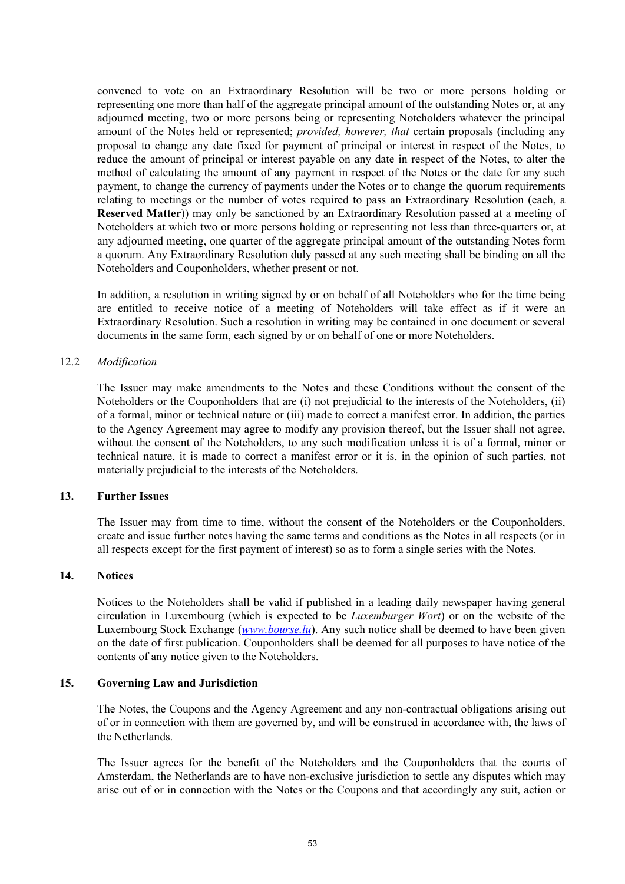convened to vote on an Extraordinary Resolution will be two or more persons holding or representing one more than half of the aggregate principal amount of the outstanding Notes or, at any adjourned meeting, two or more persons being or representing Noteholders whatever the principal amount of the Notes held or represented; *provided, however, that* certain proposals (including any proposal to change any date fixed for payment of principal or interest in respect of the Notes, to reduce the amount of principal or interest payable on any date in respect of the Notes, to alter the method of calculating the amount of any payment in respect of the Notes or the date for any such payment, to change the currency of payments under the Notes or to change the quorum requirements relating to meetings or the number of votes required to pass an Extraordinary Resolution (each, a **Reserved Matter**)) may only be sanctioned by an Extraordinary Resolution passed at a meeting of Noteholders at which two or more persons holding or representing not less than three-quarters or, at any adjourned meeting, one quarter of the aggregate principal amount of the outstanding Notes form a quorum. Any Extraordinary Resolution duly passed at any such meeting shall be binding on all the Noteholders and Couponholders, whether present or not.

In addition, a resolution in writing signed by or on behalf of all Noteholders who for the time being are entitled to receive notice of a meeting of Noteholders will take effect as if it were an Extraordinary Resolution. Such a resolution in writing may be contained in one document or several documents in the same form, each signed by or on behalf of one or more Noteholders.

12.2 *Modification*

The Issuer may make amendments to the Notes and these Conditions without the consent of the Noteholders or the Couponholders that are (i) not prejudicial to the interests of the Noteholders, (ii) of a formal, minor or technical nature or (iii) made to correct a manifest error. In addition, the parties to the Agency Agreement may agree to modify any provision thereof, but the Issuer shall not agree, without the consent of the Noteholders, to any such modification unless it is of a formal, minor or technical nature, it is made to correct a manifest error or it is, in the opinion of such parties, not materially prejudicial to the interests of the Noteholders.

## 13. Further Issues

The Issuer may from time to time, without the consent of the Noteholders or the Couponholders, create and issue further notes having the same terms and conditions as the Notes in all respects (or in all respects except for the first payment of interest) so as to form a single series with the Notes.

## 14. Notices

Notices to the Noteholders shall be valid if published in a leading daily newspaper having general circulation in Luxembourg (which is expected to be *Luxemburger Wort*) or on the website of the Luxembourg Stock Exchange (*www.bourse.lu*). Any such notice shall be deemed to have been given on the date of first publication. Couponholders shall be deemed for all purposes to have notice of the contents of any notice given to the Noteholders.

## 15. Governing Law and Jurisdiction

The Notes, the Coupons and the Agency Agreement and any non-contractual obligations arising out of or in connection with them are governed by, and will be construed in accordance with, the laws of the Netherlands.

The Issuer agrees for the benefit of the Noteholders and the Couponholders that the courts of Amsterdam, the Netherlands are to have non-exclusive jurisdiction to settle any disputes which may arise out of or in connection with the Notes or the Coupons and that accordingly any suit, action or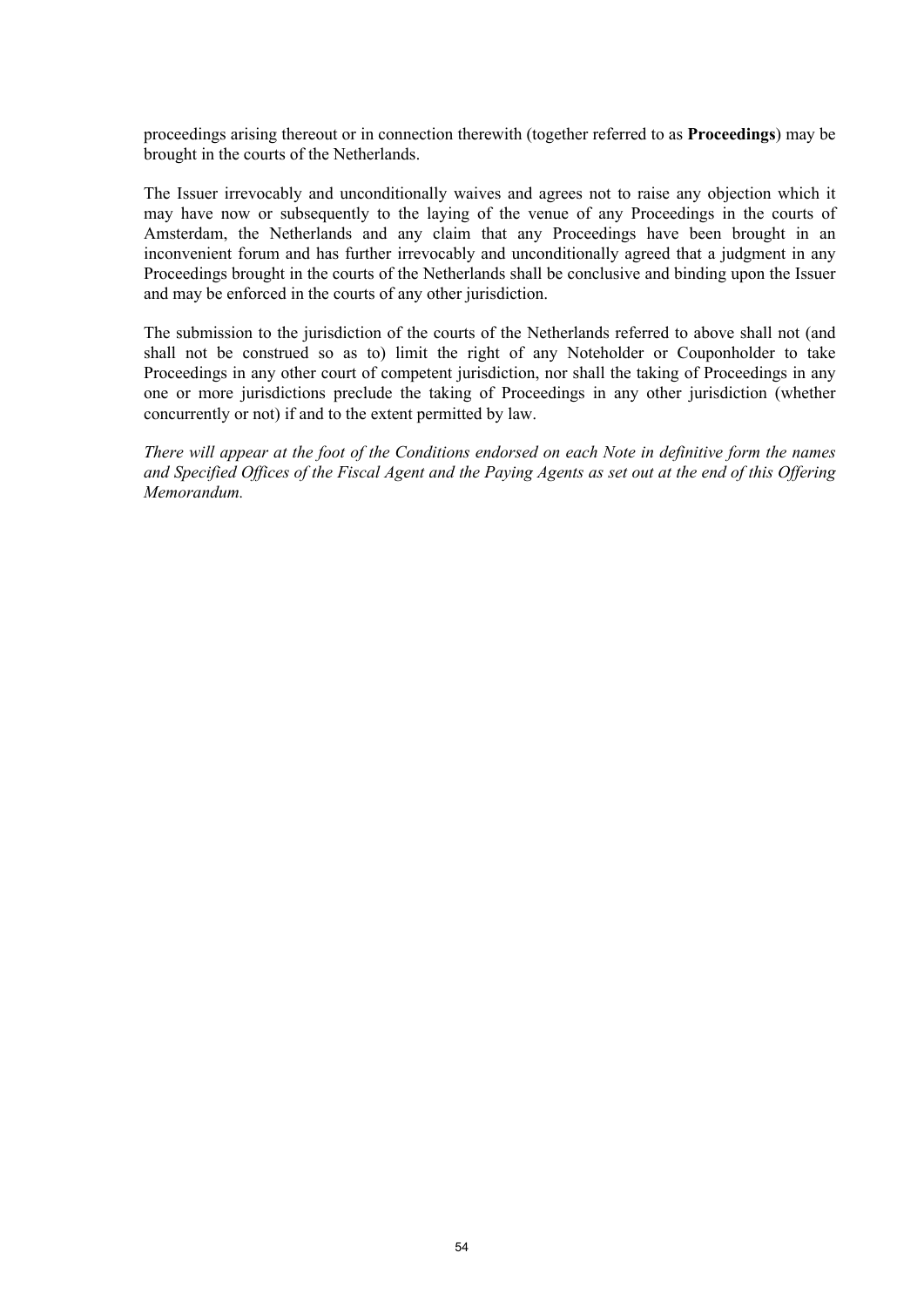proceedings arising thereout or in connection therewith (together referred to as **Proceedings**) may be brought in the courts of the Netherlands.

The Issuer irrevocably and unconditionally waives and agrees not to raise any objection which it may have now or subsequently to the laying of the venue of any Proceedings in the courts of Amsterdam, the Netherlands and any claim that any Proceedings have been brought in an inconvenient forum and has further irrevocably and unconditionally agreed that a judgment in any Proceedings brought in the courts of the Netherlands shall be conclusive and binding upon the Issuer and may be enforced in the courts of any other jurisdiction.

The submission to the jurisdiction of the courts of the Netherlands referred to above shall not (and shall not be construed so as to) limit the right of any Noteholder or Couponholder to take Proceedings in any other court of competent jurisdiction, nor shall the taking of Proceedings in any one or more jurisdictions preclude the taking of Proceedings in any other jurisdiction (whether concurrently or not) if and to the extent permitted by law.

*There will appear at the foot of the Conditions endorsed on each Note in definitive form the names and Specified Offices of the Fiscal Agent and the Paying Agents as set out at the end of this Offering Memorandum.*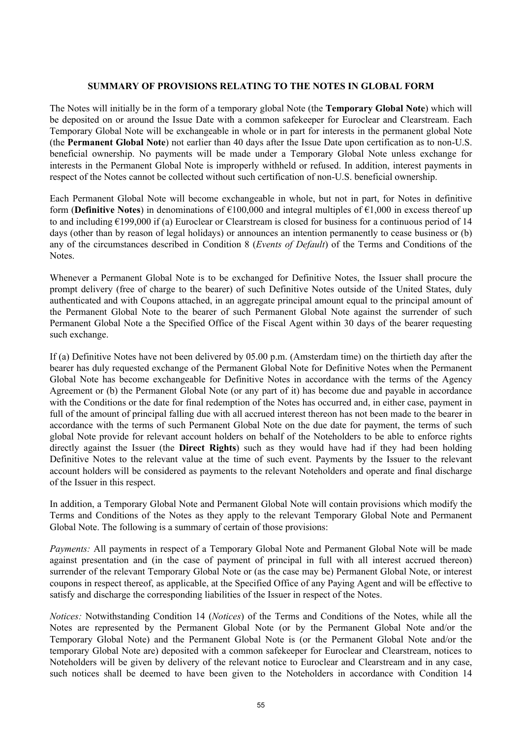## SUMMARY OF PROVISIONS RELATING TO THE NOTES IN GLOBAL FORM

The Notes will initially be in the form of a temporary global Note (the **Temporary Global Note**) which will be deposited on or around the Issue Date with a common safekeeper for Euroclear and Clearstream. Each Temporary Global Note will be exchangeable in whole or in part for interests in the permanent global Note (the **Permanent Global Note**) not earlier than 40 days after the Issue Date upon certification as to non-U.S. beneficial ownership. No payments will be made under a Temporary Global Note unless exchange for interests in the Permanent Global Note is improperly withheld or refused. In addition, interest payments in respect of the Notes cannot be collected without such certification of non-U.S. beneficial ownership.

Each Permanent Global Note will become exchangeable in whole, but not in part, for Notes in definitive form (**Definitive Notes**) in denominations of €100,000 and integral multiples of €1,000 in excess thereof up to and including €199,000 if (a) Euroclear or Clearstream is closed for business for a continuous period of 14 days (other than by reason of legal holidays) or announces an intention permanently to cease business or (b) any of the circumstances described in Condition 8 (*Events of Default*) of the Terms and Conditions of the Notes.

Whenever a Permanent Global Note is to be exchanged for Definitive Notes, the Issuer shall procure the prompt delivery (free of charge to the bearer) of such Definitive Notes outside of the United States, duly authenticated and with Coupons attached, in an aggregate principal amount equal to the principal amount of the Permanent Global Note to the bearer of such Permanent Global Note against the surrender of such Permanent Global Note a the Specified Office of the Fiscal Agent within 30 days of the bearer requesting such exchange.

If (a) Definitive Notes have not been delivered by 05.00 p.m. (Amsterdam time) on the thirtieth day after the bearer has duly requested exchange of the Permanent Global Note for Definitive Notes when the Permanent Global Note has become exchangeable for Definitive Notes in accordance with the terms of the Agency Agreement or (b) the Permanent Global Note (or any part of it) has become due and payable in accordance with the Conditions or the date for final redemption of the Notes has occurred and, in either case, payment in full of the amount of principal falling due with all accrued interest thereon has not been made to the bearer in accordance with the terms of such Permanent Global Note on the due date for payment, the terms of such global Note provide for relevant account holders on behalf of the Noteholders to be able to enforce rights directly against the Issuer (the **Direct Rights**) such as they would have had if they had been holding Definitive Notes to the relevant value at the time of such event. Payments by the Issuer to the relevant account holders will be considered as payments to the relevant Noteholders and operate and final discharge of the Issuer in this respect.

In addition, a Temporary Global Note and Permanent Global Note will contain provisions which modify the Terms and Conditions of the Notes as they apply to the relevant Temporary Global Note and Permanent Global Note. The following is a summary of certain of those provisions:

*Payments:* All payments in respect of a Temporary Global Note and Permanent Global Note will be made against presentation and (in the case of payment of principal in full with all interest accrued thereon) surrender of the relevant Temporary Global Note or (as the case may be) Permanent Global Note, or interest coupons in respect thereof, as applicable, at the Specified Office of any Paying Agent and will be effective to satisfy and discharge the corresponding liabilities of the Issuer in respect of the Notes.

*Notices:* Notwithstanding Condition 14 (*Notices*) of the Terms and Conditions of the Notes, while all the Notes are represented by the Permanent Global Note (or by the Permanent Global Note and/or the Temporary Global Note) and the Permanent Global Note is (or the Permanent Global Note and/or the temporary Global Note are) deposited with a common safekeeper for Euroclear and Clearstream, notices to Noteholders will be given by delivery of the relevant notice to Euroclear and Clearstream and in any case, such notices shall be deemed to have been given to the Noteholders in accordance with Condition 14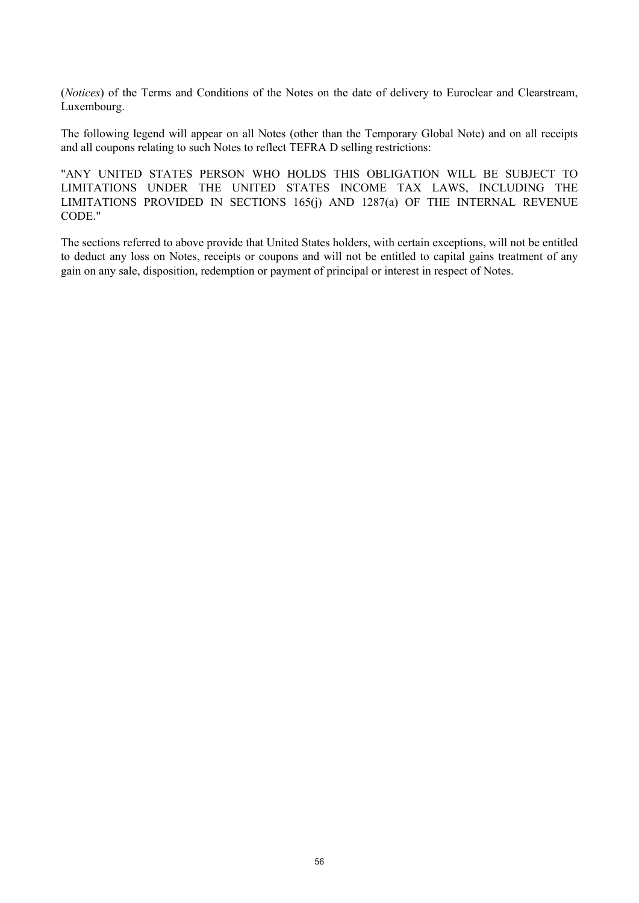(*Notices*) of the Terms and Conditions of the Notes on the date of delivery to Euroclear and Clearstream, Luxembourg.

The following legend will appear on all Notes (other than the Temporary Global Note) and on all receipts and all coupons relating to such Notes to reflect TEFRA D selling restrictions:

"ANY UNITED STATES PERSON WHO HOLDS THIS OBLIGATION WILL BE SUBJECT TO LIMITATIONS UNDER THE UNITED STATES INCOME TAX LAWS, INCLUDING THE LIMITATIONS PROVIDED IN SECTIONS 165(j) AND 1287(a) OF THE INTERNAL REVENUE CODE."

The sections referred to above provide that United States holders, with certain exceptions, will not be entitled to deduct any loss on Notes, receipts or coupons and will not be entitled to capital gains treatment of any gain on any sale, disposition, redemption or payment of principal or interest in respect of Notes.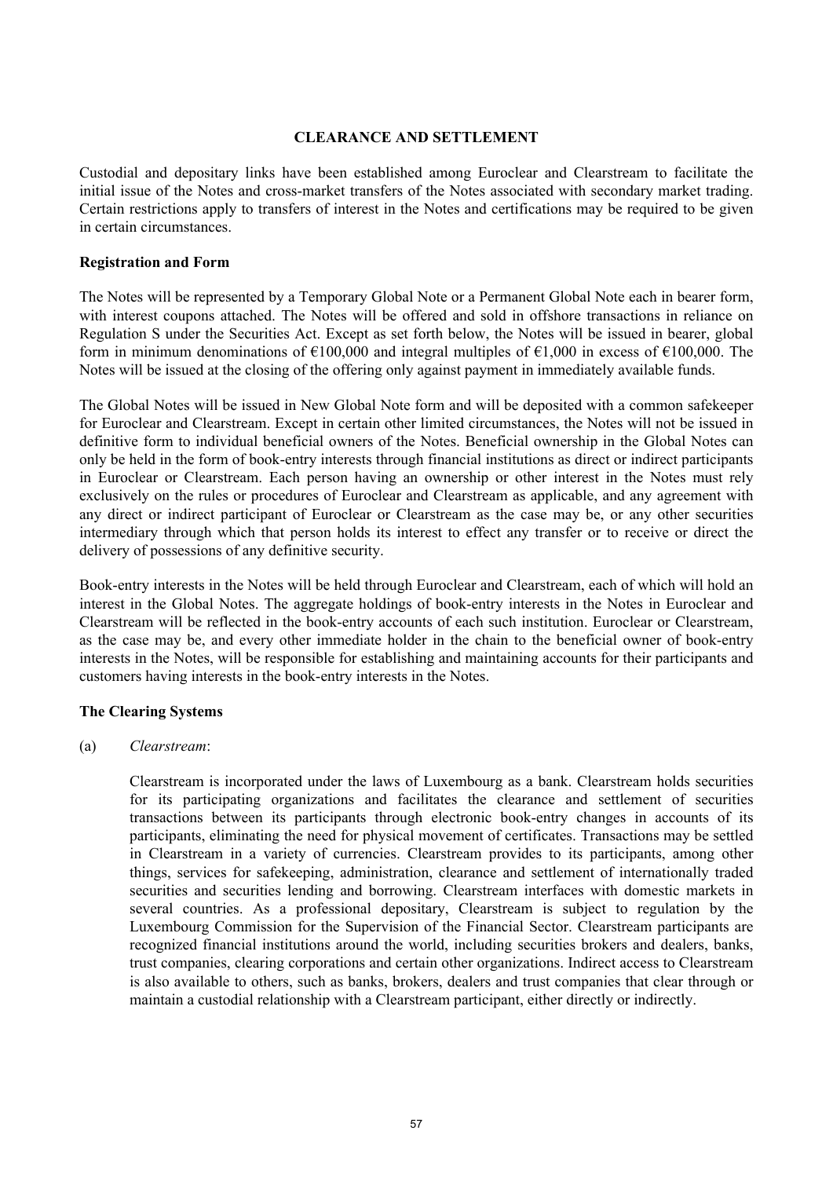# CLEARANCE AND SETTLEMENT

Custodial and depositary links have been established among Euroclear and Clearstream to facilitate the initial issue of the Notes and cross-market transfers of the Notes associated with secondary market trading. Certain restrictions apply to transfers of interest in the Notes and certifications may be required to be given in certain circumstances.

## Registration and Form

The Notes will be represented by a Temporary Global Note or a Permanent Global Note each in bearer form, with interest coupons attached. The Notes will be offered and sold in offshore transactions in reliance on Regulation S under the Securities Act. Except as set forth below, the Notes will be issued in bearer, global form in minimum denominations of €100,000 and integral multiples of €1,000 in excess of €100,000. The Notes will be issued at the closing of the offering only against payment in immediately available funds.

The Global Notes will be issued in New Global Note form and will be deposited with a common safekeeper for Euroclear and Clearstream. Except in certain other limited circumstances, the Notes will not be issued in definitive form to individual beneficial owners of the Notes. Beneficial ownership in the Global Notes can only be held in the form of book-entry interests through financial institutions as direct or indirect participants in Euroclear or Clearstream. Each person having an ownership or other interest in the Notes must rely exclusively on the rules or procedures of Euroclear and Clearstream as applicable, and any agreement with any direct or indirect participant of Euroclear or Clearstream as the case may be, or any other securities intermediary through which that person holds its interest to effect any transfer or to receive or direct the delivery of possessions of any definitive security.

Book-entry interests in the Notes will be held through Euroclear and Clearstream, each of which will hold an interest in the Global Notes. The aggregate holdings of book-entry interests in the Notes in Euroclear and Clearstream will be reflected in the book-entry accounts of each such institution. Euroclear or Clearstream, as the case may be, and every other immediate holder in the chain to the beneficial owner of book-entry interests in the Notes, will be responsible for establishing and maintaining accounts for their participants and customers having interests in the book-entry interests in the Notes.

## The Clearing Systems

(a) *Clearstream*:

Clearstream is incorporated under the laws of Luxembourg as a bank. Clearstream holds securities for its participating organizations and facilitates the clearance and settlement of securities transactions between its participants through electronic book-entry changes in accounts of its participants, eliminating the need for physical movement of certificates. Transactions may be settled in Clearstream in a variety of currencies. Clearstream provides to its participants, among other things, services for safekeeping, administration, clearance and settlement of internationally traded securities and securities lending and borrowing. Clearstream interfaces with domestic markets in several countries. As a professional depositary, Clearstream is subject to regulation by the Luxembourg Commission for the Supervision of the Financial Sector. Clearstream participants are recognized financial institutions around the world, including securities brokers and dealers, banks, trust companies, clearing corporations and certain other organizations. Indirect access to Clearstream is also available to others, such as banks, brokers, dealers and trust companies that clear through or maintain a custodial relationship with a Clearstream participant, either directly or indirectly.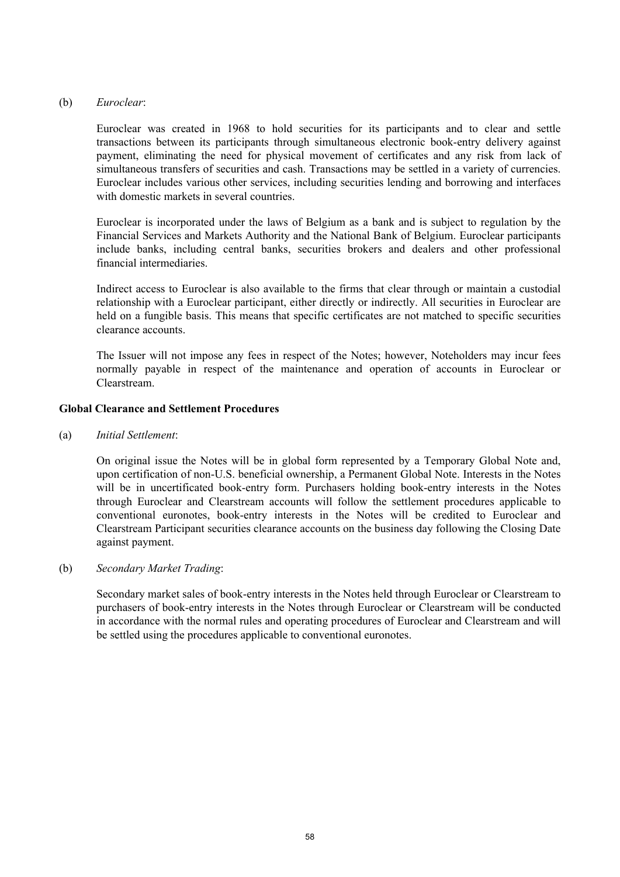(b) *Euroclear*:

Euroclear was created in 1968 to hold securities for its participants and to clear and settle transactions between its participants through simultaneous electronic book-entry delivery against payment, eliminating the need for physical movement of certificates and any risk from lack of simultaneous transfers of securities and cash. Transactions may be settled in a variety of currencies. Euroclear includes various other services, including securities lending and borrowing and interfaces with domestic markets in several countries.

Euroclear is incorporated under the laws of Belgium as a bank and is subject to regulation by the Financial Services and Markets Authority and the National Bank of Belgium. Euroclear participants include banks, including central banks, securities brokers and dealers and other professional financial intermediaries.

Indirect access to Euroclear is also available to the firms that clear through or maintain a custodial relationship with a Euroclear participant, either directly or indirectly. All securities in Euroclear are held on a fungible basis. This means that specific certificates are not matched to specific securities clearance accounts.

The Issuer will not impose any fees in respect of the Notes; however, Noteholders may incur fees normally payable in respect of the maintenance and operation of accounts in Euroclear or Clearstream.

**Global Clearance and Settlement Procedures**

(a) *Initial Settlement*:

On original issue the Notes will be in global form represented by a Temporary Global Note and, upon certification of non-U.S. beneficial ownership, a Permanent Global Note. Interests in the Notes will be in uncertificated book-entry form. Purchasers holding book-entry interests in the Notes through Euroclear and Clearstream accounts will follow the settlement procedures applicable to conventional euronotes, book-entry interests in the Notes will be credited to Euroclear and Clearstream Participant securities clearance accounts on the business day following the Closing Date against payment.

(b) *Secondary Market Trading*:

Secondary market sales of book-entry interests in the Notes held through Euroclear or Clearstream to purchasers of book-entry interests in the Notes through Euroclear or Clearstream will be conducted in accordance with the normal rules and operating procedures of Euroclear and Clearstream and will be settled using the procedures applicable to conventional euronotes.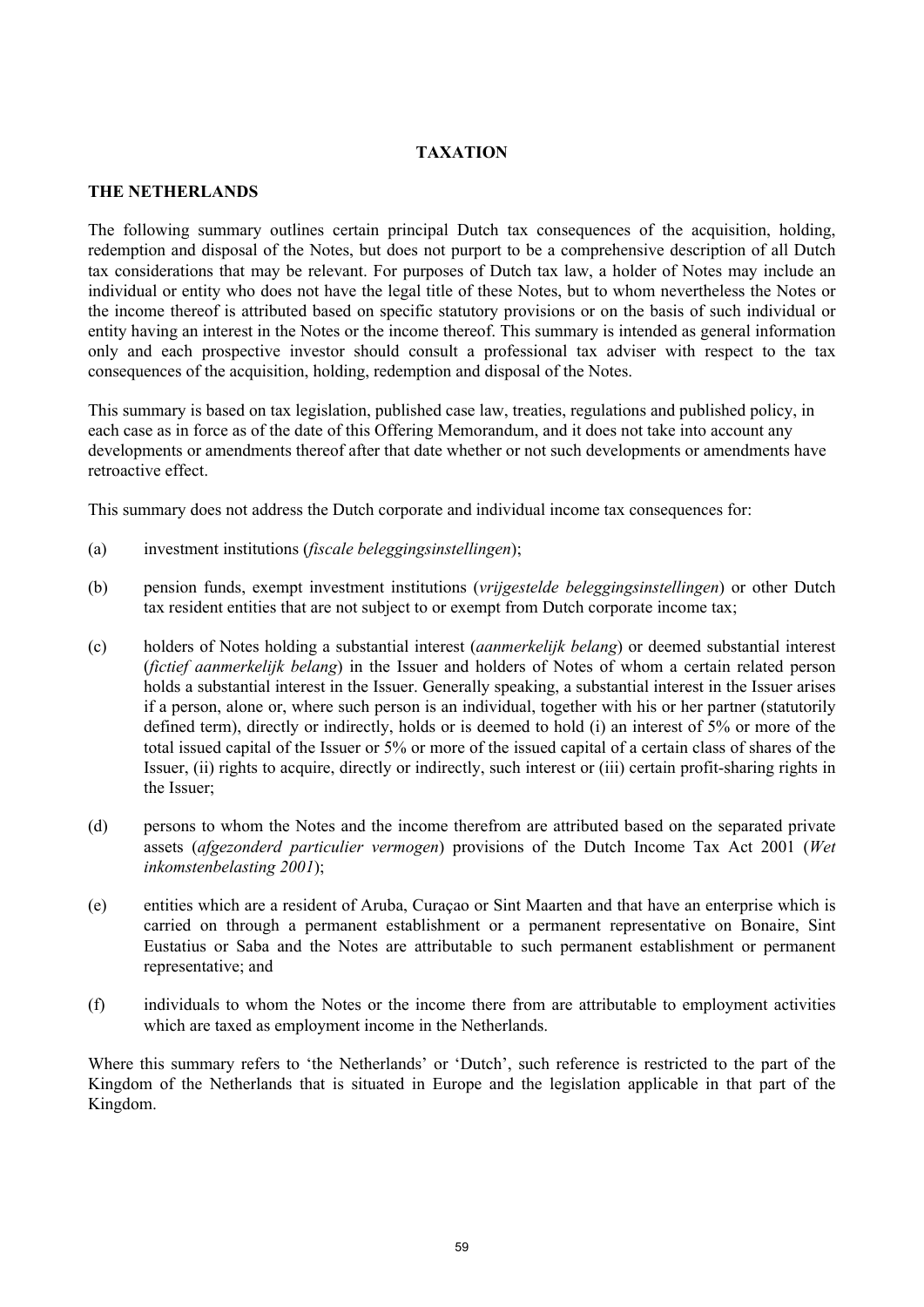# TAXATION

## THE NETHERLANDS

The following summary outlines certain principal Dutch tax consequences of the acquisition, holding, redemption and disposal of the Notes, but does not purport to be a comprehensive description of all Dutch tax considerations that may be relevant. For purposes of Dutch tax law, a holder of Notes may include an individual or entity who does not have the legal title of these Notes, but to whom nevertheless the Notes or the income thereof is attributed based on specific statutory provisions or on the basis of such individual or entity having an interest in the Notes or the income thereof. This summary is intended as general information only and each prospective investor should consult a professional tax adviser with respect to the tax consequences of the acquisition, holding, redemption and disposal of the Notes.

This summary is based on tax legislation, published case law, treaties, regulations and published policy, in each case as in force as of the date of this Offering Memorandum, and it does not take into account any developments or amendments thereof after that date whether or not such developments or amendments have retroactive effect.

This summary does not address the Dutch corporate and individual income tax consequences for:

(a) investment institutions (*fiscale beleggingsinstellingen*);

(b) pension funds, exempt investment institutions (*vrijgestelde beleggingsinstellingen*) or other Dutch tax resident entities that are not subject to or exempt from Dutch corporate income tax;

(c) holders of Notes holding a substantial interest (*aanmerkelijk belang*) or deemed substantial interest (*fictief aanmerkelijk belang*) in the Issuer and holders of Notes of whom a certain related person holds a substantial interest in the Issuer. Generally speaking, a substantial interest in the Issuer arises if a person, alone or, where such person is an individual, together with his or her partner (statutorily defined term), directly or indirectly, holds or is deemed to hold (i) an interest of 5% or more of the total issued capital of the Issuer or 5% or more of the issued capital of a certain class of shares of the Issuer, (ii) rights to acquire, directly or indirectly, such interest or (iii) certain profit-sharing rights in the Issuer;

(d) persons to whom the Notes and the income therefrom are attributed based on the separated private assets (*afgezonderd particulier vermogen*) provisions of the Dutch Income Tax Act 2001 (*Wet inkomstenbelasting 2001*);

(e) entities which are a resident of Aruba, Curaçao or Sint Maarten and that have an enterprise which is carried on through a permanent establishment or a permanent representative on Bonaire, Sint Eustatius or Saba and the Notes are attributable to such permanent establishment or permanent representative; and

(f) individuals to whom the Notes or the income there from are attributable to employment activities which are taxed as employment income in the Netherlands.

Where this summary refers to 'the Netherlands' or 'Dutch', such reference is restricted to the part of the Kingdom of the Netherlands that is situated in Europe and the legislation applicable in that part of the Kingdom.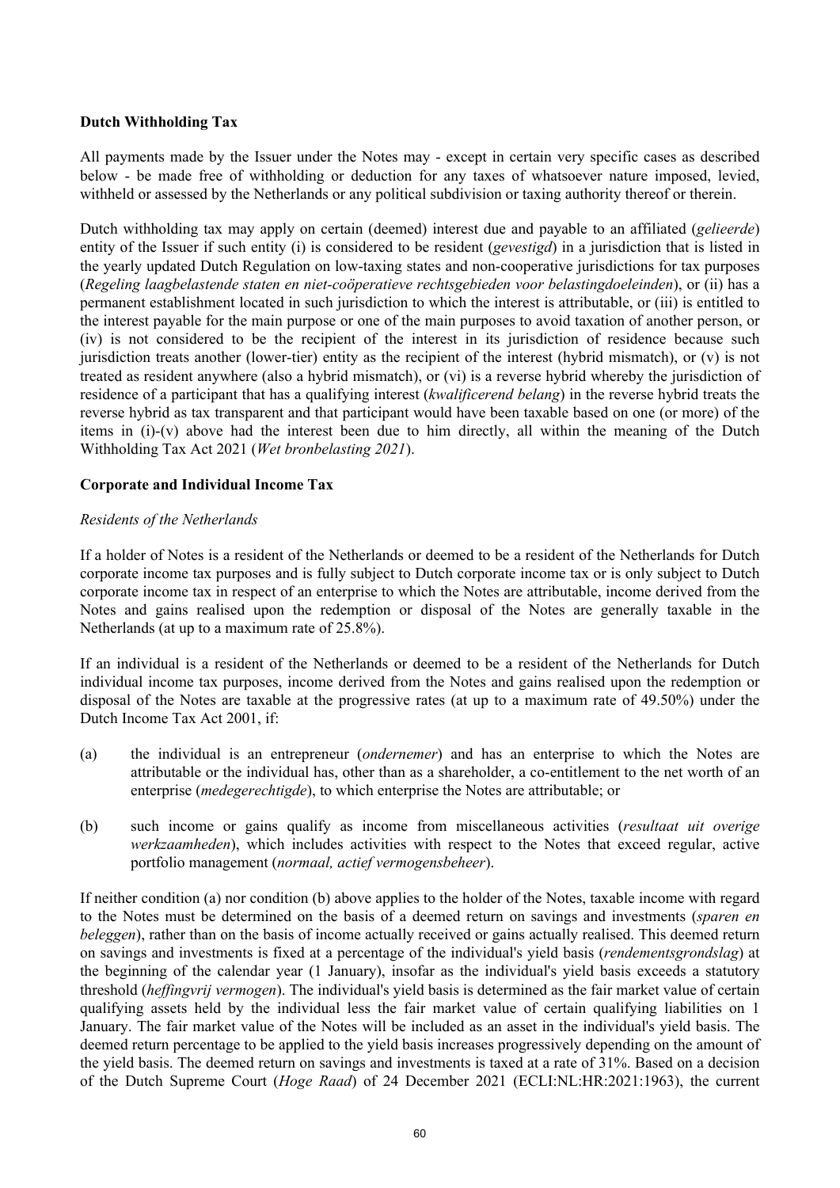**Dutch Withholding Tax**

All payments made by the Issuer under the Notes may - except in certain very specific cases as described below - be made free of withholding or deduction for any taxes of whatsoever nature imposed, levied, withheld or assessed by the Netherlands or any political subdivision or taxing authority thereof or therein.

Dutch withholding tax may apply on certain (deemed) interest due and payable to an affiliated (*gelieerde*) entity of the Issuer if such entity (i) is considered to be resident (*gevestigd*) in a jurisdiction that is listed in the yearly updated Dutch Regulation on low-taxing states and non-cooperative jurisdictions for tax purposes (*Regeling laagbelastende staten en niet-coöperatieve rechtsgebieden voor belastingdoeleinden*), or (ii) has a permanent establishment located in such jurisdiction to which the interest is attributable, or (iii) is entitled to the interest payable for the main purpose or one of the main purposes to avoid taxation of another person, or (iv) is not considered to be the recipient of the interest in its jurisdiction of residence because such jurisdiction treats another (lower-tier) entity as the recipient of the interest (hybrid mismatch), or (v) is not treated as resident anywhere (also a hybrid mismatch), or (vi) is a reverse hybrid whereby the jurisdiction of residence of a participant that has a qualifying interest (*kwalificerend belang*) in the reverse hybrid treats the reverse hybrid as tax transparent and that participant would have been taxable based on one (or more) of the items in (i)-(v) above had the interest been due to him directly, all within the meaning of the Dutch Withholding Tax Act 2021 (*Wet bronbelasting 2021*).

**Corporate and Individual Income Tax**

*Residents of the Netherlands*

If a holder of Notes is a resident of the Netherlands or deemed to be a resident of the Netherlands for Dutch corporate income tax purposes and is fully subject to Dutch corporate income tax or is only subject to Dutch corporate income tax in respect of an enterprise to which the Notes are attributable, income derived from the Notes and gains realised upon the redemption or disposal of the Notes are generally taxable in the Netherlands (at up to a maximum rate of 25.8%).

If an individual is a resident of the Netherlands or deemed to be a resident of the Netherlands for Dutch individual income tax purposes, income derived from the Notes and gains realised upon the redemption or disposal of the Notes are taxable at the progressive rates (at up to a maximum rate of 49.50%) under the Dutch Income Tax Act 2001, if:

(a) the individual is an entrepreneur (*ondernemer*) and has an enterprise to which the Notes are attributable or the individual has, other than as a shareholder, a co-entitlement to the net worth of an enterprise (*medegerechtigde*), to which enterprise the Notes are attributable; or

(b) such income or gains qualify as income from miscellaneous activities (*resultaat uit overige werkzaamheden*), which includes activities with respect to the Notes that exceed regular, active portfolio management (*normaal, actief vermogensbeheer*).

If neither condition (a) nor condition (b) above applies to the holder of the Notes, taxable income with regard to the Notes must be determined on the basis of a deemed return on savings and investments (*sparen en beleggen*), rather than on the basis of income actually received or gains actually realised. This deemed return on savings and investments is fixed at a percentage of the individual's yield basis (*rendementsgrondslag*) at the beginning of the calendar year (1 January), insofar as the individual's yield basis exceeds a statutory threshold (*heffingvrij vermogen*). The individual's yield basis is determined as the fair market value of certain qualifying assets held by the individual less the fair market value of certain qualifying liabilities on 1 January. The fair market value of the Notes will be included as an asset in the individual's yield basis. The deemed return percentage to be applied to the yield basis increases progressively depending on the amount of the yield basis. The deemed return on savings and investments is taxed at a rate of 31%. Based on a decision of the Dutch Supreme Court (*Hoge Raad*) of 24 December 2021 (ECLI:NL:HR:2021:1963), the current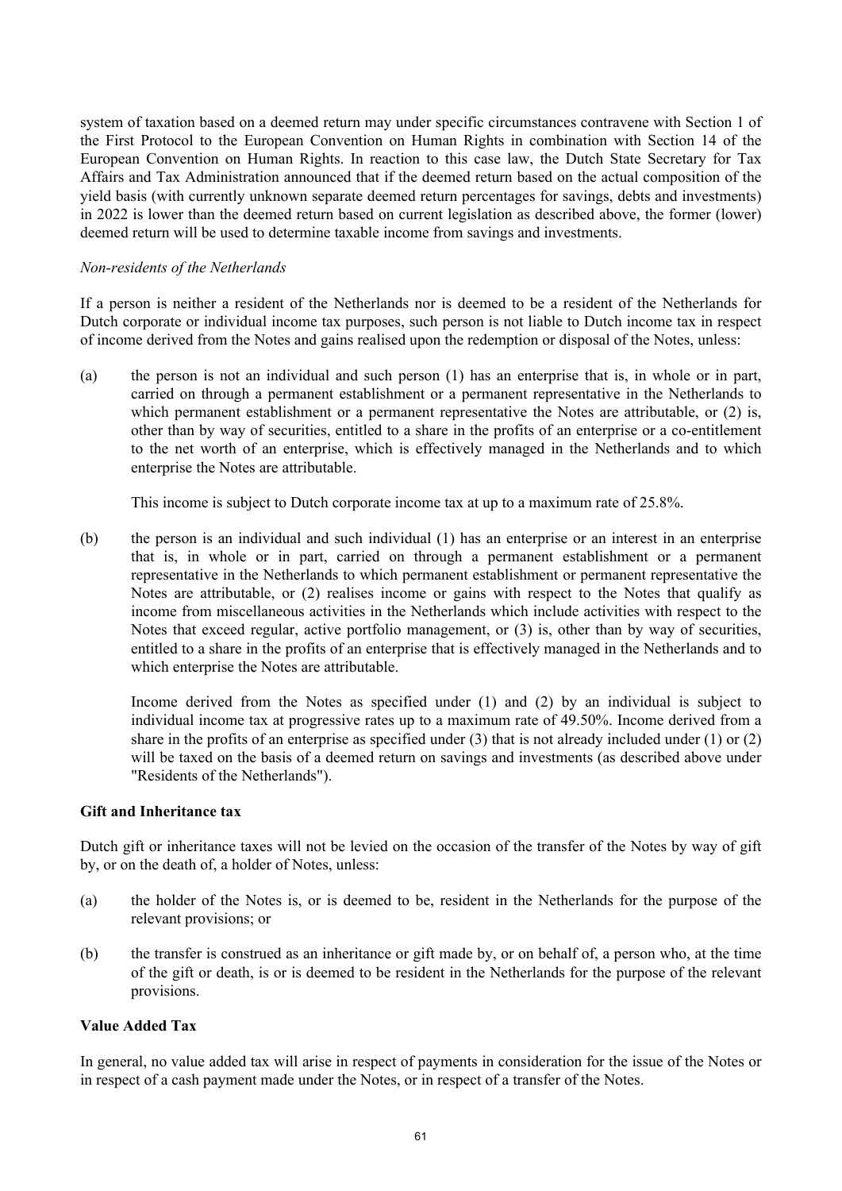system of taxation based on a deemed return may under specific circumstances contravene with Section 1 of the First Protocol to the European Convention on Human Rights in combination with Section 14 of the European Convention on Human Rights. In reaction to this case law, the Dutch State Secretary for Tax Affairs and Tax Administration announced that if the deemed return based on the actual composition of the yield basis (with currently unknown separate deemed return percentages for savings, debts and investments) in 2022 is lower than the deemed return based on current legislation as described above, the former (lower) deemed return will be used to determine taxable income from savings and investments.

*Non-residents of the Netherlands*

If a person is neither a resident of the Netherlands nor is deemed to be a resident of the Netherlands for Dutch corporate or individual income tax purposes, such person is not liable to Dutch income tax in respect of income derived from the Notes and gains realised upon the redemption or disposal of the Notes, unless:

(a) the person is not an individual and such person (1) has an enterprise that is, in whole or in part, carried on through a permanent establishment or a permanent representative in the Netherlands to which permanent establishment or a permanent representative the Notes are attributable, or (2) is, other than by way of securities, entitled to a share in the profits of an enterprise or a co-entitlement to the net worth of an enterprise, which is effectively managed in the Netherlands and to which enterprise the Notes are attributable.

    This income is subject to Dutch corporate income tax at up to a maximum rate of 25.8%.

(b) the person is an individual and such individual (1) has an enterprise or an interest in an enterprise that is, in whole or in part, carried on through a permanent establishment or a permanent representative in the Netherlands to which permanent establishment or permanent representative the Notes are attributable, or (2) realises income or gains with respect to the Notes that qualify as income from miscellaneous activities in the Netherlands which include activities with respect to the Notes that exceed regular, active portfolio management, or (3) is, other than by way of securities, entitled to a share in the profits of an enterprise that is effectively managed in the Netherlands and to which enterprise the Notes are attributable.

    Income derived from the Notes as specified under (1) and (2) by an individual is subject to individual income tax at progressive rates up to a maximum rate of 49.50%. Income derived from a share in the profits of an enterprise as specified under (3) that is not already included under (1) or (2) will be taxed on the basis of a deemed return on savings and investments (as described above under "Residents of the Netherlands").

**Gift and Inheritance tax**

Dutch gift or inheritance taxes will not be levied on the occasion of the transfer of the Notes by way of gift by, or on the death of, a holder of Notes, unless:

(a) the holder of the Notes is, or is deemed to be, resident in the Netherlands for the purpose of the relevant provisions; or

(b) the transfer is construed as an inheritance or gift made by, or on behalf of, a person who, at the time of the gift or death, is or is deemed to be resident in the Netherlands for the purpose of the relevant provisions.

**Value Added Tax**

In general, no value added tax will arise in respect of payments in consideration for the issue of the Notes or in respect of a cash payment made under the Notes, or in respect of a transfer of the Notes.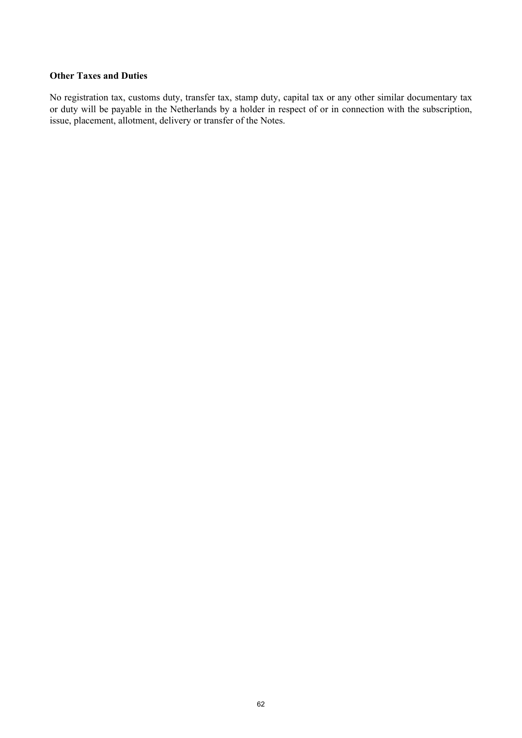**Other Taxes and Duties**

No registration tax, customs duty, transfer tax, stamp duty, capital tax or any other similar documentary tax or duty will be payable in the Netherlands by a holder in respect of or in connection with the subscription, issue, placement, allotment, delivery or transfer of the Notes.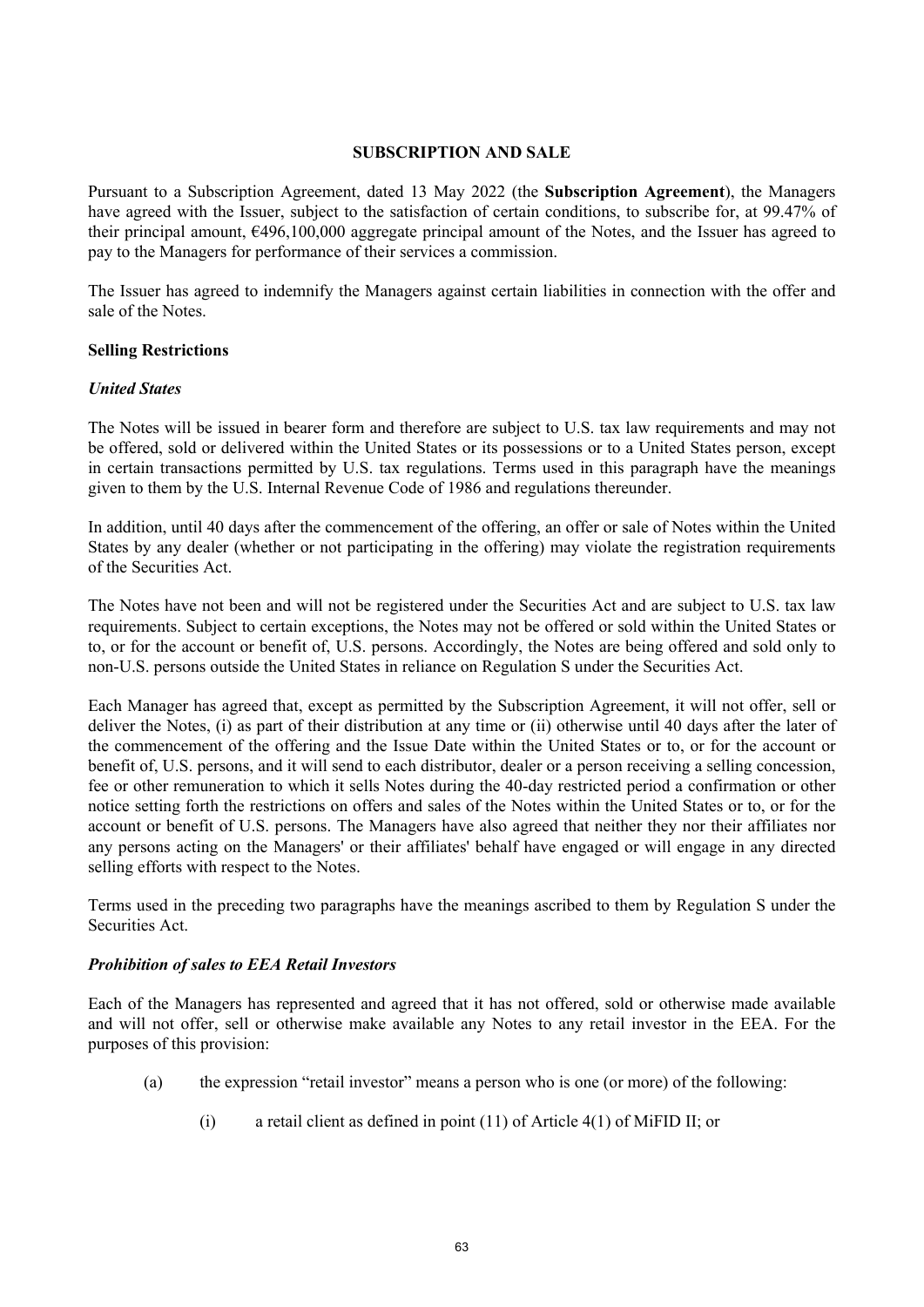## SUBSCRIPTION AND SALE

Pursuant to a Subscription Agreement, dated 13 May 2022 (the **Subscription Agreement**), the Managers have agreed with the Issuer, subject to the satisfaction of certain conditions, to subscribe for, at 99.47% of their principal amount, €496,100,000 aggregate principal amount of the Notes, and the Issuer has agreed to pay to the Managers for performance of their services a commission.

The Issuer has agreed to indemnify the Managers against certain liabilities in connection with the offer and sale of the Notes.

### Selling Restrictions

#### *United States*

The Notes will be issued in bearer form and therefore are subject to U.S. tax law requirements and may not be offered, sold or delivered within the United States or its possessions or to a United States person, except in certain transactions permitted by U.S. tax regulations. Terms used in this paragraph have the meanings given to them by the U.S. Internal Revenue Code of 1986 and regulations thereunder.

In addition, until 40 days after the commencement of the offering, an offer or sale of Notes within the United States by any dealer (whether or not participating in the offering) may violate the registration requirements of the Securities Act.

The Notes have not been and will not be registered under the Securities Act and are subject to U.S. tax law requirements. Subject to certain exceptions, the Notes may not be offered or sold within the United States or to, or for the account or benefit of, U.S. persons. Accordingly, the Notes are being offered and sold only to non-U.S. persons outside the United States in reliance on Regulation S under the Securities Act.

Each Manager has agreed that, except as permitted by the Subscription Agreement, it will not offer, sell or deliver the Notes, (i) as part of their distribution at any time or (ii) otherwise until 40 days after the later of the commencement of the offering and the Issue Date within the United States or to, or for the account or benefit of, U.S. persons, and it will send to each distributor, dealer or a person receiving a selling concession, fee or other remuneration to which it sells Notes during the 40-day restricted period a confirmation or other notice setting forth the restrictions on offers and sales of the Notes within the United States or to, or for the account or benefit of U.S. persons. The Managers have also agreed that neither they nor their affiliates nor any persons acting on the Managers' or their affiliates' behalf have engaged or will engage in any directed selling efforts with respect to the Notes.

Terms used in the preceding two paragraphs have the meanings ascribed to them by Regulation S under the Securities Act.

#### *Prohibition of sales to EEA Retail Investors*

Each of the Managers has represented and agreed that it has not offered, sold or otherwise made available and will not offer, sell or otherwise make available any Notes to any retail investor in the EEA. For the purposes of this provision:

(a) the expression "retail investor" means a person who is one (or more) of the following:

   (i) a retail client as defined in point (11) of Article 4(1) of MiFID II; or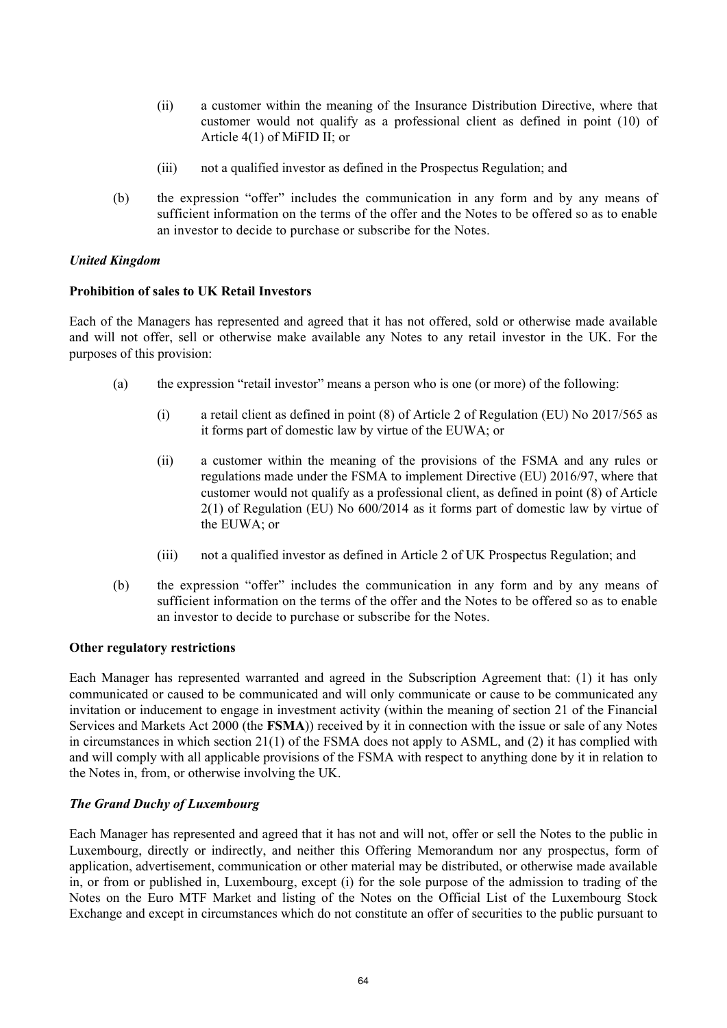(ii) a customer within the meaning of the Insurance Distribution Directive, where that customer would not qualify as a professional client as defined in point (10) of Article 4(1) of MiFID II; or

(iii) not a qualified investor as defined in the Prospectus Regulation; and

(b) the expression "offer" includes the communication in any form and by any means of sufficient information on the terms of the offer and the Notes to be offered so as to enable an investor to decide to purchase or subscribe for the Notes.

***United Kingdom***

**Prohibition of sales to UK Retail Investors**

Each of the Managers has represented and agreed that it has not offered, sold or otherwise made available and will not offer, sell or otherwise make available any Notes to any retail investor in the UK. For the purposes of this provision:

(a) the expression "retail investor" means a person who is one (or more) of the following:

(i) a retail client as defined in point (8) of Article 2 of Regulation (EU) No 2017/565 as it forms part of domestic law by virtue of the EUWA; or

(ii) a customer within the meaning of the provisions of the FSMA and any rules or regulations made under the FSMA to implement Directive (EU) 2016/97, where that customer would not qualify as a professional client, as defined in point (8) of Article 2(1) of Regulation (EU) No 600/2014 as it forms part of domestic law by virtue of the EUWA; or

(iii) not a qualified investor as defined in Article 2 of UK Prospectus Regulation; and

(b) the expression "offer" includes the communication in any form and by any means of sufficient information on the terms of the offer and the Notes to be offered so as to enable an investor to decide to purchase or subscribe for the Notes.

**Other regulatory restrictions**

Each Manager has represented warranted and agreed in the Subscription Agreement that: (1) it has only communicated or caused to be communicated and will only communicate or cause to be communicated any invitation or inducement to engage in investment activity (within the meaning of section 21 of the Financial Services and Markets Act 2000 (the **FSMA**)) received by it in connection with the issue or sale of any Notes in circumstances in which section 21(1) of the FSMA does not apply to ASML, and (2) it has complied with and will comply with all applicable provisions of the FSMA with respect to anything done by it in relation to the Notes in, from, or otherwise involving the UK.

***The Grand Duchy of Luxembourg***

Each Manager has represented and agreed that it has not and will not, offer or sell the Notes to the public in Luxembourg, directly or indirectly, and neither this Offering Memorandum nor any prospectus, form of application, advertisement, communication or other material may be distributed, or otherwise made available in, or from or published in, Luxembourg, except (i) for the sole purpose of the admission to trading of the Notes on the Euro MTF Market and listing of the Notes on the Official List of the Luxembourg Stock Exchange and except in circumstances which do not constitute an offer of securities to the public pursuant to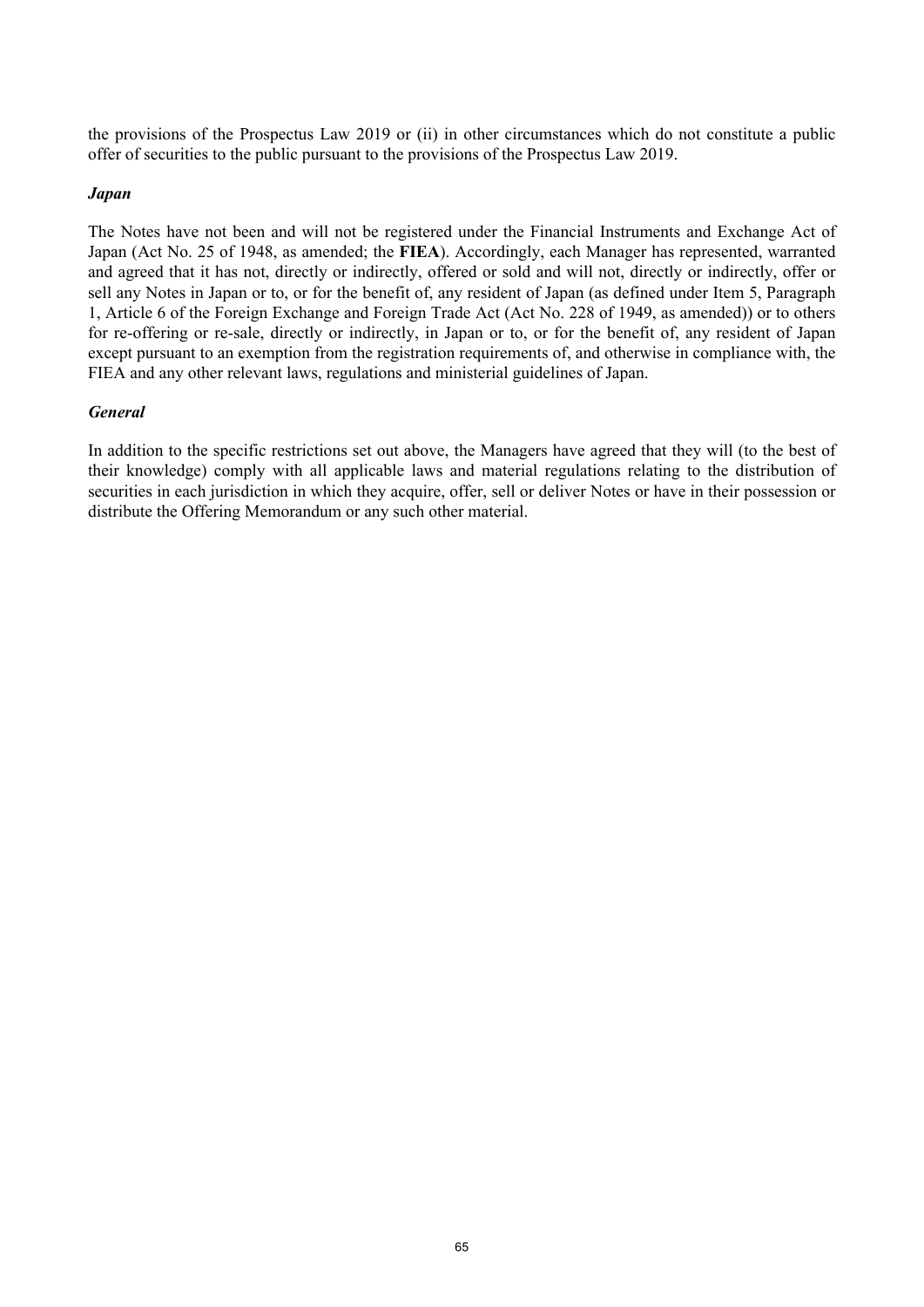the provisions of the Prospectus Law 2019 or (ii) in other circumstances which do not constitute a public offer of securities to the public pursuant to the provisions of the Prospectus Law 2019.

***Japan***

The Notes have not been and will not be registered under the Financial Instruments and Exchange Act of Japan (Act No. 25 of 1948, as amended; the **FIEA**). Accordingly, each Manager has represented, warranted and agreed that it has not, directly or indirectly, offered or sold and will not, directly or indirectly, offer or sell any Notes in Japan or to, or for the benefit of, any resident of Japan (as defined under Item 5, Paragraph 1, Article 6 of the Foreign Exchange and Foreign Trade Act (Act No. 228 of 1949, as amended)) or to others for re-offering or re-sale, directly or indirectly, in Japan or to, or for the benefit of, any resident of Japan except pursuant to an exemption from the registration requirements of, and otherwise in compliance with, the FIEA and any other relevant laws, regulations and ministerial guidelines of Japan.

***General***

In addition to the specific restrictions set out above, the Managers have agreed that they will (to the best of their knowledge) comply with all applicable laws and material regulations relating to the distribution of securities in each jurisdiction in which they acquire, offer, sell or deliver Notes or have in their possession or distribute the Offering Memorandum or any such other material.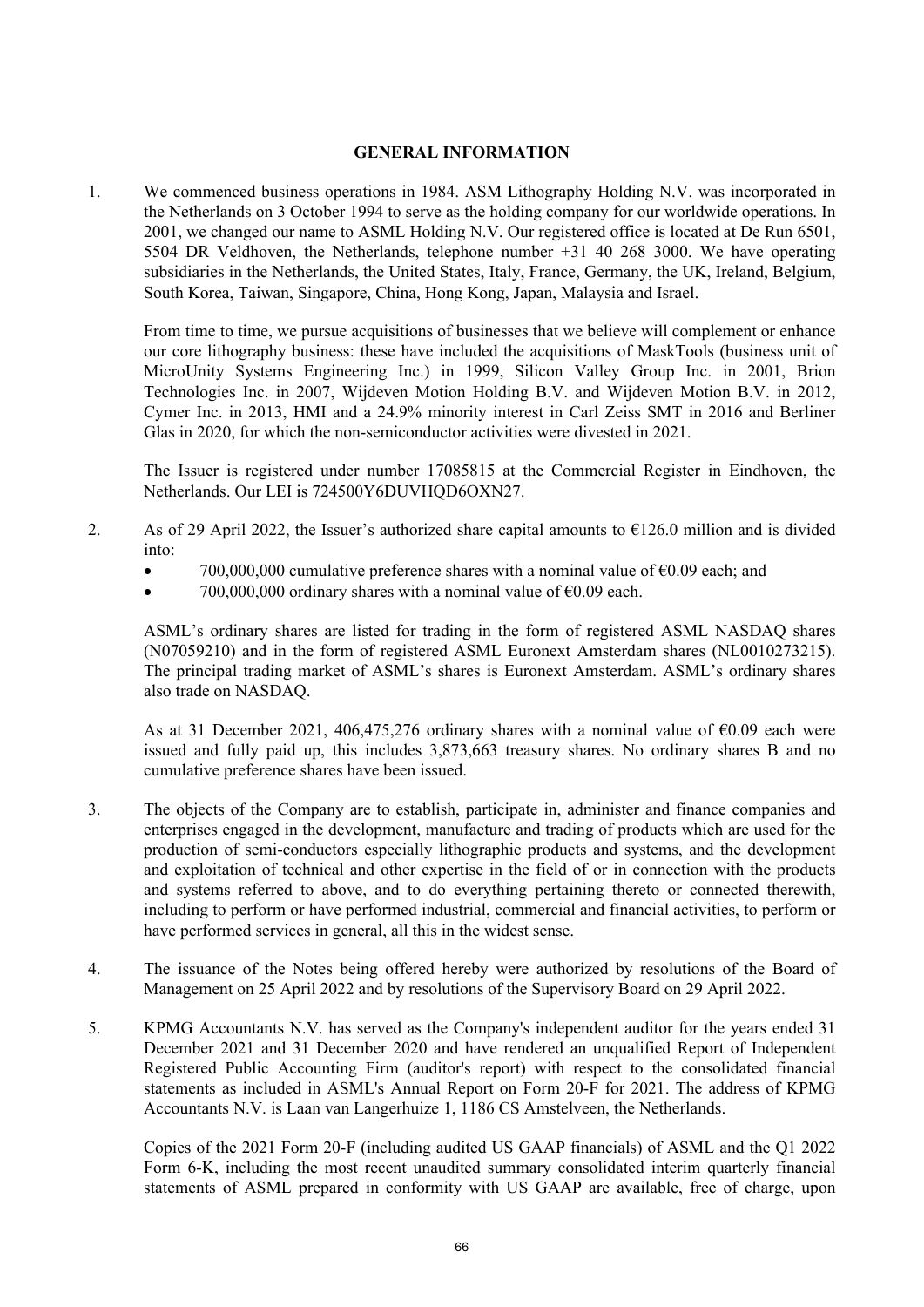## GENERAL INFORMATION

1. We commenced business operations in 1984. ASM Lithography Holding N.V. was incorporated in the Netherlands on 3 October 1994 to serve as the holding company for our worldwide operations. In 2001, we changed our name to ASML Holding N.V. Our registered office is located at De Run 6501, 5504 DR Veldhoven, the Netherlands, telephone number +31 40 268 3000. We have operating subsidiaries in the Netherlands, the United States, Italy, France, Germany, the UK, Ireland, Belgium, South Korea, Taiwan, Singapore, China, Hong Kong, Japan, Malaysia and Israel.

   From time to time, we pursue acquisitions of businesses that we believe will complement or enhance our core lithography business: these have included the acquisitions of MaskTools (business unit of MicroUnity Systems Engineering Inc.) in 1999, Silicon Valley Group Inc. in 2001, Brion Technologies Inc. in 2007, Wijdeven Motion Holding B.V. and Wijdeven Motion B.V. in 2012, Cymer Inc. in 2013, HMI and a 24.9% minority interest in Carl Zeiss SMT in 2016 and Berliner Glas in 2020, for which the non-semiconductor activities were divested in 2021.

   The Issuer is registered under number 17085815 at the Commercial Register in Eindhoven, the Netherlands. Our LEI is 724500Y6DUVHQD6OXN27.

2. As of 29 April 2022, the Issuer's authorized share capital amounts to €126.0 million and is divided into:
   - 700,000,000 cumulative preference shares with a nominal value of €0.09 each; and
   - 700,000,000 ordinary shares with a nominal value of €0.09 each.

   ASML's ordinary shares are listed for trading in the form of registered ASML NASDAQ shares (N07059210) and in the form of registered ASML Euronext Amsterdam shares (NL0010273215). The principal trading market of ASML's shares is Euronext Amsterdam. ASML's ordinary shares also trade on NASDAQ.

   As at 31 December 2021, 406,475,276 ordinary shares with a nominal value of €0.09 each were issued and fully paid up, this includes 3,873,663 treasury shares. No ordinary shares B and no cumulative preference shares have been issued.

3. The objects of the Company are to establish, participate in, administer and finance companies and enterprises engaged in the development, manufacture and trading of products which are used for the production of semi-conductors especially lithographic products and systems, and the development and exploitation of technical and other expertise in the field of or in connection with the products and systems referred to above, and to do everything pertaining thereto or connected therewith, including to perform or have performed industrial, commercial and financial activities, to perform or have performed services in general, all this in the widest sense.

4. The issuance of the Notes being offered hereby were authorized by resolutions of the Board of Management on 25 April 2022 and by resolutions of the Supervisory Board on 29 April 2022.

5. KPMG Accountants N.V. has served as the Company's independent auditor for the years ended 31 December 2021 and 31 December 2020 and have rendered an unqualified Report of Independent Registered Public Accounting Firm (auditor's report) with respect to the consolidated financial statements as included in ASML's Annual Report on Form 20-F for 2021. The address of KPMG Accountants N.V. is Laan van Langerhuize 1, 1186 CS Amstelveen, the Netherlands.

   Copies of the 2021 Form 20-F (including audited US GAAP financials) of ASML and the Q1 2022 Form 6-K, including the most recent unaudited summary consolidated interim quarterly financial statements of ASML prepared in conformity with US GAAP are available, free of charge, upon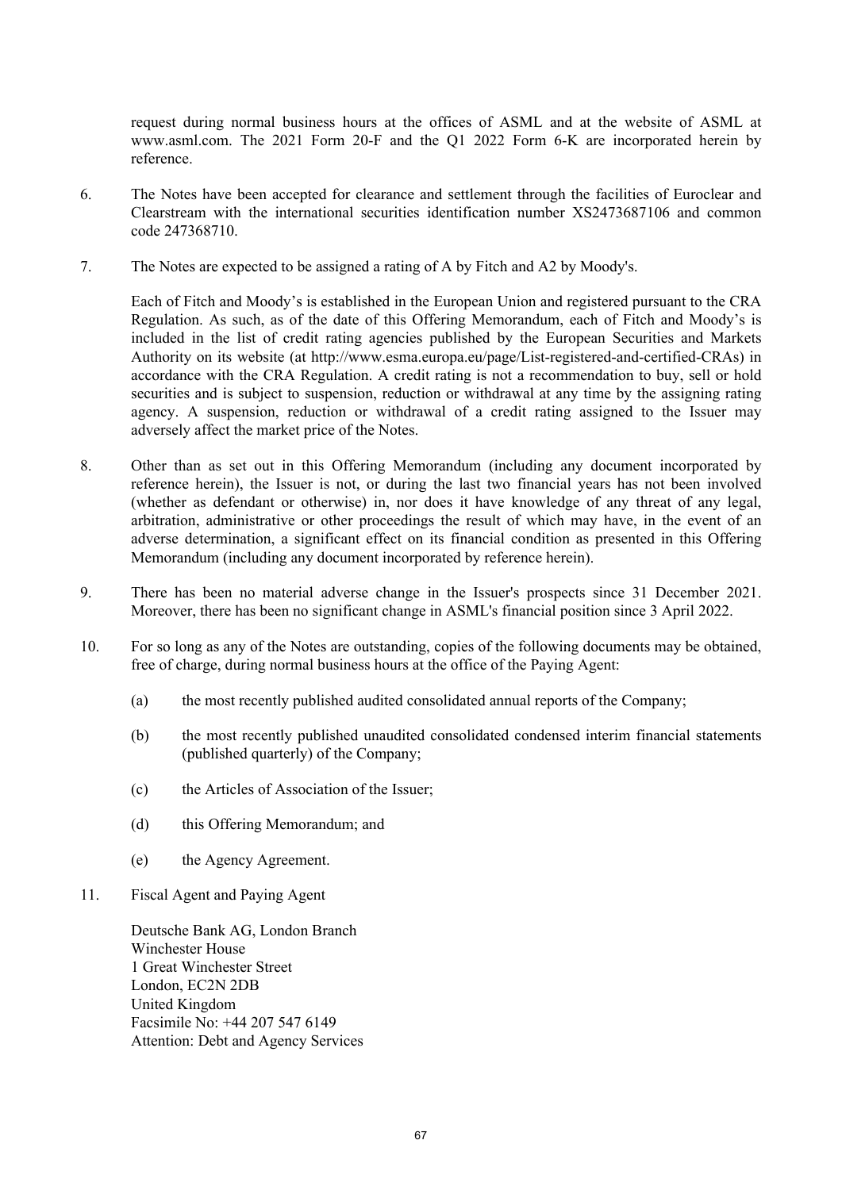request during normal business hours at the offices of ASML and at the website of ASML at www.asml.com. The 2021 Form 20-F and the Q1 2022 Form 6-K are incorporated herein by reference.

6. The Notes have been accepted for clearance and settlement through the facilities of Euroclear and Clearstream with the international securities identification number XS2473687106 and common code 247368710.

7. The Notes are expected to be assigned a rating of A by Fitch and A2 by Moody's.

   Each of Fitch and Moody's is established in the European Union and registered pursuant to the CRA Regulation. As such, as of the date of this Offering Memorandum, each of Fitch and Moody's is included in the list of credit rating agencies published by the European Securities and Markets Authority on its website (at http://www.esma.europa.eu/page/List-registered-and-certified-CRAs) in accordance with the CRA Regulation. A credit rating is not a recommendation to buy, sell or hold securities and is subject to suspension, reduction or withdrawal at any time by the assigning rating agency. A suspension, reduction or withdrawal of a credit rating assigned to the Issuer may adversely affect the market price of the Notes.

8. Other than as set out in this Offering Memorandum (including any document incorporated by reference herein), the Issuer is not, or during the last two financial years has not been involved (whether as defendant or otherwise) in, nor does it have knowledge of any threat of any legal, arbitration, administrative or other proceedings the result of which may have, in the event of an adverse determination, a significant effect on its financial condition as presented in this Offering Memorandum (including any document incorporated by reference herein).

9. There has been no material adverse change in the Issuer's prospects since 31 December 2021. Moreover, there has been no significant change in ASML's financial position since 3 April 2022.

10. For so long as any of the Notes are outstanding, copies of the following documents may be obtained, free of charge, during normal business hours at the office of the Paying Agent:

    (a) the most recently published audited consolidated annual reports of the Company;

    (b) the most recently published unaudited consolidated condensed interim financial statements (published quarterly) of the Company;

    (c) the Articles of Association of the Issuer;

    (d) this Offering Memorandum; and

    (e) the Agency Agreement.

11. Fiscal Agent and Paying Agent

    Deutsche Bank AG, London Branch
    Winchester House
    1 Great Winchester Street
    London, EC2N 2DB
    United Kingdom
    Facsimile No: +44 207 547 6149
    Attention: Debt and Agency Services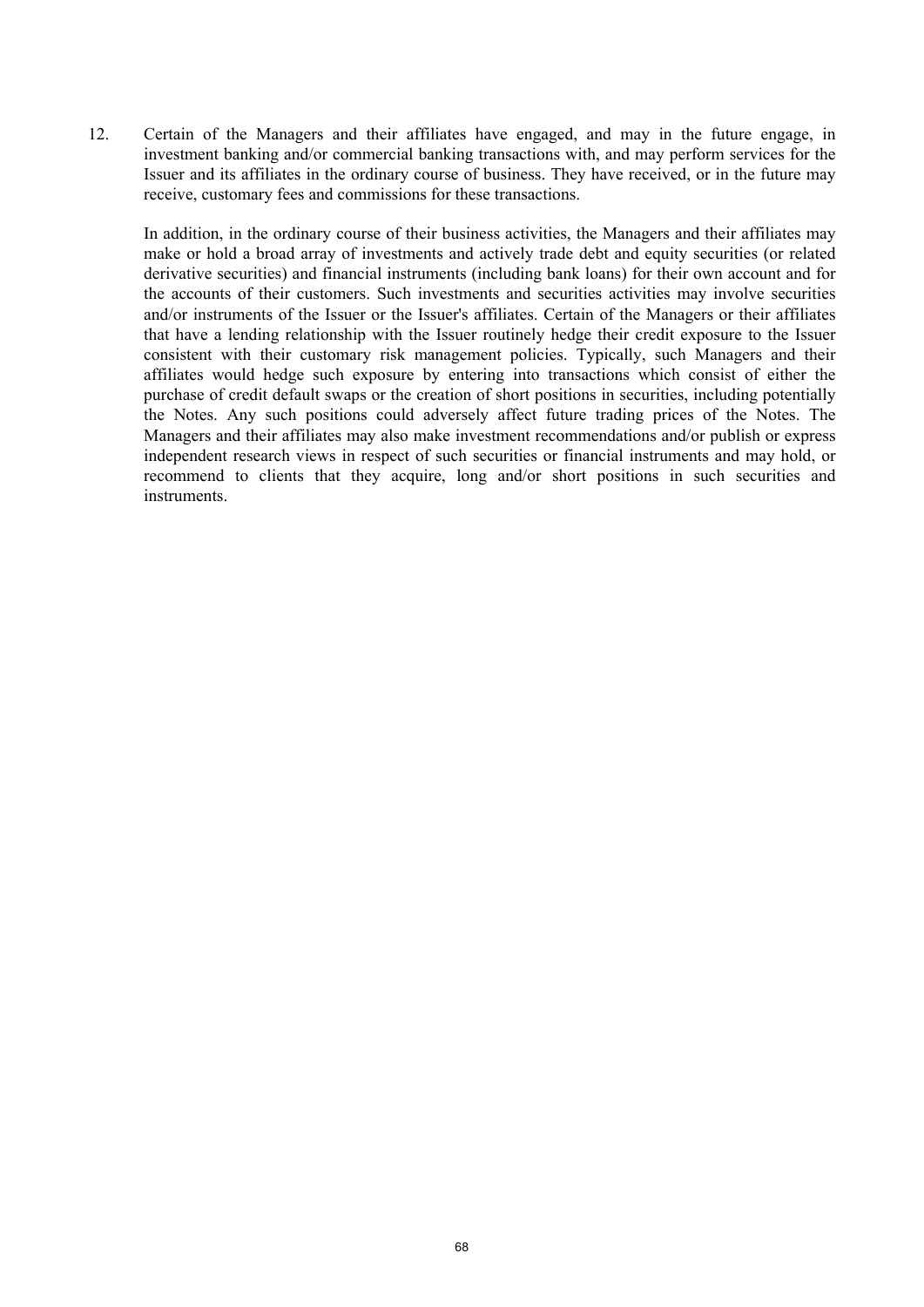12. Certain of the Managers and their affiliates have engaged, and may in the future engage, in investment banking and/or commercial banking transactions with, and may perform services for the Issuer and its affiliates in the ordinary course of business. They have received, or in the future may receive, customary fees and commissions for these transactions.

    In addition, in the ordinary course of their business activities, the Managers and their affiliates may make or hold a broad array of investments and actively trade debt and equity securities (or related derivative securities) and financial instruments (including bank loans) for their own account and for the accounts of their customers. Such investments and securities activities may involve securities and/or instruments of the Issuer or the Issuer's affiliates. Certain of the Managers or their affiliates that have a lending relationship with the Issuer routinely hedge their credit exposure to the Issuer consistent with their customary risk management policies. Typically, such Managers and their affiliates would hedge such exposure by entering into transactions which consist of either the purchase of credit default swaps or the creation of short positions in securities, including potentially the Notes. Any such positions could adversely affect future trading prices of the Notes. The Managers and their affiliates may also make investment recommendations and/or publish or express independent research views in respect of such securities or financial instruments and may hold, or recommend to clients that they acquire, long and/or short positions in such securities and instruments.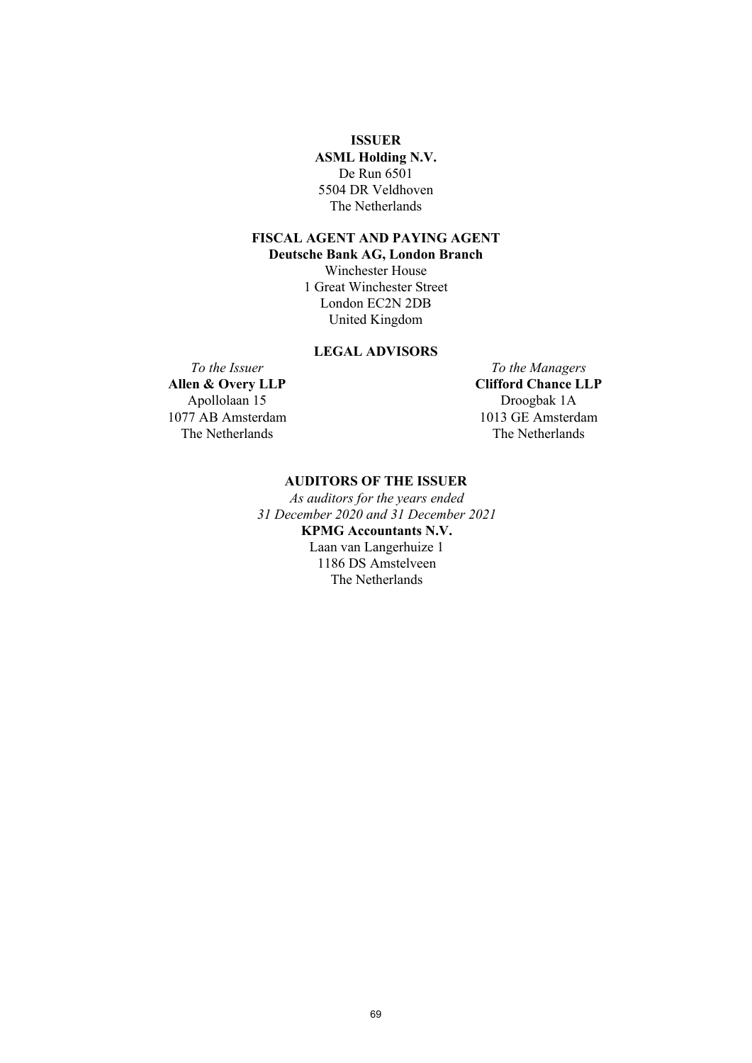**ISSUER**

**ASML Holding N.V.**
De Run 6501
5504 DR Veldhoven
The Netherlands

**FISCAL AGENT AND PAYING AGENT**

**Deutsche Bank AG, London Branch**
Winchester House
1 Great Winchester Street
London EC2N 2DB
United Kingdom

**LEGAL ADVISORS**

*To the Issuer*
**Allen & Overy LLP**
Apollolaan 15
1077 AB Amsterdam
The Netherlands

*To the Managers*
**Clifford Chance LLP**
Droogbak 1A
1013 GE Amsterdam
The Netherlands

**AUDITORS OF THE ISSUER**

*As auditors for the years ended 31 December 2020 and 31 December 2021*
**KPMG Accountants N.V.**
Laan van Langerhuize 1
1186 DS Amstelveen
The Netherlands